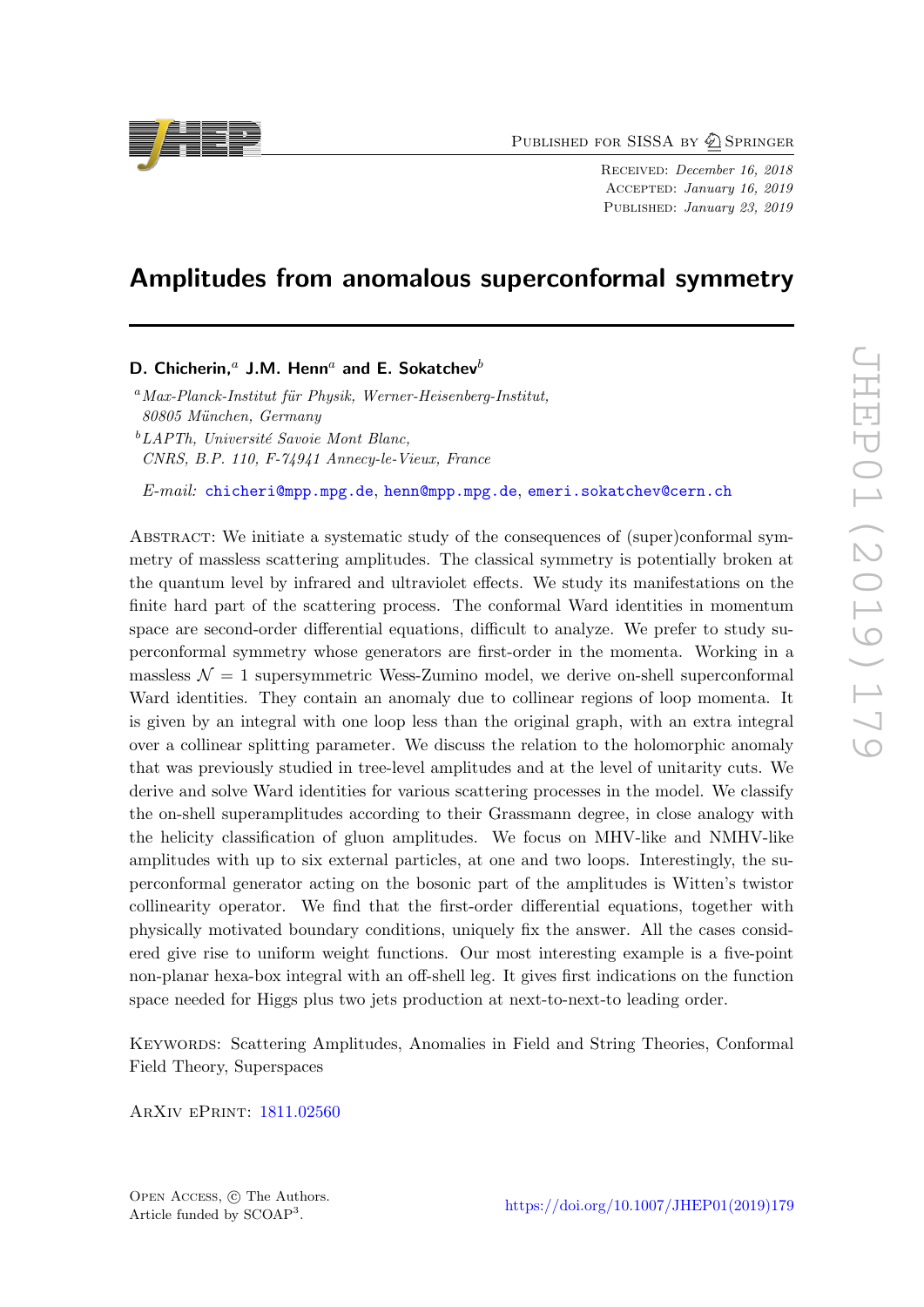Published for SISSA by Springer

Received: *December 16, 2018*
Accepted: *January 16, 2019*
Published: *January 23, 2019*

# Amplitudes from anomalous superconformal symmetry

**D. Chicherin,[a] J.M. Henn[a] and E. Sokatchev[b]**

[a] *Max-Planck-Institut für Physik, Werner-Heisenberg-Institut, 80805 München, Germany*

[b] *LAPTh, Université Savoie Mont Blanc, CNRS, B.P. 110, F-74941 Annecy-le-Vieux, France*

*E-mail:* chicheri@mpp.mpg.de, henn@mpp.mpg.de, emeri.sokatchev@cern.ch

Abstract: We initiate a systematic study of the consequences of (super)conformal symmetry of massless scattering amplitudes. The classical symmetry is potentially broken at the quantum level by infrared and ultraviolet effects. We study its manifestations on the finite hard part of the scattering process. The conformal Ward identities in momentum space are second-order differential equations, difficult to analyze. We prefer to study superconformal symmetry whose generators are first-order in the momenta. Working in a massless $\mathcal{N} = 1$ supersymmetric Wess-Zumino model, we derive on-shell superconformal Ward identities. They contain an anomaly due to collinear regions of loop momenta. It is given by an integral with one loop less than the original graph, with an extra integral over a collinear splitting parameter. We discuss the relation to the holomorphic anomaly that was previously studied in tree-level amplitudes and at the level of unitarity cuts. We derive and solve Ward identities for various scattering processes in the model. We classify the on-shell superamplitudes according to their Grassmann degree, in close analogy with the helicity classification of gluon amplitudes. We focus on MHV-like and NMHV-like amplitudes with up to six external particles, at one and two loops. Interestingly, the superconformal generator acting on the bosonic part of the amplitudes is Witten's twistor collinearity operator. We find that the first-order differential equations, together with physically motivated boundary conditions, uniquely fix the answer. All the cases considered give rise to uniform weight functions. Our most interesting example is a five-point non-planar hexa-box integral with an off-shell leg. It gives first indications on the function space needed for Higgs plus two jets production at next-to-next-to leading order.

Keywords: Scattering Amplitudes, Anomalies in Field and String Theories, Conformal Field Theory, Superspaces

ArXiv ePrint: 1811.02560

Open Access, © The Authors.
Article funded by SCOAP[3].

https://doi.org/10.1007/JHEP01(2019)179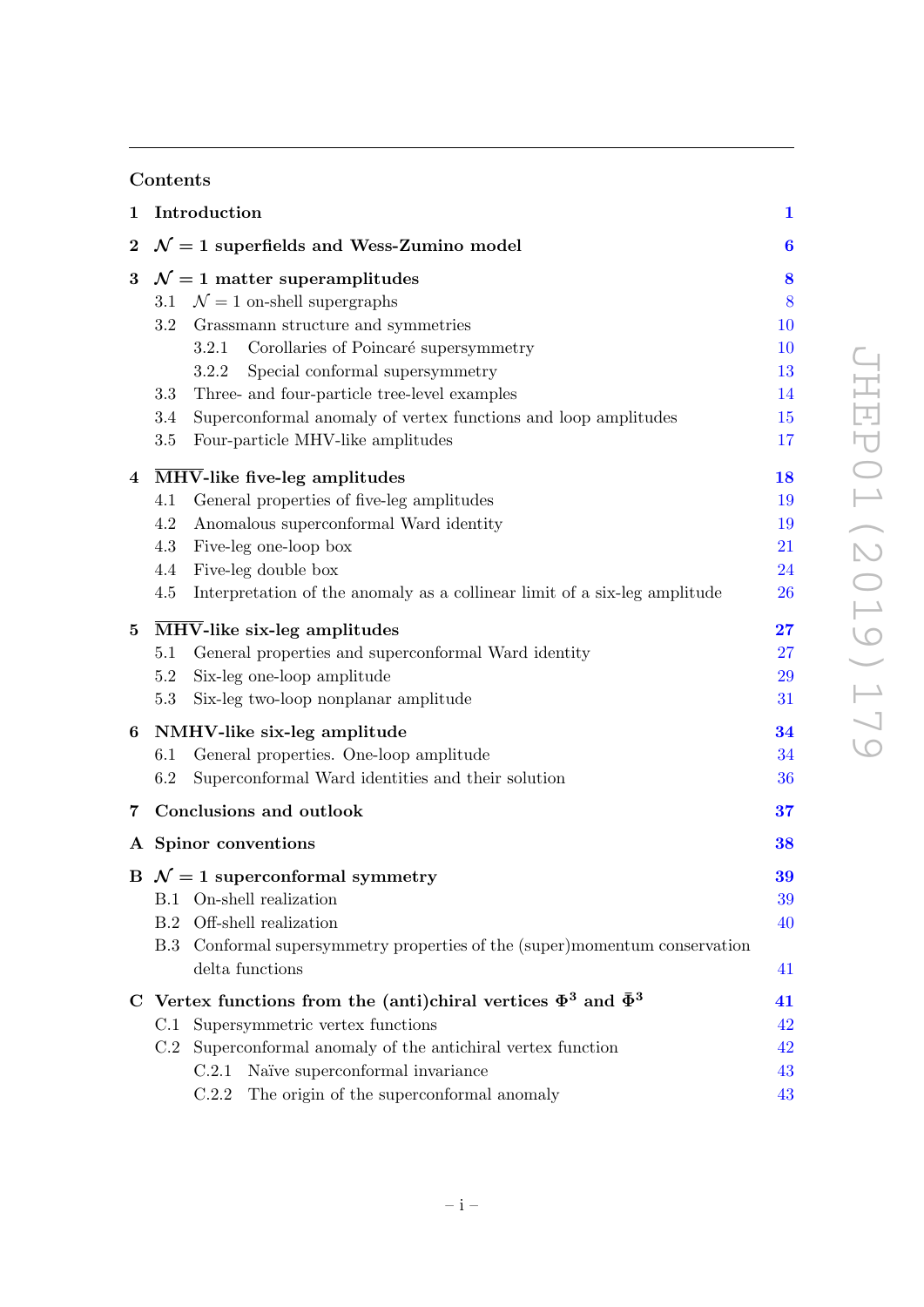## Contents

**1 Introduction** 1

**2 $\mathcal{N}=1$ superfields and Wess-Zumino model** 6

**3 $\mathcal{N}=1$ matter superamplitudes** 8

- 3.1 $\mathcal{N}=1$ on-shell supergraphs 8
- 3.2 Grassmann structure and symmetries 10
  - 3.2.1 Corollaries of Poincaré supersymmetry 10
  - 3.2.2 Special conformal supersymmetry 13
- 3.3 Three- and four-particle tree-level examples 14
- 3.4 Superconformal anomaly of vertex functions and loop amplitudes 15
- 3.5 Four-particle MHV-like amplitudes 17

**4 $\overline{\text{MHV}}$-like five-leg amplitudes** 18

- 4.1 General properties of five-leg amplitudes 19
- 4.2 Anomalous superconformal Ward identity 19
- 4.3 Five-leg one-loop box 21
- 4.4 Five-leg double box 24
- 4.5 Interpretation of the anomaly as a collinear limit of a six-leg amplitude 26

**5 $\overline{\text{MHV}}$-like six-leg amplitudes** 27

- 5.1 General properties and superconformal Ward identity 27
- 5.2 Six-leg one-loop amplitude 29
- 5.3 Six-leg two-loop nonplanar amplitude 31

**6 NMHV-like six-leg amplitude** 34

- 6.1 General properties. One-loop amplitude 34
- 6.2 Superconformal Ward identities and their solution 36

**7 Conclusions and outlook** 37

**A Spinor conventions** 38

**B $\mathcal{N}=1$ superconformal symmetry** 39

- B.1 On-shell realization 39
- B.2 Off-shell realization 40
- B.3 Conformal supersymmetry properties of the (super)momentum conservation delta functions 41

**C Vertex functions from the (anti)chiral vertices $\Phi^3$ and $\bar{\Phi}^3$** 41

- C.1 Supersymmetric vertex functions 42
- C.2 Superconformal anomaly of the antichiral vertex function 42
  - C.2.1 Naïve superconformal invariance 43
  - C.2.2 The origin of the superconformal anomaly 43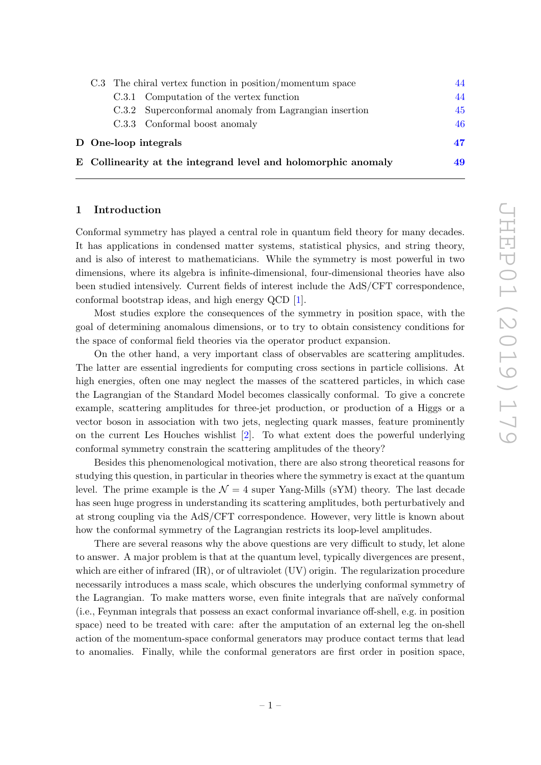C.3 The chiral vertex function in position/momentum space 44

C.3.1 Computation of the vertex function 44

C.3.2 Superconformal anomaly from Lagrangian insertion 45

C.3.3 Conformal boost anomaly 46

**D One-loop integrals 47**

**E Collinearity at the integrand level and holomorphic anomaly 49**

## 1 Introduction

Conformal symmetry has played a central role in quantum field theory for many decades. It has applications in condensed matter systems, statistical physics, and string theory, and is also of interest to mathematicians. While the symmetry is most powerful in two dimensions, where its algebra is infinite-dimensional, four-dimensional theories have also been studied intensively. Current fields of interest include the AdS/CFT correspondence, conformal bootstrap ideas, and high energy QCD [1].

Most studies explore the consequences of the symmetry in position space, with the goal of determining anomalous dimensions, or to try to obtain consistency conditions for the space of conformal field theories via the operator product expansion.

On the other hand, a very important class of observables are scattering amplitudes. The latter are essential ingredients for computing cross sections in particle collisions. At high energies, often one may neglect the masses of the scattered particles, in which case the Lagrangian of the Standard Model becomes classically conformal. To give a concrete example, scattering amplitudes for three-jet production, or production of a Higgs or a vector boson in association with two jets, neglecting quark masses, feature prominently on the current Les Houches wishlist [2]. To what extent does the powerful underlying conformal symmetry constrain the scattering amplitudes of the theory?

Besides this phenomenological motivation, there are also strong theoretical reasons for studying this question, in particular in theories where the symmetry is exact at the quantum level. The prime example is the $\mathcal{N} = 4$ super Yang-Mills (sYM) theory. The last decade has seen huge progress in understanding its scattering amplitudes, both perturbatively and at strong coupling via the AdS/CFT correspondence. However, very little is known about how the conformal symmetry of the Lagrangian restricts its loop-level amplitudes.

There are several reasons why the above questions are very difficult to study, let alone to answer. A major problem is that at the quantum level, typically divergences are present, which are either of infrared (IR), or of ultraviolet (UV) origin. The regularization procedure necessarily introduces a mass scale, which obscures the underlying conformal symmetry of the Lagrangian. To make matters worse, even finite integrals that are naïvely conformal (i.e., Feynman integrals that possess an exact conformal invariance off-shell, e.g. in position space) need to be treated with care: after the amputation of an external leg the on-shell action of the momentum-space conformal generators may produce contact terms that lead to anomalies. Finally, while the conformal generators are first order in position space,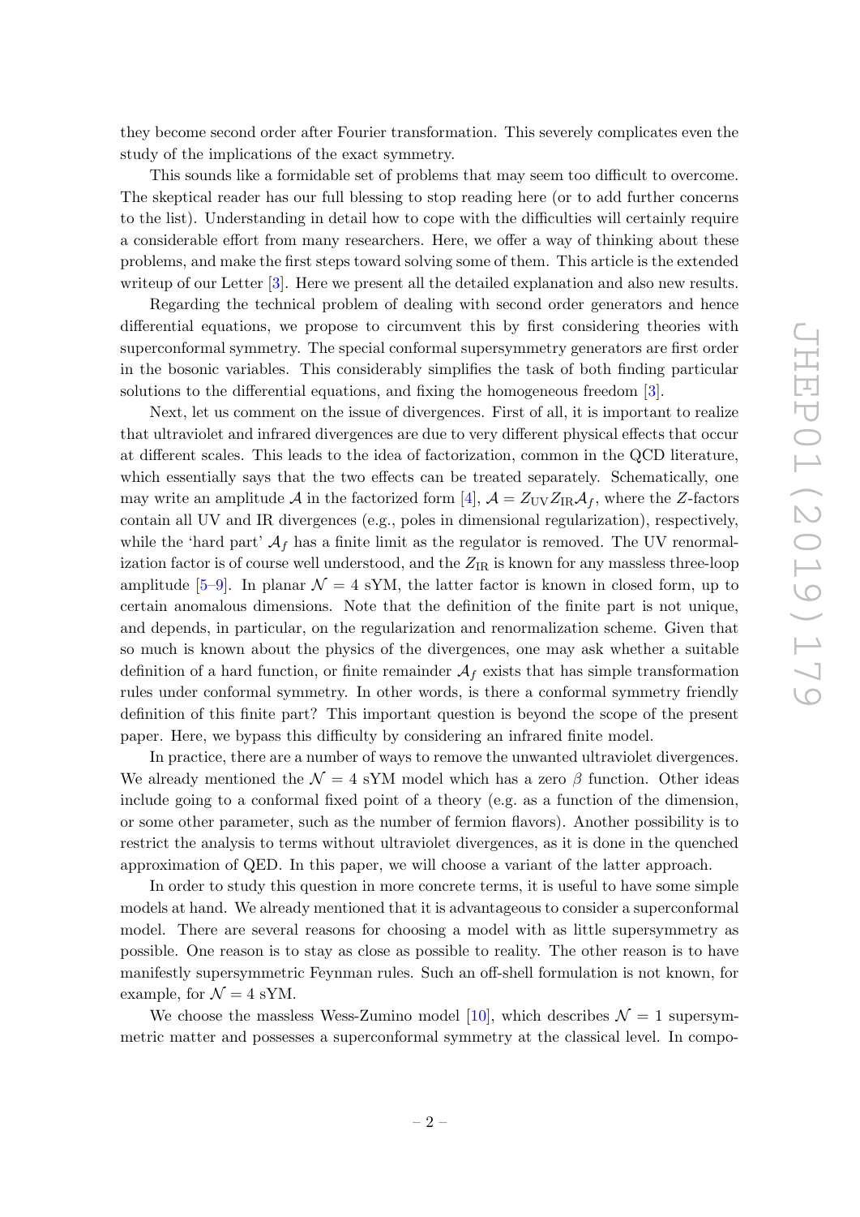they become second order after Fourier transformation. This severely complicates even the study of the implications of the exact symmetry.

This sounds like a formidable set of problems that may seem too difficult to overcome. The skeptical reader has our full blessing to stop reading here (or to add further concerns to the list). Understanding in detail how to cope with the difficulties will certainly require a considerable effort from many researchers. Here, we offer a way of thinking about these problems, and make the first steps toward solving some of them. This article is the extended writeup of our Letter [3]. Here we present all the detailed explanation and also new results.

Regarding the technical problem of dealing with second order generators and hence differential equations, we propose to circumvent this by first considering theories with superconformal symmetry. The special conformal supersymmetry generators are first order in the bosonic variables. This considerably simplifies the task of both finding particular solutions to the differential equations, and fixing the homogeneous freedom [3].

Next, let us comment on the issue of divergences. First of all, it is important to realize that ultraviolet and infrared divergences are due to very different physical effects that occur at different scales. This leads to the idea of factorization, common in the QCD literature, which essentially says that the two effects can be treated separately. Schematically, one may write an amplitude $\mathcal{A}$ in the factorized form [4], $\mathcal{A} = Z_{\rm UV} Z_{\rm IR} \mathcal{A}_f$, where the $Z$-factors contain all UV and IR divergences (e.g., poles in dimensional regularization), respectively, while the 'hard part' $\mathcal{A}_f$ has a finite limit as the regulator is removed. The UV renormalization factor is of course well understood, and the $Z_{\rm IR}$ is known for any massless three-loop amplitude [5–9]. In planar $\mathcal{N} = 4$ sYM, the latter factor is known in closed form, up to certain anomalous dimensions. Note that the definition of the finite part is not unique, and depends, in particular, on the regularization and renormalization scheme. Given that so much is known about the physics of the divergences, one may ask whether a suitable definition of a hard function, or finite remainder $\mathcal{A}_f$ exists that has simple transformation rules under conformal symmetry. In other words, is there a conformal symmetry friendly definition of this finite part? This important question is beyond the scope of the present paper. Here, we bypass this difficulty by considering an infrared finite model.

In practice, there are a number of ways to remove the unwanted ultraviolet divergences. We already mentioned the $\mathcal{N} = 4$ sYM model which has a zero $\beta$ function. Other ideas include going to a conformal fixed point of a theory (e.g. as a function of the dimension, or some other parameter, such as the number of fermion flavors). Another possibility is to restrict the analysis to terms without ultraviolet divergences, as it is done in the quenched approximation of QED. In this paper, we will choose a variant of the latter approach.

In order to study this question in more concrete terms, it is useful to have some simple models at hand. We already mentioned that it is advantageous to consider a superconformal model. There are several reasons for choosing a model with as little supersymmetry as possible. One reason is to stay as close as possible to reality. The other reason is to have manifestly supersymmetric Feynman rules. Such an off-shell formulation is not known, for example, for $\mathcal{N} = 4$ sYM.

We choose the massless Wess-Zumino model [10], which describes $\mathcal{N} = 1$ supersymmetric matter and possesses a superconformal symmetry at the classical level. In compo-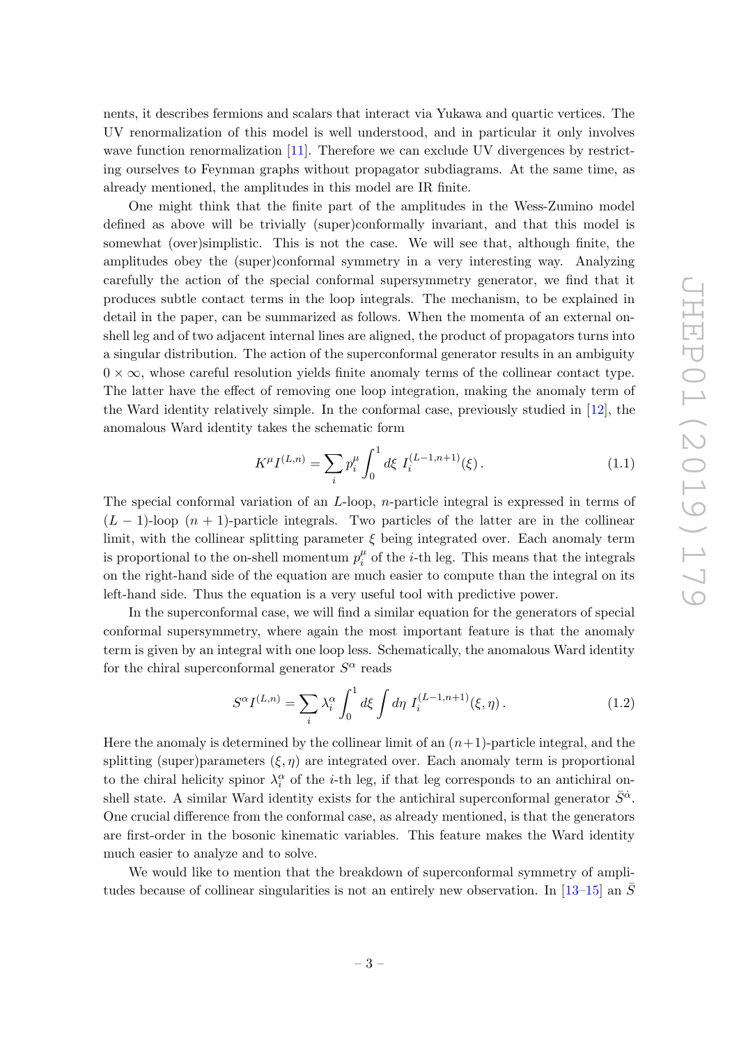nents, it describes fermions and scalars that interact via Yukawa and quartic vertices. The UV renormalization of this model is well understood, and in particular it only involves wave function renormalization [11]. Therefore we can exclude UV divergences by restricting ourselves to Feynman graphs without propagator subdiagrams. At the same time, as already mentioned, the amplitudes in this model are IR finite.

One might think that the finite part of the amplitudes in the Wess-Zumino model defined as above will be trivially (super)conformally invariant, and that this model is somewhat (over)simplistic. This is not the case. We will see that, although finite, the amplitudes obey the (super)conformal symmetry in a very interesting way. Analyzing carefully the action of the special conformal supersymmetry generator, we find that it produces subtle contact terms in the loop integrals. The mechanism, to be explained in detail in the paper, can be summarized as follows. When the momenta of an external on-shell leg and of two adjacent internal lines are aligned, the product of propagators turns into a singular distribution. The action of the superconformal generator results in an ambiguity $0 \times \infty$, whose careful resolution yields finite anomaly terms of the collinear contact type. The latter have the effect of removing one loop integration, making the anomaly term of the Ward identity relatively simple. In the conformal case, previously studied in [12], the anomalous Ward identity takes the schematic form

$$K^\mu I^{(L,n)} = \sum_i p_i^\mu \int_0^1 d\xi \; I_i^{(L-1,n+1)}(\xi)\,. \tag{1.1}$$

The special conformal variation of an $L$-loop, $n$-particle integral is expressed in terms of $(L-1)$-loop $(n+1)$-particle integrals. Two particles of the latter are in the collinear limit, with the collinear splitting parameter $\xi$ being integrated over. Each anomaly term is proportional to the on-shell momentum $p_i^\mu$ of the $i$-th leg. This means that the integrals on the right-hand side of the equation are much easier to compute than the integral on its left-hand side. Thus the equation is a very useful tool with predictive power.

In the superconformal case, we will find a similar equation for the generators of special conformal supersymmetry, where again the most important feature is that the anomaly term is given by an integral with one loop less. Schematically, the anomalous Ward identity for the chiral superconformal generator $S^\alpha$ reads

$$S^\alpha I^{(L,n)} = \sum_i \lambda_i^\alpha \int_0^1 d\xi \int d\eta \; I_i^{(L-1,n+1)}(\xi,\eta)\,. \tag{1.2}$$

Here the anomaly is determined by the collinear limit of an $(n+1)$-particle integral, and the splitting (super)parameters $(\xi, \eta)$ are integrated over. Each anomaly term is proportional to the chiral helicity spinor $\lambda_i^\alpha$ of the $i$-th leg, if that leg corresponds to an antichiral on-shell state. A similar Ward identity exists for the antichiral superconformal generator $\bar{S}^{\dot\alpha}$. One crucial difference from the conformal case, as already mentioned, is that the generators are first-order in the bosonic kinematic variables. This feature makes the Ward identity much easier to analyze and to solve.

We would like to mention that the breakdown of superconformal symmetry of amplitudes because of collinear singularities is not an entirely new observation. In [13–15] an $\bar{S}$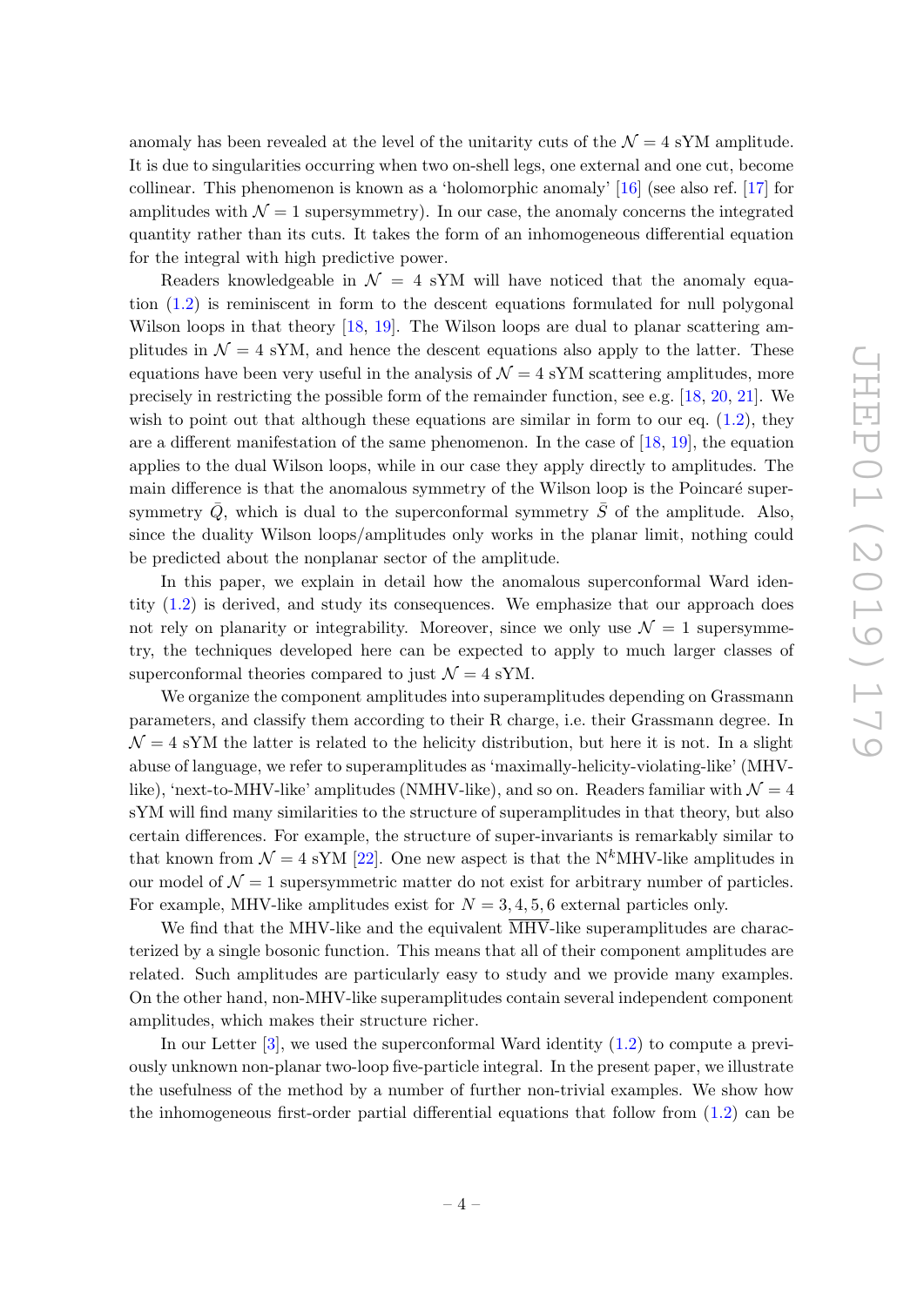anomaly has been revealed at the level of the unitarity cuts of the $\mathcal{N}=4$ sYM amplitude. It is due to singularities occurring when two on-shell legs, one external and one cut, become collinear. This phenomenon is known as a 'holomorphic anomaly' [16] (see also ref. [17] for amplitudes with $\mathcal{N}=1$ supersymmetry). In our case, the anomaly concerns the integrated quantity rather than its cuts. It takes the form of an inhomogeneous differential equation for the integral with high predictive power.

Readers knowledgeable in $\mathcal{N}=4$ sYM will have noticed that the anomaly equation (1.2) is reminiscent in form to the descent equations formulated for null polygonal Wilson loops in that theory [18, 19]. The Wilson loops are dual to planar scattering amplitudes in $\mathcal{N}=4$ sYM, and hence the descent equations also apply to the latter. These equations have been very useful in the analysis of $\mathcal{N}=4$ sYM scattering amplitudes, more precisely in restricting the possible form of the remainder function, see e.g. [18, 20, 21]. We wish to point out that although these equations are similar in form to our eq. (1.2), they are a different manifestation of the same phenomenon. In the case of [18, 19], the equation applies to the dual Wilson loops, while in our case they apply directly to amplitudes. The main difference is that the anomalous symmetry of the Wilson loop is the Poincaré supersymmetry $\bar{Q}$, which is dual to the superconformal symmetry $\bar{S}$ of the amplitude. Also, since the duality Wilson loops/amplitudes only works in the planar limit, nothing could be predicted about the nonplanar sector of the amplitude.

In this paper, we explain in detail how the anomalous superconformal Ward identity (1.2) is derived, and study its consequences. We emphasize that our approach does not rely on planarity or integrability. Moreover, since we only use $\mathcal{N}=1$ supersymmetry, the techniques developed here can be expected to apply to much larger classes of superconformal theories compared to just $\mathcal{N}=4$ sYM.

We organize the component amplitudes into superamplitudes depending on Grassmann parameters, and classify them according to their R charge, i.e. their Grassmann degree. In $\mathcal{N}=4$ sYM the latter is related to the helicity distribution, but here it is not. In a slight abuse of language, we refer to superamplitudes as 'maximally-helicity-violating-like' (MHV-like), 'next-to-MHV-like' amplitudes (NMHV-like), and so on. Readers familiar with $\mathcal{N}=4$ sYM will find many similarities to the structure of superamplitudes in that theory, but also certain differences. For example, the structure of super-invariants is remarkably similar to that known from $\mathcal{N}=4$ sYM [22]. One new aspect is that the N$^k$MHV-like amplitudes in our model of $\mathcal{N}=1$ supersymmetric matter do not exist for arbitrary number of particles. For example, MHV-like amplitudes exist for $N=3,4,5,6$ external particles only.

We find that the MHV-like and the equivalent $\overline{\text{MHV}}$-like superamplitudes are characterized by a single bosonic function. This means that all of their component amplitudes are related. Such amplitudes are particularly easy to study and we provide many examples. On the other hand, non-MHV-like superamplitudes contain several independent component amplitudes, which makes their structure richer.

In our Letter [3], we used the superconformal Ward identity (1.2) to compute a previously unknown non-planar two-loop five-particle integral. In the present paper, we illustrate the usefulness of the method by a number of further non-trivial examples. We show how the inhomogeneous first-order partial differential equations that follow from (1.2) can be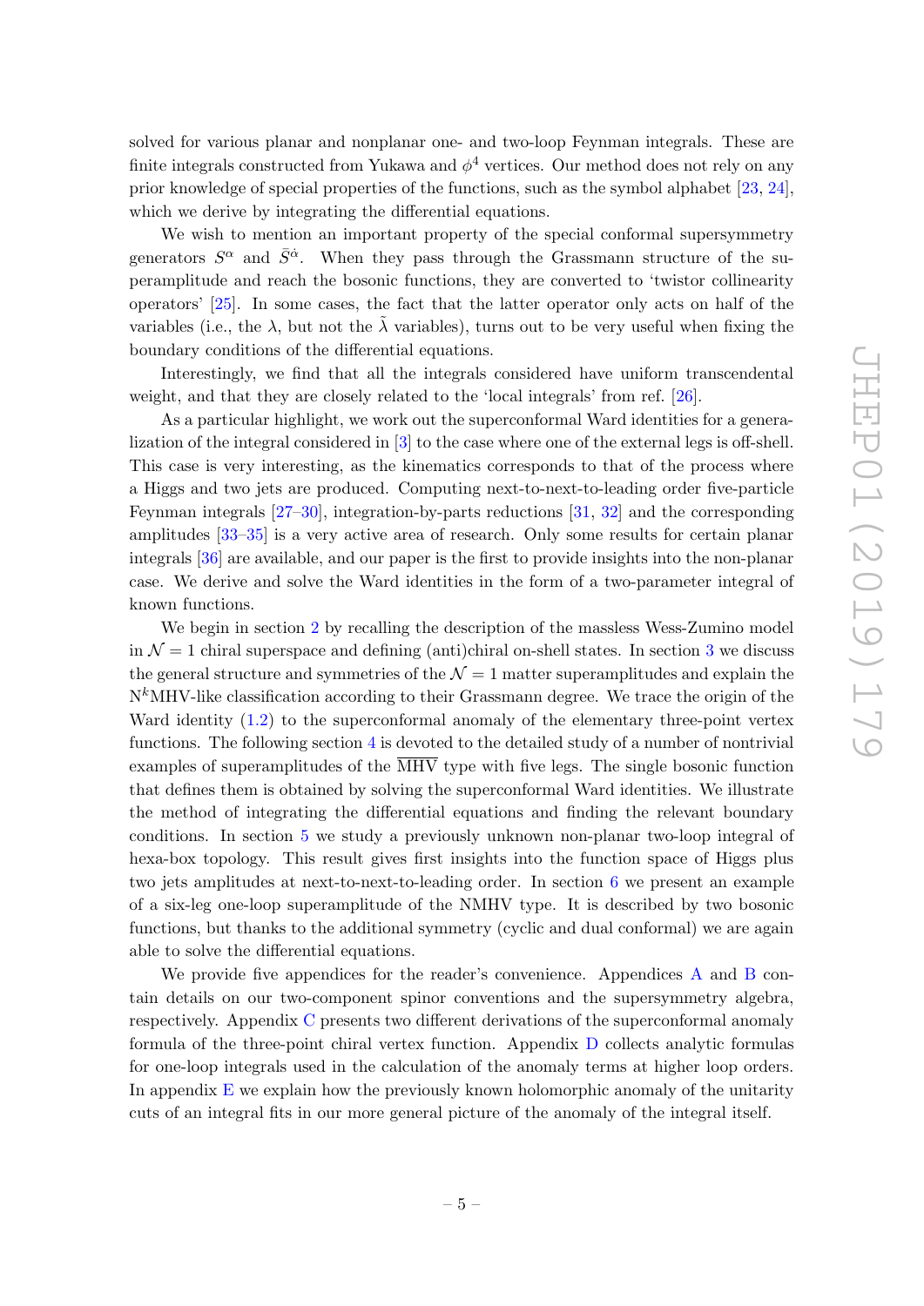solved for various planar and nonplanar one- and two-loop Feynman integrals. These are finite integrals constructed from Yukawa and $\phi^4$ vertices. Our method does not rely on any prior knowledge of special properties of the functions, such as the symbol alphabet [23, 24], which we derive by integrating the differential equations.

We wish to mention an important property of the special conformal supersymmetry generators $S^{\alpha}$ and $\bar{S}^{\dot{\alpha}}$. When they pass through the Grassmann structure of the superamplitude and reach the bosonic functions, they are converted to 'twistor collinearity operators' [25]. In some cases, the fact that the latter operator only acts on half of the variables (i.e., the $\lambda$, but not the $\tilde{\lambda}$ variables), turns out to be very useful when fixing the boundary conditions of the differential equations.

Interestingly, we find that all the integrals considered have uniform transcendental weight, and that they are closely related to the 'local integrals' from ref. [26].

As a particular highlight, we work out the superconformal Ward identities for a generalization of the integral considered in [3] to the case where one of the external legs is off-shell. This case is very interesting, as the kinematics corresponds to that of the process where a Higgs and two jets are produced. Computing next-to-next-to-leading order five-particle Feynman integrals [27–30], integration-by-parts reductions [31, 32] and the corresponding amplitudes [33–35] is a very active area of research. Only some results for certain planar integrals [36] are available, and our paper is the first to provide insights into the non-planar case. We derive and solve the Ward identities in the form of a two-parameter integral of known functions.

We begin in section 2 by recalling the description of the massless Wess-Zumino model in $\mathcal{N}=1$ chiral superspace and defining (anti)chiral on-shell states. In section 3 we discuss the general structure and symmetries of the $\mathcal{N}=1$ matter superamplitudes and explain the $\mathrm{N}^k$MHV-like classification according to their Grassmann degree. We trace the origin of the Ward identity (1.2) to the superconformal anomaly of the elementary three-point vertex functions. The following section 4 is devoted to the detailed study of a number of nontrivial examples of superamplitudes of the $\overline{\mathrm{MHV}}$ type with five legs. The single bosonic function that defines them is obtained by solving the superconformal Ward identities. We illustrate the method of integrating the differential equations and finding the relevant boundary conditions. In section 5 we study a previously unknown non-planar two-loop integral of hexa-box topology. This result gives first insights into the function space of Higgs plus two jets amplitudes at next-to-next-to-leading order. In section 6 we present an example of a six-leg one-loop superamplitude of the NMHV type. It is described by two bosonic functions, but thanks to the additional symmetry (cyclic and dual conformal) we are again able to solve the differential equations.

We provide five appendices for the reader's convenience. Appendices A and B contain details on our two-component spinor conventions and the supersymmetry algebra, respectively. Appendix C presents two different derivations of the superconformal anomaly formula of the three-point chiral vertex function. Appendix D collects analytic formulas for one-loop integrals used in the calculation of the anomaly terms at higher loop orders. In appendix E we explain how the previously known holomorphic anomaly of the unitarity cuts of an integral fits in our more general picture of the anomaly of the integral itself.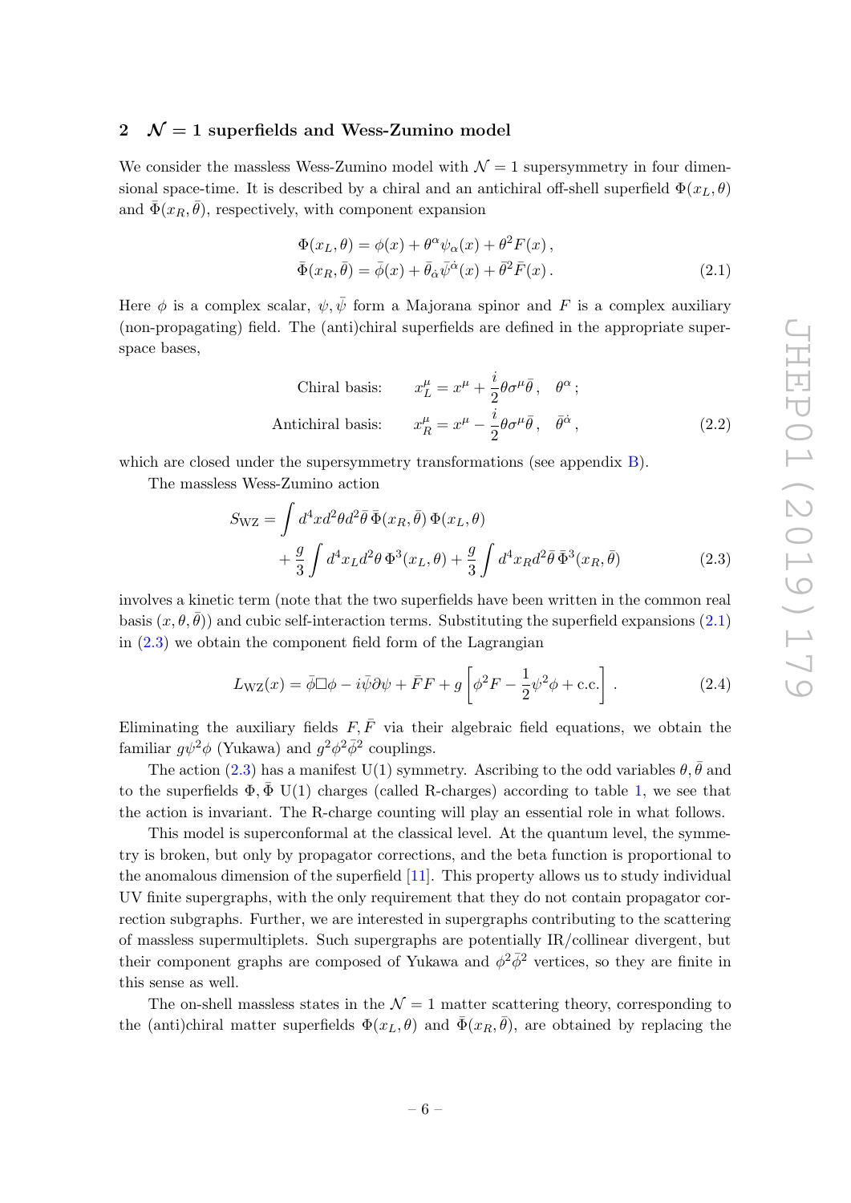## 2 $\mathcal{N}=1$ superfields and Wess-Zumino model

We consider the massless Wess-Zumino model with $\mathcal{N}=1$ supersymmetry in four dimensional space-time. It is described by a chiral and an antichiral off-shell superfield $\Phi(x_L,\theta)$ and $\bar\Phi(x_R,\bar\theta)$, respectively, with component expansion

$$
\begin{aligned}
\Phi(x_L,\theta) &= \phi(x) + \theta^\alpha \psi_\alpha(x) + \theta^2 F(x)\,,\\
\bar\Phi(x_R,\bar\theta) &= \bar\phi(x) + \bar\theta_{\dot\alpha}\bar\psi^{\dot\alpha}(x) + \bar\theta^2 \bar F(x)\,.
\end{aligned} \tag{2.1}
$$

Here $\phi$ is a complex scalar, $\psi, \bar\psi$ form a Majorana spinor and $F$ is a complex auxiliary (non-propagating) field. The (anti)chiral superfields are defined in the appropriate superspace bases,

$$
\begin{aligned}
&\text{Chiral basis:} \qquad x_L^\mu = x^\mu + \frac{i}{2}\theta\sigma^\mu\bar\theta\,, \quad \theta^\alpha\,;\\
&\text{Antichiral basis:} \qquad x_R^\mu = x^\mu - \frac{i}{2}\theta\sigma^\mu\bar\theta\,, \quad \bar\theta^{\dot\alpha}\,,
\end{aligned} \tag{2.2}
$$

which are closed under the supersymmetry transformations (see appendix B).

The massless Wess-Zumino action

$$
\begin{aligned}
S_{\rm WZ} = &\int d^4x d^2\theta d^2\bar\theta\, \bar\Phi(x_R,\bar\theta)\,\Phi(x_L,\theta)\\
&+\frac{g}{3}\int d^4x_L d^2\theta\, \Phi^3(x_L,\theta) + \frac{g}{3}\int d^4x_R d^2\bar\theta\, \bar\Phi^3(x_R,\bar\theta)
\end{aligned} \tag{2.3}
$$

involves a kinetic term (note that the two superfields have been written in the common real basis $(x,\theta,\bar\theta)$) and cubic self-interaction terms. Substituting the superfield expansions (2.1) in (2.3) we obtain the component field form of the Lagrangian

$$
L_{\rm WZ}(x) = \bar\phi\Box\phi - i\bar\psi\partial\psi + \bar F F + g\left[\phi^2 F - \frac{1}{2}\psi^2\phi + \text{c.c.}\right]\,. \tag{2.4}
$$

Eliminating the auxiliary fields $F, \bar F$ via their algebraic field equations, we obtain the familiar $g\psi^2\phi$ (Yukawa) and $g^2\phi^2\bar\phi^2$ couplings.

The action (2.3) has a manifest U(1) symmetry. Ascribing to the odd variables $\theta, \bar\theta$ and to the superfields $\Phi, \bar\Phi$ U(1) charges (called R-charges) according to table 1, we see that the action is invariant. The R-charge counting will play an essential role in what follows.

This model is superconformal at the classical level. At the quantum level, the symmetry is broken, but only by propagator corrections, and the beta function is proportional to the anomalous dimension of the superfield [11]. This property allows us to study individual UV finite supergraphs, with the only requirement that they do not contain propagator correction subgraphs. Further, we are interested in supergraphs contributing to the scattering of massless supermultiplets. Such supergraphs are potentially IR/collinear divergent, but their component graphs are composed of Yukawa and $\phi^2\bar\phi^2$ vertices, so they are finite in this sense as well.

The on-shell massless states in the $\mathcal{N}=1$ matter scattering theory, corresponding to the (anti)chiral matter superfields $\Phi(x_L,\theta)$ and $\bar\Phi(x_R,\bar\theta)$, are obtained by replacing the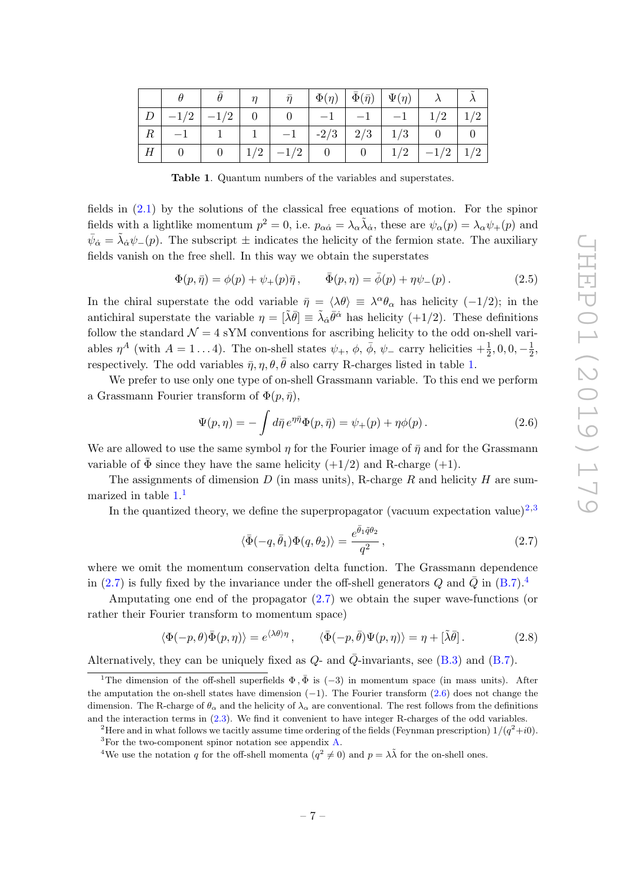|  | $\theta$ | $\bar\theta$ | $\eta$ | $\bar\eta$ | $\Phi(\eta)$ | $\bar\Phi(\bar\eta)$ | $\Psi(\eta)$ | $\lambda$ | $\tilde\lambda$ |
|---|---|---|---|---|---|---|---|---|---|
| $D$ | $-1/2$ | $-1/2$ | $0$ | $0$ | $-1$ | $-1$ | $-1$ | $1/2$ | $1/2$ |
| $R$ | $-1$ | $1$ | $1$ | $-1$ | -2/3 | 2/3 | 1/3 | $0$ | $0$ |
| $H$ | $0$ | $0$ | $1/2$ | $-1/2$ | $0$ | $0$ | $1/2$ | $-1/2$ | $1/2$ |

**Table 1**. Quantum numbers of the variables and superstates.

fields in (2.1) by the solutions of the classical free equations of motion. For the spinor fields with a lightlike momentum $p^2 = 0$, i.e. $p_{\alpha\dot\alpha} = \lambda_\alpha \tilde\lambda_{\dot\alpha}$, these are $\psi_\alpha(p) = \lambda_\alpha \psi_+(p)$ and $\bar\psi_{\dot\alpha} = \tilde\lambda_{\dot\alpha}\psi_-(p)$. The subscript $\pm$ indicates the helicity of the fermion state. The auxiliary fields vanish on the free shell. In this way we obtain the superstates

$$\Phi(p,\bar\eta) = \phi(p) + \psi_+(p)\bar\eta\,, \qquad \bar\Phi(p,\eta) = \bar\phi(p) + \eta\psi_-(p)\,. \tag{2.5}$$

In the chiral superstate the odd variable $\bar\eta = \langle\lambda\theta\rangle \equiv \lambda^\alpha\theta_\alpha$ has helicity $(-1/2)$; in the antichiral superstate the variable $\eta = [\tilde\lambda\bar\theta] \equiv \tilde\lambda_{\dot\alpha}\bar\theta^{\dot\alpha}$ has helicity $(+1/2)$. These definitions follow the standard $\mathcal{N}=4$ sYM conventions for ascribing helicity to the odd on-shell variables $\eta^A$ (with $A = 1\ldots 4$). The on-shell states $\psi_+$, $\phi$, $\bar\phi$, $\psi_-$ carry helicities $+\frac{1}{2}, 0, 0, -\frac{1}{2}$, respectively. The odd variables $\bar\eta, \eta, \theta, \bar\theta$ also carry R-charges listed in table 1.

We prefer to use only one type of on-shell Grassmann variable. To this end we perform a Grassmann Fourier transform of $\Phi(p,\bar\eta)$,

$$\Psi(p,\eta) = -\int d\bar\eta\, e^{\eta\bar\eta}\Phi(p,\bar\eta) = \psi_+(p) + \eta\phi(p)\,. \tag{2.6}$$

We are allowed to use the same symbol $\eta$ for the Fourier image of $\bar\eta$ and for the Grassmann variable of $\bar\Phi$ since they have the same helicity $(+1/2)$ and R-charge $(+1)$.

The assignments of dimension $D$ (in mass units), R-charge $R$ and helicity $H$ are summarized in table 1.[1]

In the quantized theory, we define the superpropagator (vacuum expectation value)[2,3]

$$\langle\bar\Phi(-q,\bar\theta_1)\Phi(q,\theta_2)\rangle = \frac{e^{\bar\theta_1\tilde q\theta_2}}{q^2}\,, \tag{2.7}$$

where we omit the momentum conservation delta function. The Grassmann dependence in (2.7) is fully fixed by the invariance under the off-shell generators $Q$ and $\bar Q$ in (B.7).[4]

Amputating one end of the propagator (2.7) we obtain the super wave-functions (or rather their Fourier transform to momentum space)

$$\langle\Phi(-p,\theta)\bar\Phi(p,\eta)\rangle = e^{\langle\lambda\theta\rangle\eta}\,, \qquad \langle\bar\Phi(-p,\bar\theta)\Psi(p,\eta)\rangle = \eta + [\tilde\lambda\bar\theta]\,. \tag{2.8}$$

Alternatively, they can be uniquely fixed as $Q$- and $\bar Q$-invariants, see (B.3) and (B.7).

---

[1] The dimension of the off-shell superfields $\Phi, \bar\Phi$ is $(-3)$ in momentum space (in mass units). After the amputation the on-shell states have dimension $(-1)$. The Fourier transform (2.6) does not change the dimension. The R-charge of $\theta_\alpha$ and the helicity of $\lambda_\alpha$ are conventional. The rest follows from the definitions and the interaction terms in (2.3). We find it convenient to have integer R-charges of the odd variables.

[2] Here and in what follows we tacitly assume time ordering of the fields (Feynman prescription) $1/(q^2+i0)$.

[3] For the two-component spinor notation see appendix A.

[4] We use the notation $q$ for the off-shell momenta ($q^2 \neq 0$) and $p = \lambda\tilde\lambda$ for the on-shell ones.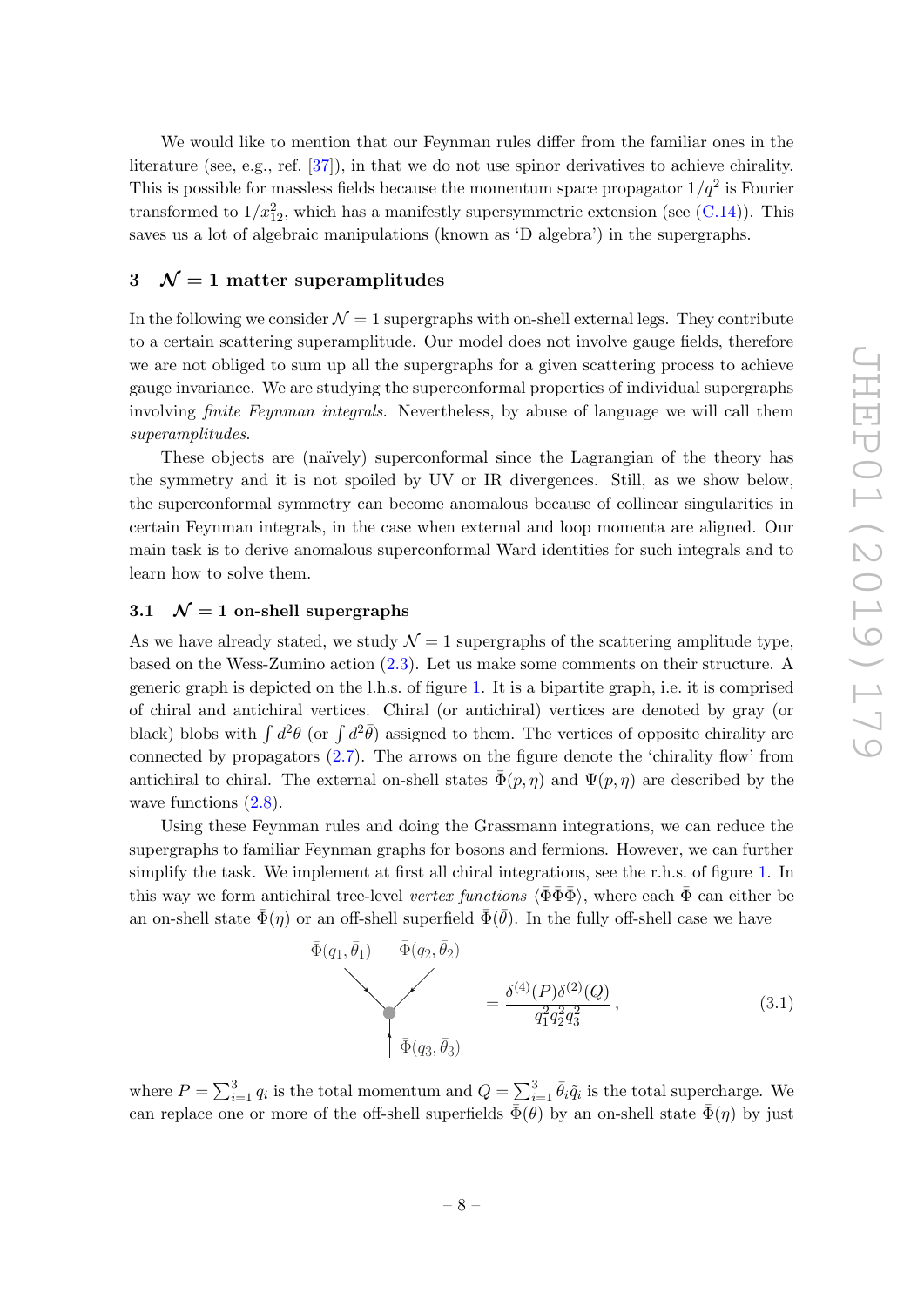We would like to mention that our Feynman rules differ from the familiar ones in the literature (see, e.g., ref. [37]), in that we do not use spinor derivatives to achieve chirality. This is possible for massless fields because the momentum space propagator $1/q^2$ is Fourier transformed to $1/x_{12}^2$, which has a manifestly supersymmetric extension (see (C.14)). This saves us a lot of algebraic manipulations (known as 'D algebra') in the supergraphs.

## 3 $\mathcal{N} = 1$ matter superamplitudes

In the following we consider $\mathcal{N} = 1$ supergraphs with on-shell external legs. They contribute to a certain scattering superamplitude. Our model does not involve gauge fields, therefore we are not obliged to sum up all the supergraphs for a given scattering process to achieve gauge invariance. We are studying the superconformal properties of individual supergraphs involving *finite Feynman integrals*. Nevertheless, by abuse of language we will call them *superamplitudes*.

These objects are (naïvely) superconformal since the Lagrangian of the theory has the symmetry and it is not spoiled by UV or IR divergences. Still, as we show below, the superconformal symmetry can become anomalous because of collinear singularities in certain Feynman integrals, in the case when external and loop momenta are aligned. Our main task is to derive anomalous superconformal Ward identities for such integrals and to learn how to solve them.

### 3.1 $\mathcal{N} = 1$ on-shell supergraphs

As we have already stated, we study $\mathcal{N} = 1$ supergraphs of the scattering amplitude type, based on the Wess-Zumino action (2.3). Let us make some comments on their structure. A generic graph is depicted on the l.h.s. of figure 1. It is a bipartite graph, i.e. it is comprised of chiral and antichiral vertices. Chiral (or antichiral) vertices are denoted by gray (or black) blobs with $\int d^2\theta$ (or $\int d^2\bar\theta$) assigned to them. The vertices of opposite chirality are connected by propagators (2.7). The arrows on the figure denote the 'chirality flow' from antichiral to chiral. The external on-shell states $\bar\Phi(p,\eta)$ and $\Psi(p,\eta)$ are described by the wave functions (2.8).

Using these Feynman rules and doing the Grassmann integrations, we can reduce the supergraphs to familiar Feynman graphs for bosons and fermions. However, we can further simplify the task. We implement at first all chiral integrations, see the r.h.s. of figure 1. In this way we form antichiral tree-level *vertex functions* $\langle\bar\Phi\bar\Phi\bar\Phi\rangle$, where each $\bar\Phi$ can either be an on-shell state $\bar\Phi(\eta)$ or an off-shell superfield $\bar\Phi(\bar\theta)$. In the fully off-shell case we have

$$\langle \bar\Phi(q_1,\bar\theta_1)\,\bar\Phi(q_2,\bar\theta_2)\,\bar\Phi(q_3,\bar\theta_3)\rangle = \frac{\delta^{(4)}(P)\delta^{(2)}(Q)}{q_1^2 q_2^2 q_3^2}\,, \tag{3.1}$$

where $P = \sum_{i=1}^3 q_i$ is the total momentum and $Q = \sum_{i=1}^3 \bar\theta_i \tilde q_i$ is the total supercharge. We can replace one or more of the off-shell superfields $\bar\Phi(\theta)$ by an on-shell state $\bar\Phi(\eta)$ by just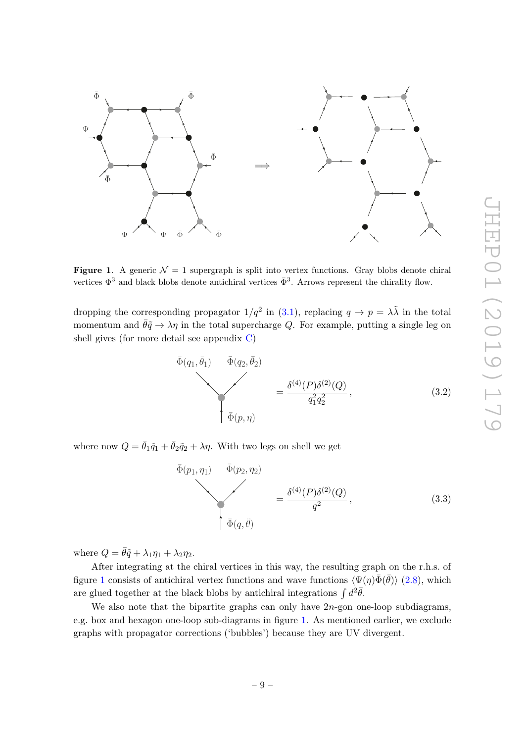**Figure 1**. A generic $\mathcal{N} = 1$ supergraph is split into vertex functions. Gray blobs denote chiral vertices $\Phi^3$ and black blobs denote antichiral vertices $\bar{\Phi}^3$. Arrows represent the chirality flow.

dropping the corresponding propagator $1/q^2$ in (3.1), replacing $q \to p = \lambda\tilde{\lambda}$ in the total momentum and $\bar{\theta}\tilde{q} \to \lambda\eta$ in the total supercharge $Q$. For example, putting a single leg on shell gives (for more detail see appendix C)

$$\bar{\Phi}(q_1,\bar{\theta}_1) \quad \bar{\Phi}(q_2,\bar{\theta}_2) \quad \bar{\Phi}(p,\eta) \qquad = \frac{\delta^{(4)}(P)\delta^{(2)}(Q)}{q_1^2 q_2^2}\,, \tag{3.2}$$

where now $Q = \bar{\theta}_1\tilde{q}_1 + \bar{\theta}_2\tilde{q}_2 + \lambda\eta$. With two legs on shell we get

$$\bar{\Phi}(p_1,\eta_1) \quad \bar{\Phi}(p_2,\eta_2) \quad \bar{\Phi}(q,\bar{\theta}) \qquad = \frac{\delta^{(4)}(P)\delta^{(2)}(Q)}{q^2}\,, \tag{3.3}$$

where $Q = \bar{\theta}\tilde{q} + \lambda_1\eta_1 + \lambda_2\eta_2$.

After integrating at the chiral vertices in this way, the resulting graph on the r.h.s. of figure 1 consists of antichiral vertex functions and wave functions $\langle\Psi(\eta)\bar{\Phi}(\bar{\theta})\rangle$ (2.8), which are glued together at the black blobs by antichiral integrations $\int d^2\bar{\theta}$.

We also note that the bipartite graphs can only have $2n$-gon one-loop subdiagrams, e.g. box and hexagon one-loop sub-diagrams in figure 1. As mentioned earlier, we exclude graphs with propagator corrections ('bubbles') because they are UV divergent.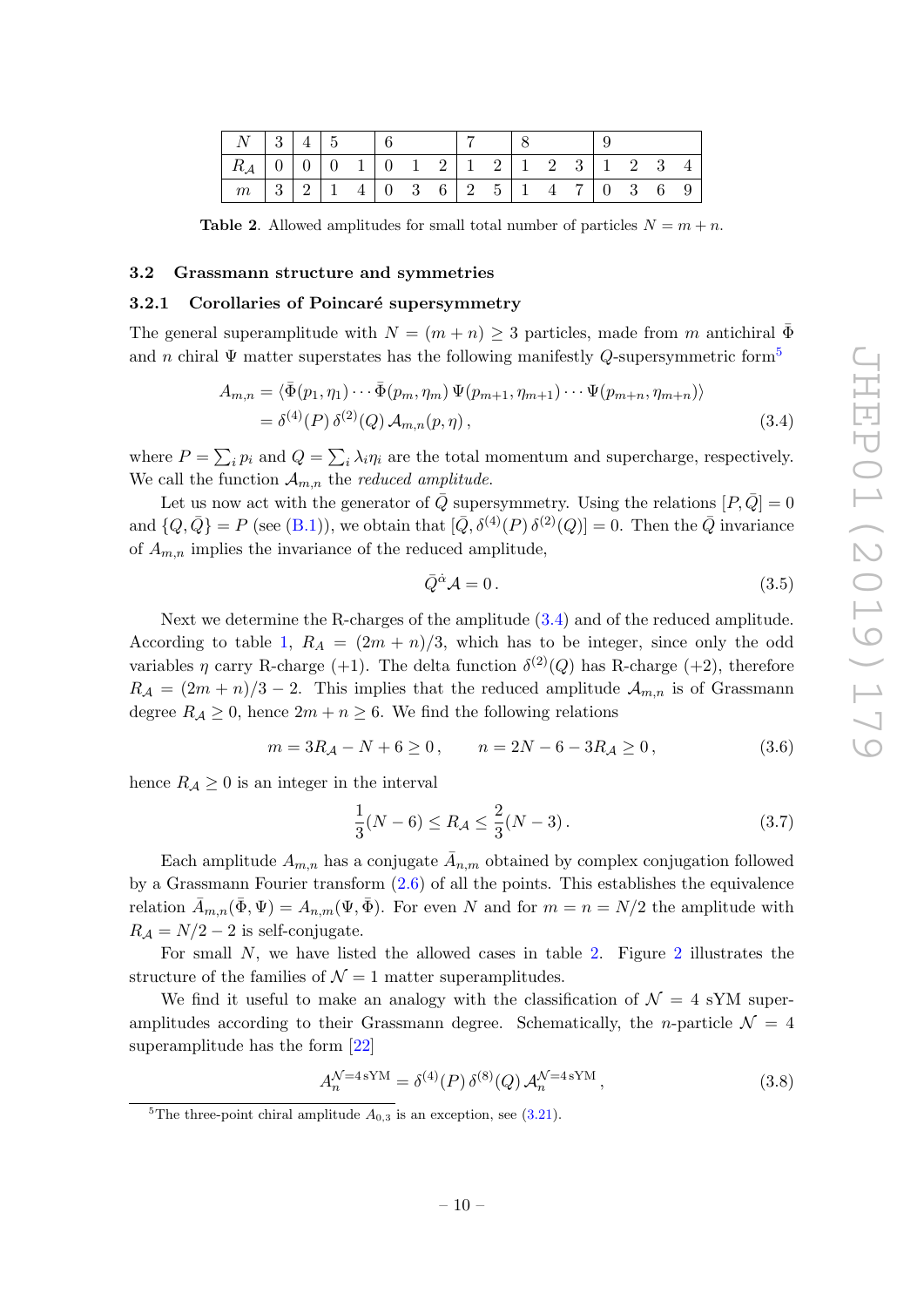| $N$ | 3 | 4 | 5 | | 6 | | | 7 | | 8 | | | 9 | | | |
|---|---|---|---|---|---|---|---|---|---|---|---|---|---|---|---|---|
| $R_{\mathcal{A}}$ | 0 | 0 | 0 | 1 | 0 | 1 | 2 | 1 | 2 | 1 | 2 | 3 | 1 | 2 | 3 | 4 |
| $m$ | 3 | 2 | 1 | 4 | 0 | 3 | 6 | 2 | 5 | 1 | 4 | 7 | 0 | 3 | 6 | 9 |

**Table 2**. Allowed amplitudes for small total number of particles $N = m + n$.

### 3.2 Grassmann structure and symmetries

#### 3.2.1 Corollaries of Poincaré supersymmetry

The general superamplitude with $N = (m + n) \geq 3$ particles, made from $m$ antichiral $\bar{\Phi}$ and $n$ chiral $\Psi$ matter superstates has the following manifestly $Q$-supersymmetric form[5]

$$
\begin{aligned}
A_{m,n} &= \langle \bar{\Phi}(p_1, \eta_1) \cdots \bar{\Phi}(p_m, \eta_m)\, \Psi(p_{m+1}, \eta_{m+1}) \cdots \Psi(p_{m+n}, \eta_{m+n}) \rangle \\
&= \delta^{(4)}(P)\, \delta^{(2)}(Q)\, \mathcal{A}_{m,n}(p, \eta)\,,
\end{aligned} \tag{3.4}
$$

where $P = \sum_i p_i$ and $Q = \sum_i \lambda_i \eta_i$ are the total momentum and supercharge, respectively. We call the function $\mathcal{A}_{m,n}$ the *reduced amplitude*.

Let us now act with the generator of $\bar{Q}$ supersymmetry. Using the relations $[P, \bar{Q}] = 0$ and $\{Q, \bar{Q}\} = P$ (see (B.1)), we obtain that $[\bar{Q}, \delta^{(4)}(P)\, \delta^{(2)}(Q)] = 0$. Then the $\bar{Q}$ invariance of $A_{m,n}$ implies the invariance of the reduced amplitude,

$$
\bar{Q}^{\dot{\alpha}} \mathcal{A} = 0\,. \tag{3.5}
$$

Next we determine the R-charges of the amplitude (3.4) and of the reduced amplitude. According to table 1, $R_A = (2m + n)/3$, which has to be integer, since only the odd variables $\eta$ carry R-charge $(+1)$. The delta function $\delta^{(2)}(Q)$ has R-charge $(+2)$, therefore $R_{\mathcal{A}} = (2m + n)/3 - 2$. This implies that the reduced amplitude $\mathcal{A}_{m,n}$ is of Grassmann degree $R_{\mathcal{A}} \geq 0$, hence $2m + n \geq 6$. We find the following relations

$$
m = 3R_{\mathcal{A}} - N + 6 \geq 0\,, \qquad n = 2N - 6 - 3R_{\mathcal{A}} \geq 0\,, \tag{3.6}
$$

hence $R_{\mathcal{A}} \geq 0$ is an integer in the interval

$$
\frac{1}{3}(N - 6) \leq R_{\mathcal{A}} \leq \frac{2}{3}(N - 3)\,. \tag{3.7}
$$

Each amplitude $A_{m,n}$ has a conjugate $\bar{A}_{n,m}$ obtained by complex conjugation followed by a Grassmann Fourier transform (2.6) of all the points. This establishes the equivalence relation $\bar{A}_{m,n}(\bar{\Phi}, \Psi) = A_{n,m}(\Psi, \bar{\Phi})$. For even $N$ and for $m = n = N/2$ the amplitude with $R_{\mathcal{A}} = N/2 - 2$ is self-conjugate.

For small $N$, we have listed the allowed cases in table 2. Figure 2 illustrates the structure of the families of $\mathcal{N} = 1$ matter superamplitudes.

We find it useful to make an analogy with the classification of $\mathcal{N} = 4$ sYM superamplitudes according to their Grassmann degree. Schematically, the $n$-particle $\mathcal{N} = 4$ superamplitude has the form [22]

$$
A_n^{\mathcal{N}=4\,\text{sYM}} = \delta^{(4)}(P)\, \delta^{(8)}(Q)\, \mathcal{A}_n^{\mathcal{N}=4\,\text{sYM}}\,, \tag{3.8}
$$

[5] The three-point chiral amplitude $A_{0,3}$ is an exception, see (3.21).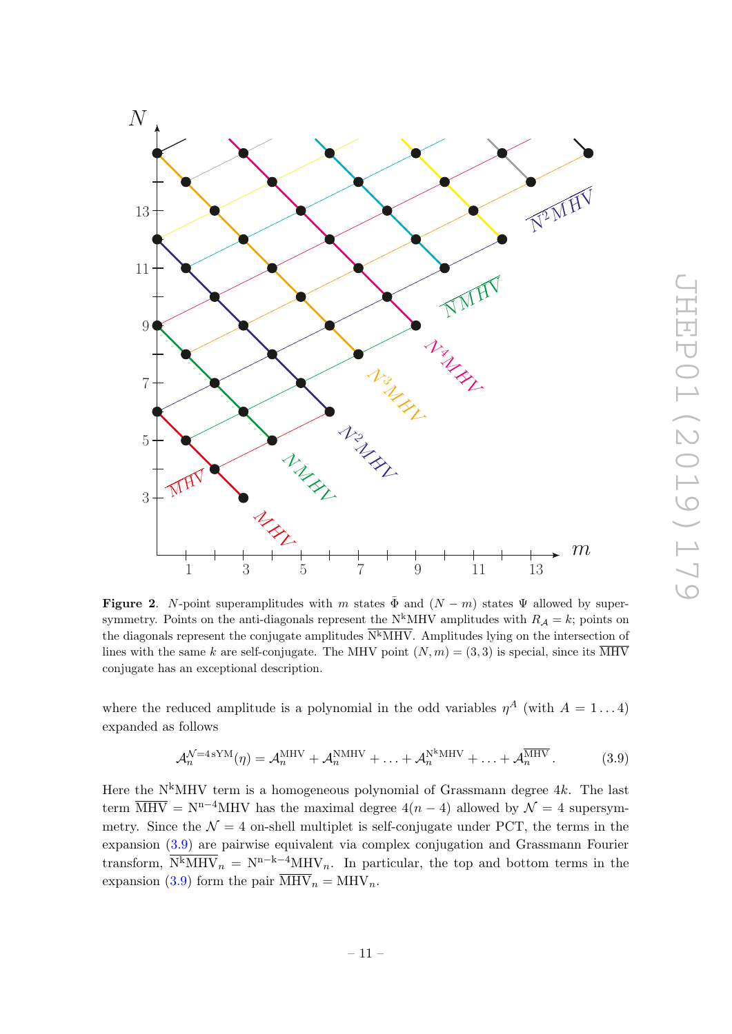**Figure 2**. $N$-point superamplitudes with $m$ states $\bar{\Phi}$ and $(N-m)$ states $\Psi$ allowed by supersymmetry. Points on the anti-diagonals represent the $\mathrm{N^kMHV}$ amplitudes with $R_{\mathcal{A}} = k$; points on the diagonals represent the conjugate amplitudes $\overline{\mathrm{N^kMHV}}$. Amplitudes lying on the intersection of lines with the same $k$ are self-conjugate. The MHV point $(N, m) = (3, 3)$ is special, since its $\overline{\mathrm{MHV}}$ conjugate has an exceptional description.

where the reduced amplitude is a polynomial in the odd variables $\eta^A$ (with $A = 1 \ldots 4$) expanded as follows

$$\mathcal{A}_n^{\mathcal{N}=4\,\mathrm{sYM}}(\eta) = \mathcal{A}_n^{\mathrm{MHV}} + \mathcal{A}_n^{\mathrm{NMHV}} + \ldots + \mathcal{A}_n^{\mathrm{N^kMHV}} + \ldots + \mathcal{A}_n^{\overline{\mathrm{MHV}}}\,. \tag{3.9}$$

Here the $\mathrm{N^kMHV}$ term is a homogeneous polynomial of Grassmann degree $4k$. The last term $\overline{\mathrm{MHV}} = \mathrm{N^{n-4}MHV}$ has the maximal degree $4(n-4)$ allowed by $\mathcal{N} = 4$ supersymmetry. Since the $\mathcal{N} = 4$ on-shell multiplet is self-conjugate under PCT, the terms in the expansion (3.9) are pairwise equivalent via complex conjugation and Grassmann Fourier transform, $\overline{\mathrm{N^kMHV}}_n = \mathrm{N^{n-k-4}MHV}_n$. In particular, the top and bottom terms in the expansion (3.9) form the pair $\overline{\mathrm{MHV}}_n = \mathrm{MHV}_n$.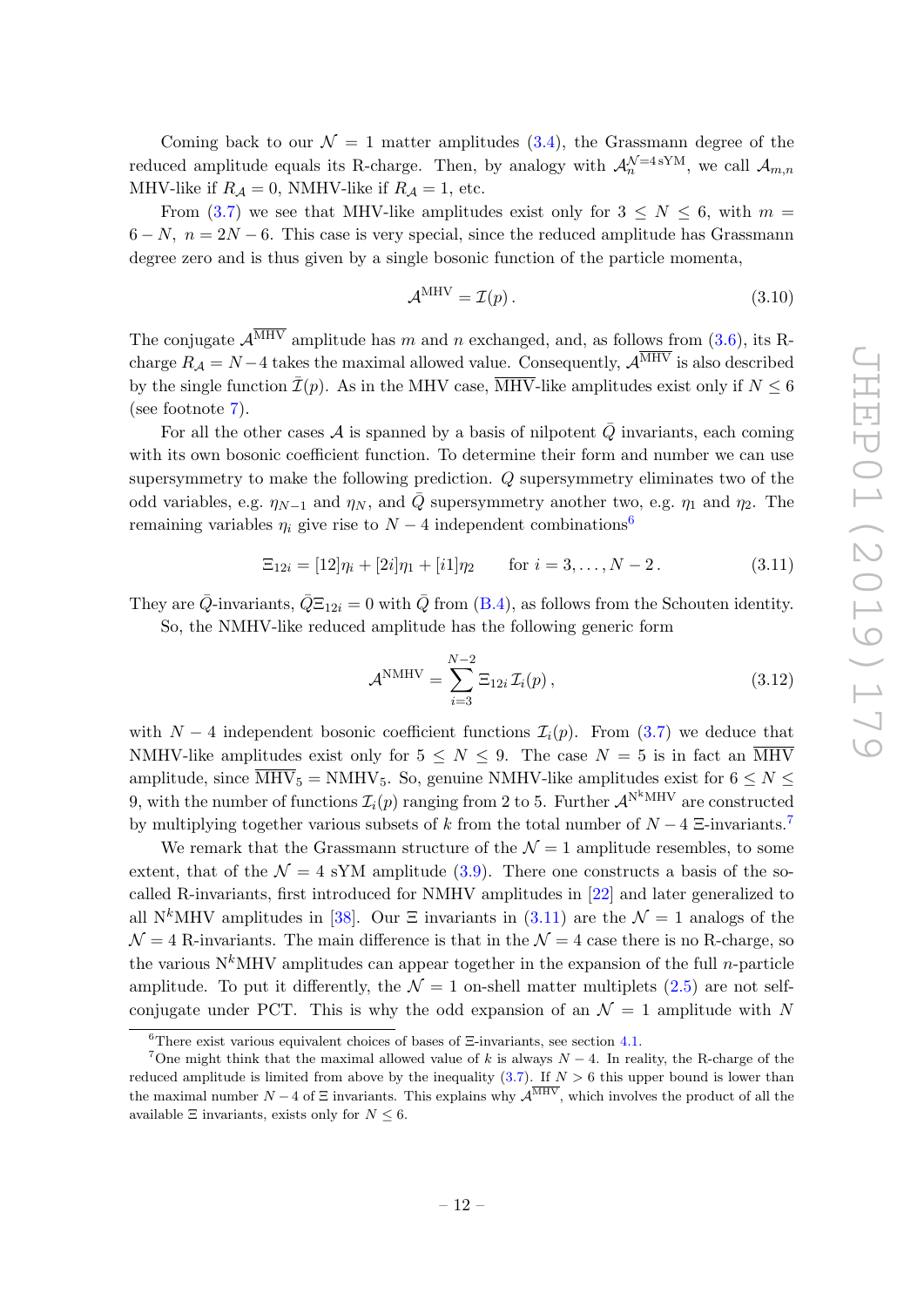Coming back to our $\mathcal{N}=1$ matter amplitudes (3.4), the Grassmann degree of the reduced amplitude equals its R-charge. Then, by analogy with $\mathcal{A}_n^{\mathcal{N}=4\,\text{sYM}}$, we call $\mathcal{A}_{m,n}$ MHV-like if $R_{\mathcal{A}}=0$, NMHV-like if $R_{\mathcal{A}}=1$, etc.

From (3.7) we see that MHV-like amplitudes exist only for $3 \leq N \leq 6$, with $m = 6-N$, $n = 2N-6$. This case is very special, since the reduced amplitude has Grassmann degree zero and is thus given by a single bosonic function of the particle momenta,

$$\mathcal{A}^{\text{MHV}} = \mathcal{I}(p)\,. \tag{3.10}$$

The conjugate $\mathcal{A}^{\overline{\text{MHV}}}$ amplitude has $m$ and $n$ exchanged, and, as follows from (3.6), its R-charge $R_{\mathcal{A}} = N-4$ takes the maximal allowed value. Consequently, $\mathcal{A}^{\overline{\text{MHV}}}$ is also described by the single function $\bar{\mathcal{I}}(p)$. As in the MHV case, $\overline{\text{MHV}}$-like amplitudes exist only if $N \leq 6$ (see footnote 7).

For all the other cases $\mathcal{A}$ is spanned by a basis of nilpotent $\bar{Q}$ invariants, each coming with its own bosonic coefficient function. To determine their form and number we can use supersymmetry to make the following prediction. $Q$ supersymmetry eliminates two of the odd variables, e.g. $\eta_{N-1}$ and $\eta_N$, and $\bar{Q}$ supersymmetry another two, e.g. $\eta_1$ and $\eta_2$. The remaining variables $\eta_i$ give rise to $N-4$ independent combinations[6]

$$\Xi_{12i} = [12]\eta_i + [2i]\eta_1 + [i1]\eta_2 \qquad \text{for } i = 3,\ldots,N-2\,. \tag{3.11}$$

They are $\bar{Q}$-invariants, $\bar{Q}\Xi_{12i}=0$ with $\bar{Q}$ from (B.4), as follows from the Schouten identity.

So, the NMHV-like reduced amplitude has the following generic form

$$\mathcal{A}^{\text{NMHV}} = \sum_{i=3}^{N-2} \Xi_{12i}\,\mathcal{I}_i(p)\,, \tag{3.12}$$

with $N-4$ independent bosonic coefficient functions $\mathcal{I}_i(p)$. From (3.7) we deduce that NMHV-like amplitudes exist only for $5 \leq N \leq 9$. The case $N=5$ is in fact an $\overline{\text{MHV}}$ amplitude, since $\overline{\text{MHV}}_5 = \text{NMHV}_5$. So, genuine NMHV-like amplitudes exist for $6 \leq N \leq 9$, with the number of functions $\mathcal{I}_i(p)$ ranging from 2 to 5. Further $\mathcal{A}^{\text{N}^k\text{MHV}}$ are constructed by multiplying together various subsets of $k$ from the total number of $N-4$ $\Xi$-invariants.[7]

We remark that the Grassmann structure of the $\mathcal{N}=1$ amplitude resembles, to some extent, that of the $\mathcal{N}=4$ sYM amplitude (3.9). There one constructs a basis of the so-called R-invariants, first introduced for NMHV amplitudes in [22] and later generalized to all N$^k$MHV amplitudes in [38]. Our $\Xi$ invariants in (3.11) are the $\mathcal{N}=1$ analogs of the $\mathcal{N}=4$ R-invariants. The main difference is that in the $\mathcal{N}=4$ case there is no R-charge, so the various N$^k$MHV amplitudes can appear together in the expansion of the full $n$-particle amplitude. To put it differently, the $\mathcal{N}=1$ on-shell matter multiplets (2.5) are not self-conjugate under PCT. This is why the odd expansion of an $\mathcal{N}=1$ amplitude with $N$

[6] There exist various equivalent choices of bases of $\Xi$-invariants, see section 4.1.

[7] One might think that the maximal allowed value of $k$ is always $N-4$. In reality, the R-charge of the reduced amplitude is limited from above by the inequality (3.7). If $N>6$ this upper bound is lower than the maximal number $N-4$ of $\Xi$ invariants. This explains why $\mathcal{A}^{\overline{\text{MHV}}}$, which involves the product of all the available $\Xi$ invariants, exists only for $N \leq 6$.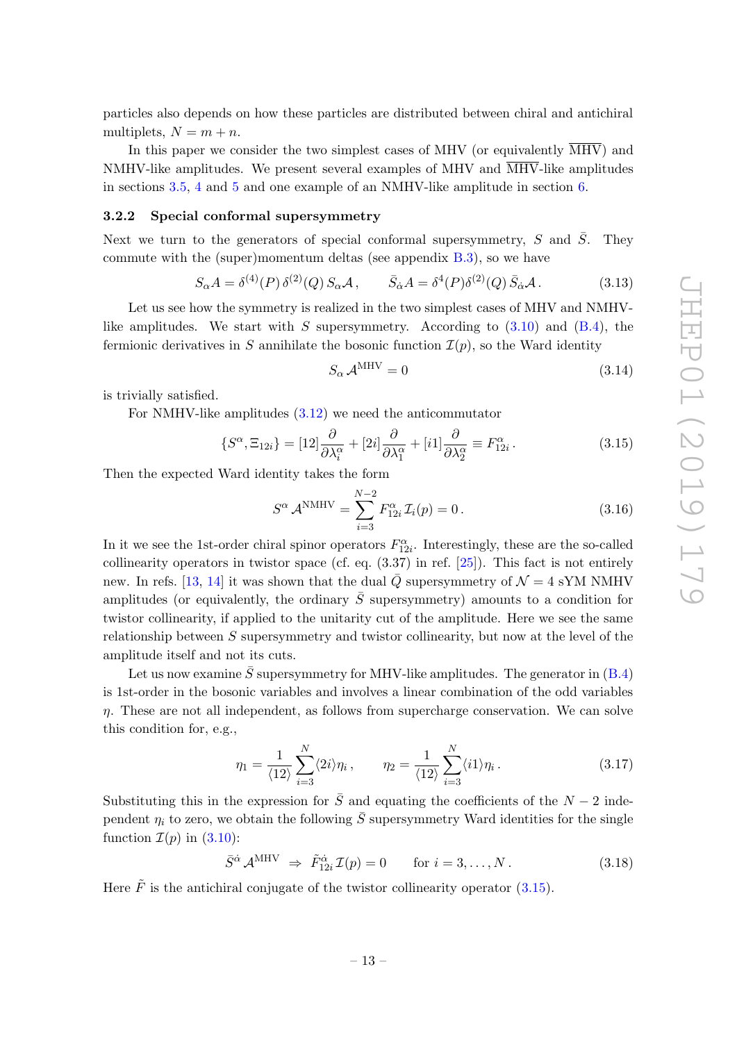particles also depends on how these particles are distributed between chiral and antichiral multiplets, $N = m + n$.

In this paper we consider the two simplest cases of MHV (or equivalently $\overline{\text{MHV}}$) and NMHV-like amplitudes. We present several examples of MHV and $\overline{\text{MHV}}$-like amplitudes in sections 3.5, 4 and 5 and one example of an NMHV-like amplitude in section 6.

### 3.2.2 Special conformal supersymmetry

Next we turn to the generators of special conformal supersymmetry, $S$ and $\bar{S}$. They commute with the (super)momentum deltas (see appendix B.3), so we have

$$S_\alpha A = \delta^{(4)}(P)\,\delta^{(2)}(Q)\,S_\alpha \mathcal{A}\,, \qquad \bar{S}_{\dot\alpha} A = \delta^4(P)\delta^{(2)}(Q)\,\bar{S}_{\dot\alpha}\mathcal{A}\,. \tag{3.13}$$

Let us see how the symmetry is realized in the two simplest cases of MHV and NMHV-like amplitudes. We start with $S$ supersymmetry. According to (3.10) and (B.4), the fermionic derivatives in $S$ annihilate the bosonic function $\mathcal{I}(p)$, so the Ward identity

$$S_\alpha\,\mathcal{A}^{\text{MHV}} = 0 \tag{3.14}$$

is trivially satisfied.

For NMHV-like amplitudes (3.12) we need the anticommutator

$$\{S^\alpha, \Xi_{12i}\} = [12]\frac{\partial}{\partial\lambda_i^\alpha} + [2i]\frac{\partial}{\partial\lambda_1^\alpha} + [i1]\frac{\partial}{\partial\lambda_2^\alpha} \equiv F^\alpha_{12i}\,. \tag{3.15}$$

Then the expected Ward identity takes the form

$$S^\alpha\,\mathcal{A}^{\text{NMHV}} = \sum_{i=3}^{N-2} F^\alpha_{12i}\,\mathcal{I}_i(p) = 0\,. \tag{3.16}$$

In it we see the 1st-order chiral spinor operators $F^\alpha_{12i}$. Interestingly, these are the so-called collinearity operators in twistor space (cf. eq. (3.37) in ref. [25]). This fact is not entirely new. In refs. [13, 14] it was shown that the dual $\bar{Q}$ supersymmetry of $\mathcal{N}=4$ sYM NMHV amplitudes (or equivalently, the ordinary $\bar{S}$ supersymmetry) amounts to a condition for twistor collinearity, if applied to the unitarity cut of the amplitude. Here we see the same relationship between $S$ supersymmetry and twistor collinearity, but now at the level of the amplitude itself and not its cuts.

Let us now examine $\bar{S}$ supersymmetry for MHV-like amplitudes. The generator in (B.4) is 1st-order in the bosonic variables and involves a linear combination of the odd variables $\eta$. These are not all independent, as follows from supercharge conservation. We can solve this condition for, e.g.,

$$\eta_1 = \frac{1}{\langle 12\rangle}\sum_{i=3}^{N}\langle 2i\rangle\eta_i\,, \qquad \eta_2 = \frac{1}{\langle 12\rangle}\sum_{i=3}^{N}\langle i1\rangle\eta_i\,. \tag{3.17}$$

Substituting this in the expression for $\bar{S}$ and equating the coefficients of the $N-2$ independent $\eta_i$ to zero, we obtain the following $\bar{S}$ supersymmetry Ward identities for the single function $\mathcal{I}(p)$ in (3.10):

$$\bar{S}^{\dot\alpha}\,\mathcal{A}^{\text{MHV}} \;\Rightarrow\; \tilde{F}^{\dot\alpha}_{12i}\,\mathcal{I}(p) = 0 \qquad \text{for } i = 3,\ldots,N\,. \tag{3.18}$$

Here $\tilde{F}$ is the antichiral conjugate of the twistor collinearity operator (3.15).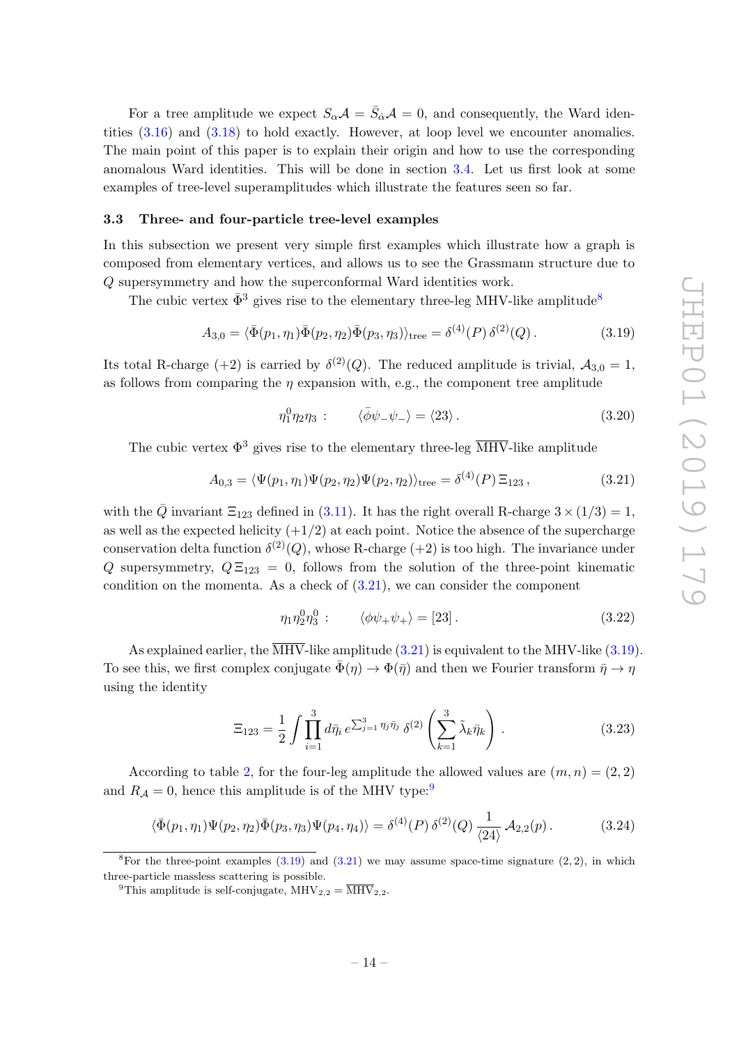For a tree amplitude we expect $S_\alpha \mathcal{A} = \bar{S}_{\dot\alpha}\mathcal{A} = 0$, and consequently, the Ward identities (3.16) and (3.18) to hold exactly. However, at loop level we encounter anomalies. The main point of this paper is to explain their origin and how to use the corresponding anomalous Ward identities. This will be done in section 3.4. Let us first look at some examples of tree-level superamplitudes which illustrate the features seen so far.

### 3.3 Three- and four-particle tree-level examples

In this subsection we present very simple first examples which illustrate how a graph is composed from elementary vertices, and allows us to see the Grassmann structure due to $Q$ supersymmetry and how the superconformal Ward identities work.

The cubic vertex $\bar\Phi^3$ gives rise to the elementary three-leg MHV-like amplitude[8]

$$A_{3,0} = \langle \bar\Phi(p_1,\eta_1)\bar\Phi(p_2,\eta_2)\bar\Phi(p_3,\eta_3)\rangle_{\rm tree} = \delta^{(4)}(P)\,\delta^{(2)}(Q)\,. \tag{3.19}$$

Its total R-charge $(+2)$ is carried by $\delta^{(2)}(Q)$. The reduced amplitude is trivial, $\mathcal{A}_{3,0} = 1$, as follows from comparing the $\eta$ expansion with, e.g., the component tree amplitude

$$\eta_1^0\eta_2\eta_3\ : \qquad \langle \bar\phi\psi_-\psi_-\rangle = \langle 23\rangle\,. \tag{3.20}$$

The cubic vertex $\Phi^3$ gives rise to the elementary three-leg $\overline{\rm MHV}$-like amplitude

$$A_{0,3} = \langle \Psi(p_1,\eta_1)\Psi(p_2,\eta_2)\Psi(p_2,\eta_2)\rangle_{\rm tree} = \delta^{(4)}(P)\,\Xi_{123}\,, \tag{3.21}$$

with the $\bar Q$ invariant $\Xi_{123}$ defined in (3.11). It has the right overall R-charge $3\times(1/3) = 1$, as well as the expected helicity $(+1/2)$ at each point. Notice the absence of the supercharge conservation delta function $\delta^{(2)}(Q)$, whose R-charge $(+2)$ is too high. The invariance under $Q$ supersymmetry, $Q\,\Xi_{123} = 0$, follows from the solution of the three-point kinematic condition on the momenta. As a check of (3.21), we can consider the component

$$\eta_1\eta_2^0\eta_3^0\ : \qquad \langle \phi\psi_+\psi_+\rangle = [23]\,. \tag{3.22}$$

As explained earlier, the $\overline{\rm MHV}$-like amplitude (3.21) is equivalent to the MHV-like (3.19). To see this, we first complex conjugate $\bar\Phi(\eta)\to\Phi(\bar\eta)$ and then we Fourier transform $\bar\eta\to\eta$ using the identity

$$\Xi_{123} = \frac{1}{2}\int \prod_{i=1}^{3} d\bar\eta_i\, e^{\sum_{j=1}^{3}\eta_j\bar\eta_j}\,\delta^{(2)}\left(\sum_{k=1}^{3}\tilde\lambda_k\bar\eta_k\right)\,. \tag{3.23}$$

According to table 2, for the four-leg amplitude the allowed values are $(m,n) = (2,2)$ and $R_{\mathcal{A}} = 0$, hence this amplitude is of the MHV type:[9]

$$\langle \bar\Phi(p_1,\eta_1)\Psi(p_2,\eta_2)\bar\Phi(p_3,\eta_3)\Psi(p_4,\eta_4)\rangle = \delta^{(4)}(P)\,\delta^{(2)}(Q)\,\frac{1}{\langle 24\rangle}\,\mathcal{A}_{2,2}(p)\,. \tag{3.24}$$

---

[8] For the three-point examples (3.19) and (3.21) we may assume space-time signature $(2,2)$, in which three-particle massless scattering is possible.

[9] This amplitude is self-conjugate, $\text{MHV}_{2,2} = \overline{\text{MHV}}_{2,2}$.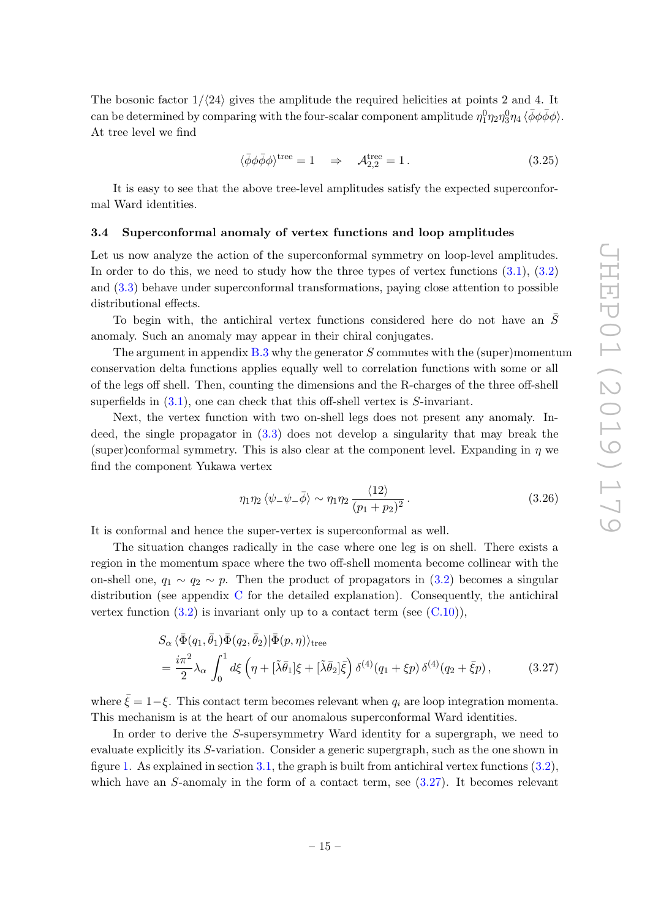The bosonic factor $1/\langle 24\rangle$ gives the amplitude the required helicities at points 2 and 4. It can be determined by comparing with the four-scalar component amplitude $\eta_1^0\eta_2\eta_3^0\eta_4\,\langle\bar\phi\phi\bar\phi\phi\rangle$. At tree level we find

$$\langle\bar\phi\phi\bar\phi\phi\rangle^{\rm tree} = 1 \quad\Rightarrow\quad \mathcal{A}^{\rm tree}_{2,2} = 1\,. \tag{3.25}$$

It is easy to see that the above tree-level amplitudes satisfy the expected superconformal Ward identities.

### 3.4 Superconformal anomaly of vertex functions and loop amplitudes

Let us now analyze the action of the superconformal symmetry on loop-level amplitudes. In order to do this, we need to study how the three types of vertex functions (3.1), (3.2) and (3.3) behave under superconformal transformations, paying close attention to possible distributional effects.

To begin with, the antichiral vertex functions considered here do not have an $\bar S$ anomaly. Such an anomaly may appear in their chiral conjugates.

The argument in appendix B.3 why the generator $S$ commutes with the (super)momentum conservation delta functions applies equally well to correlation functions with some or all of the legs off shell. Then, counting the dimensions and the R-charges of the three off-shell superfields in (3.1), one can check that this off-shell vertex is $S$-invariant.

Next, the vertex function with two on-shell legs does not present any anomaly. Indeed, the single propagator in (3.3) does not develop a singularity that may break the (super)conformal symmetry. This is also clear at the component level. Expanding in $\eta$ we find the component Yukawa vertex

$$\eta_1\eta_2\,\langle\psi_-\psi_-\bar\phi\rangle \sim \eta_1\eta_2\,\frac{\langle 12\rangle}{(p_1+p_2)^2}\,. \tag{3.26}$$

It is conformal and hence the super-vertex is superconformal as well.

The situation changes radically in the case where one leg is on shell. There exists a region in the momentum space where the two off-shell momenta become collinear with the on-shell one, $q_1\sim q_2\sim p$. Then the product of propagators in (3.2) becomes a singular distribution (see appendix C for the detailed explanation). Consequently, the antichiral vertex function (3.2) is invariant only up to a contact term (see (C.10)),

$$\begin{aligned}
&S_\alpha\,\langle\bar\Phi(q_1,\bar\theta_1)\bar\Phi(q_2,\bar\theta_2)|\bar\Phi(p,\eta)\rangle_{\rm tree}\\
&= \frac{i\pi^2}{2}\lambda_\alpha\int_0^1 d\xi\,\left(\eta+[\tilde\lambda\bar\theta_1]\xi+[\tilde\lambda\bar\theta_2]\bar\xi\right)\delta^{(4)}(q_1+\xi p)\,\delta^{(4)}(q_2+\bar\xi p)\,,
\end{aligned} \tag{3.27}$$

where $\bar\xi = 1-\xi$. This contact term becomes relevant when $q_i$ are loop integration momenta. This mechanism is at the heart of our anomalous superconformal Ward identities.

In order to derive the $S$-supersymmetry Ward identity for a supergraph, we need to evaluate explicitly its $S$-variation. Consider a generic supergraph, such as the one shown in figure 1. As explained in section 3.1, the graph is built from antichiral vertex functions (3.2), which have an $S$-anomaly in the form of a contact term, see (3.27). It becomes relevant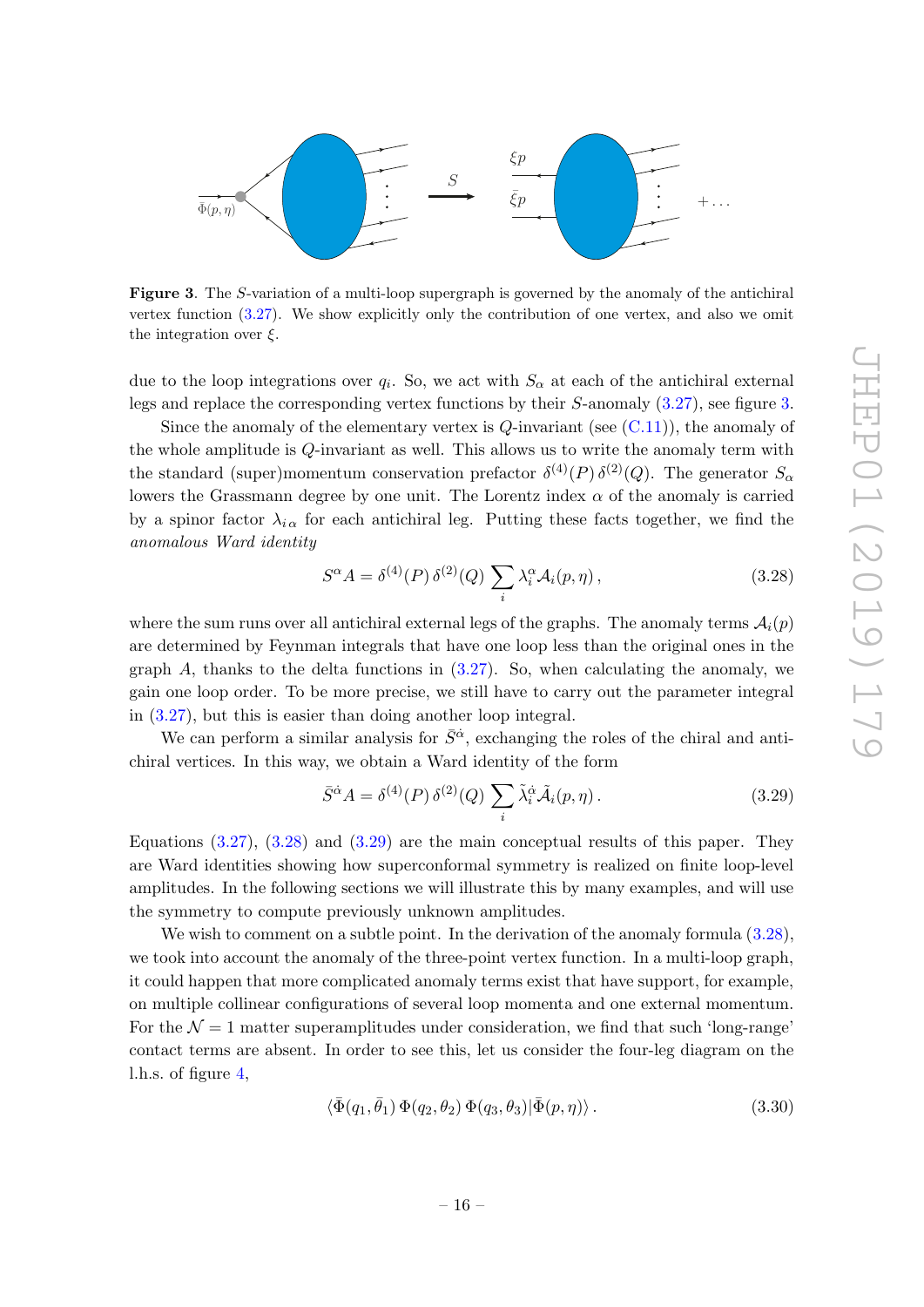**Figure 3**. The $S$-variation of a multi-loop supergraph is governed by the anomaly of the antichiral vertex function (3.27). We show explicitly only the contribution of one vertex, and also we omit the integration over $\xi$.

due to the loop integrations over $q_i$. So, we act with $S_\alpha$ at each of the antichiral external legs and replace the corresponding vertex functions by their $S$-anomaly (3.27), see figure 3.

Since the anomaly of the elementary vertex is $Q$-invariant (see (C.11)), the anomaly of the whole amplitude is $Q$-invariant as well. This allows us to write the anomaly term with the standard (super)momentum conservation prefactor $\delta^{(4)}(P)\,\delta^{(2)}(Q)$. The generator $S_\alpha$ lowers the Grassmann degree by one unit. The Lorentz index $\alpha$ of the anomaly is carried by a spinor factor $\lambda_{i\,\alpha}$ for each antichiral leg. Putting these facts together, we find the *anomalous Ward identity*

$$S^\alpha A = \delta^{(4)}(P)\,\delta^{(2)}(Q)\sum_i \lambda_i^\alpha \mathcal{A}_i(p,\eta)\,, \tag{3.28}$$

where the sum runs over all antichiral external legs of the graphs. The anomaly terms $\mathcal{A}_i(p)$ are determined by Feynman integrals that have one loop less than the original ones in the graph $A$, thanks to the delta functions in (3.27). So, when calculating the anomaly, we gain one loop order. To be more precise, we still have to carry out the parameter integral in (3.27), but this is easier than doing another loop integral.

We can perform a similar analysis for $\bar{S}^{\dot\alpha}$, exchanging the roles of the chiral and antichiral vertices. In this way, we obtain a Ward identity of the form

$$\bar{S}^{\dot\alpha} A = \delta^{(4)}(P)\,\delta^{(2)}(Q)\sum_i \tilde\lambda_i^{\dot\alpha} \tilde{\mathcal{A}}_i(p,\eta)\,. \tag{3.29}$$

Equations (3.27), (3.28) and (3.29) are the main conceptual results of this paper. They are Ward identities showing how superconformal symmetry is realized on finite loop-level amplitudes. In the following sections we will illustrate this by many examples, and will use the symmetry to compute previously unknown amplitudes.

We wish to comment on a subtle point. In the derivation of the anomaly formula (3.28), we took into account the anomaly of the three-point vertex function. In a multi-loop graph, it could happen that more complicated anomaly terms exist that have support, for example, on multiple collinear configurations of several loop momenta and one external momentum. For the $\mathcal{N}=1$ matter superamplitudes under consideration, we find that such 'long-range' contact terms are absent. In order to see this, let us consider the four-leg diagram on the l.h.s. of figure 4,

$$\langle \bar\Phi(q_1,\bar\theta_1)\,\Phi(q_2,\theta_2)\,\Phi(q_3,\theta_3)|\bar\Phi(p,\eta)\rangle\,. \tag{3.30}$$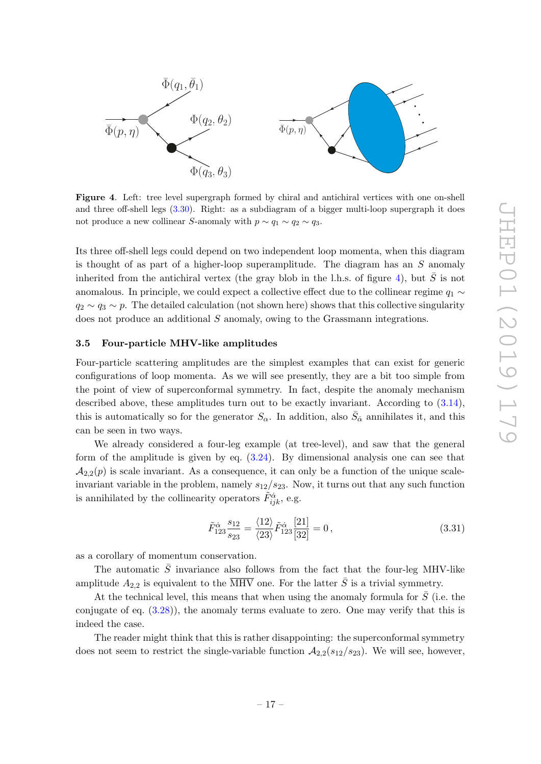**Figure 4**. Left: tree level supergraph formed by chiral and antichiral vertices with one on-shell and three off-shell legs (3.30). Right: as a subdiagram of a bigger multi-loop supergraph it does not produce a new collinear $S$-anomaly with $p \sim q_1 \sim q_2 \sim q_3$.

Its three off-shell legs could depend on two independent loop momenta, when this diagram is thought of as part of a higher-loop superamplitude. The diagram has an $S$ anomaly inherited from the antichiral vertex (the gray blob in the l.h.s. of figure 4), but $\bar{S}$ is not anomalous. In principle, we could expect a collective effect due to the collinear regime $q_1 \sim q_2 \sim q_3 \sim p$. The detailed calculation (not shown here) shows that this collective singularity does not produce an additional $S$ anomaly, owing to the Grassmann integrations.

### 3.5 Four-particle MHV-like amplitudes

Four-particle scattering amplitudes are the simplest examples that can exist for generic configurations of loop momenta. As we will see presently, they are a bit too simple from the point of view of superconformal symmetry. In fact, despite the anomaly mechanism described above, these amplitudes turn out to be exactly invariant. According to (3.14), this is automatically so for the generator $S_\alpha$. In addition, also $\bar{S}_{\dot{\alpha}}$ annihilates it, and this can be seen in two ways.

We already considered a four-leg example (at tree-level), and saw that the general form of the amplitude is given by eq. (3.24). By dimensional analysis one can see that $\mathcal{A}_{2,2}(p)$ is scale invariant. As a consequence, it can only be a function of the unique scale-invariant variable in the problem, namely $s_{12}/s_{23}$. Now, it turns out that any such function is annihilated by the collinearity operators $\tilde{F}^{\dot{\alpha}}_{ijk}$, e.g.

$$\tilde{F}^{\dot{\alpha}}_{123} \frac{s_{12}}{s_{23}} = \frac{\langle 12\rangle}{\langle 23\rangle} \tilde{F}^{\dot{\alpha}}_{123} \frac{[21]}{[32]} = 0\,, \tag{3.31}$$

as a corollary of momentum conservation.

The automatic $\bar{S}$ invariance also follows from the fact that the four-leg MHV-like amplitude $A_{2,2}$ is equivalent to the $\overline{\text{MHV}}$ one. For the latter $\bar{S}$ is a trivial symmetry.

At the technical level, this means that when using the anomaly formula for $\bar{S}$ (i.e. the conjugate of eq. (3.28)), the anomaly terms evaluate to zero. One may verify that this is indeed the case.

The reader might think that this is rather disappointing: the superconformal symmetry does not seem to restrict the single-variable function $\mathcal{A}_{2,2}(s_{12}/s_{23})$. We will see, however,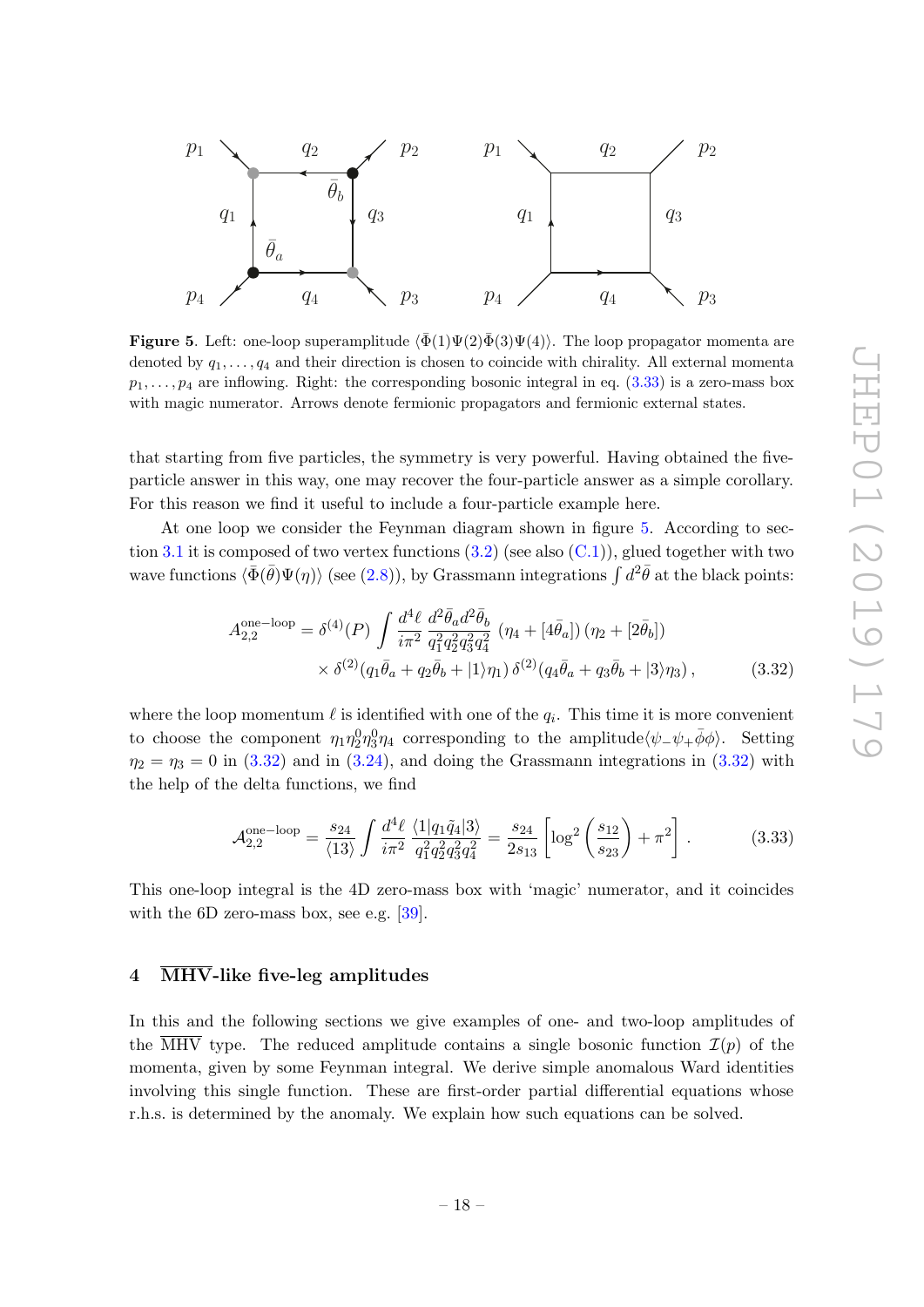**Figure 5.** Left: one-loop superamplitude $\langle\bar{\Phi}(1)\Psi(2)\bar{\Phi}(3)\Psi(4)\rangle$. The loop propagator momenta are denoted by $q_1,\ldots,q_4$ and their direction is chosen to coincide with chirality. All external momenta $p_1,\ldots,p_4$ are inflowing. Right: the corresponding bosonic integral in eq. (3.33) is a zero-mass box with magic numerator. Arrows denote fermionic propagators and fermionic external states.

that starting from five particles, the symmetry is very powerful. Having obtained the five-particle answer in this way, one may recover the four-particle answer as a simple corollary. For this reason we find it useful to include a four-particle example here.

At one loop we consider the Feynman diagram shown in figure 5. According to section 3.1 it is composed of two vertex functions (3.2) (see also (C.1)), glued together with two wave functions $\langle\bar{\Phi}(\bar{\theta})\Psi(\eta)\rangle$ (see (2.8)), by Grassmann integrations $\int d^2\bar{\theta}$ at the black points:

$$A_{2,2}^{\text{one-loop}} = \delta^{(4)}(P)\int \frac{d^4\ell}{i\pi^2}\,\frac{d^2\bar{\theta}_a d^2\bar{\theta}_b}{q_1^2q_2^2q_3^2q_4^2}\,(\eta_4+[4\bar{\theta}_a])\,(\eta_2+[2\bar{\theta}_b])$$
$$\times\,\delta^{(2)}(q_1\bar{\theta}_a+q_2\bar{\theta}_b+|1\rangle\eta_1)\,\delta^{(2)}(q_4\bar{\theta}_a+q_3\bar{\theta}_b+|3\rangle\eta_3)\,, \tag{3.32}$$

where the loop momentum $\ell$ is identified with one of the $q_i$. This time it is more convenient to choose the component $\eta_1\eta_2^0\eta_3^0\eta_4$ corresponding to the amplitude$\langle\psi_-\psi_+\bar{\phi}\phi\rangle$. Setting $\eta_2=\eta_3=0$ in (3.32) and in (3.24), and doing the Grassmann integrations in (3.32) with the help of the delta functions, we find

$$\mathcal{A}_{2,2}^{\text{one-loop}} = \frac{s_{24}}{\langle 13\rangle}\int\frac{d^4\ell}{i\pi^2}\,\frac{\langle 1|q_1\tilde{q}_4|3\rangle}{q_1^2q_2^2q_3^2q_4^2} = \frac{s_{24}}{2s_{13}}\left[\log^2\left(\frac{s_{12}}{s_{23}}\right)+\pi^2\right]. \tag{3.33}$$

This one-loop integral is the 4D zero-mass box with 'magic' numerator, and it coincides with the 6D zero-mass box, see e.g. [39].

## 4 $\overline{\text{MHV}}$-like five-leg amplitudes

In this and the following sections we give examples of one- and two-loop amplitudes of the $\overline{\text{MHV}}$ type. The reduced amplitude contains a single bosonic function $\mathcal{I}(p)$ of the momenta, given by some Feynman integral. We derive simple anomalous Ward identities involving this single function. These are first-order partial differential equations whose r.h.s. is determined by the anomaly. We explain how such equations can be solved.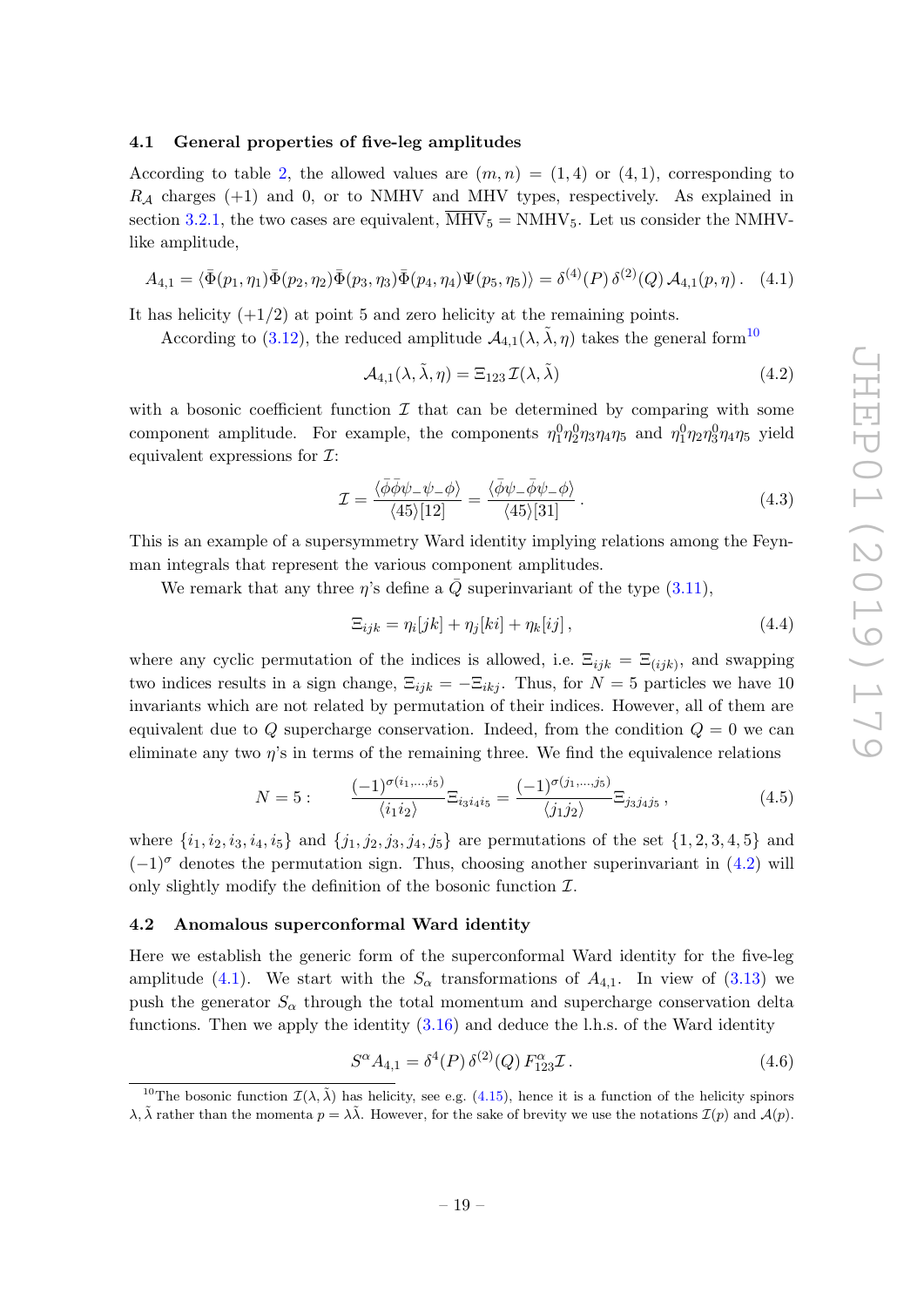### 4.1 General properties of five-leg amplitudes

According to table 2, the allowed values are $(m,n) = (1,4)$ or $(4,1)$, corresponding to $R_{\mathcal{A}}$ charges $(+1)$ and 0, or to NMHV and MHV types, respectively. As explained in section 3.2.1, the two cases are equivalent, $\overline{\text{MHV}}_5 = \text{NMHV}_5$. Let us consider the NMHV-like amplitude,

$$
A_{4,1} = \langle \bar{\Phi}(p_1,\eta_1)\bar{\Phi}(p_2,\eta_2)\bar{\Phi}(p_3,\eta_3)\bar{\Phi}(p_4,\eta_4)\Psi(p_5,\eta_5)\rangle = \delta^{(4)}(P)\,\delta^{(2)}(Q)\,\mathcal{A}_{4,1}(p,\eta)\,. \tag{4.1}
$$

It has helicity $(+1/2)$ at point 5 and zero helicity at the remaining points.

According to (3.12), the reduced amplitude $\mathcal{A}_{4,1}(\lambda,\tilde{\lambda},\eta)$ takes the general form[10]

$$
\mathcal{A}_{4,1}(\lambda,\tilde{\lambda},\eta) = \Xi_{123}\,\mathcal{I}(\lambda,\tilde{\lambda}) \tag{4.2}
$$

with a bosonic coefficient function $\mathcal{I}$ that can be determined by comparing with some component amplitude. For example, the components $\eta_1^0\eta_2^0\eta_3\eta_4\eta_5$ and $\eta_1^0\eta_2\eta_3^0\eta_4\eta_5$ yield equivalent expressions for $\mathcal{I}$:

$$
\mathcal{I} = \frac{\langle \bar{\phi}\bar{\phi}\psi_-\psi_-\phi\rangle}{\langle 45\rangle[12]} = \frac{\langle \bar{\phi}\psi_-\bar{\phi}\psi_-\phi\rangle}{\langle 45\rangle[31]}\,. \tag{4.3}
$$

This is an example of a supersymmetry Ward identity implying relations among the Feynman integrals that represent the various component amplitudes.

We remark that any three $\eta$'s define a $\bar{Q}$ superinvariant of the type (3.11),

$$
\Xi_{ijk} = \eta_i[jk] + \eta_j[ki] + \eta_k[ij]\,, \tag{4.4}
$$

where any cyclic permutation of the indices is allowed, i.e. $\Xi_{ijk} = \Xi_{(ijk)}$, and swapping two indices results in a sign change, $\Xi_{ijk} = -\Xi_{ikj}$. Thus, for $N=5$ particles we have 10 invariants which are not related by permutation of their indices. However, all of them are equivalent due to $Q$ supercharge conservation. Indeed, from the condition $Q=0$ we can eliminate any two $\eta$'s in terms of the remaining three. We find the equivalence relations

$$
N=5: \qquad \frac{(-1)^{\sigma(i_1,\ldots,i_5)}}{\langle i_1 i_2\rangle}\Xi_{i_3 i_4 i_5} = \frac{(-1)^{\sigma(j_1,\ldots,j_5)}}{\langle j_1 j_2\rangle}\Xi_{j_3 j_4 j_5}\,, \tag{4.5}
$$

where $\{i_1,i_2,i_3,i_4,i_5\}$ and $\{j_1,j_2,j_3,j_4,j_5\}$ are permutations of the set $\{1,2,3,4,5\}$ and $(-1)^\sigma$ denotes the permutation sign. Thus, choosing another superinvariant in (4.2) will only slightly modify the definition of the bosonic function $\mathcal{I}$.

### 4.2 Anomalous superconformal Ward identity

Here we establish the generic form of the superconformal Ward identity for the five-leg amplitude (4.1). We start with the $S_\alpha$ transformations of $A_{4,1}$. In view of (3.13) we push the generator $S_\alpha$ through the total momentum and supercharge conservation delta functions. Then we apply the identity (3.16) and deduce the l.h.s. of the Ward identity

$$
S^\alpha A_{4,1} = \delta^4(P)\,\delta^{(2)}(Q)\,F^\alpha_{123}\mathcal{I}\,. \tag{4.6}
$$

[10] The bosonic function $\mathcal{I}(\lambda,\tilde{\lambda})$ has helicity, see e.g. (4.15), hence it is a function of the helicity spinors $\lambda,\tilde{\lambda}$ rather than the momenta $p=\lambda\tilde{\lambda}$. However, for the sake of brevity we use the notations $\mathcal{I}(p)$ and $\mathcal{A}(p)$.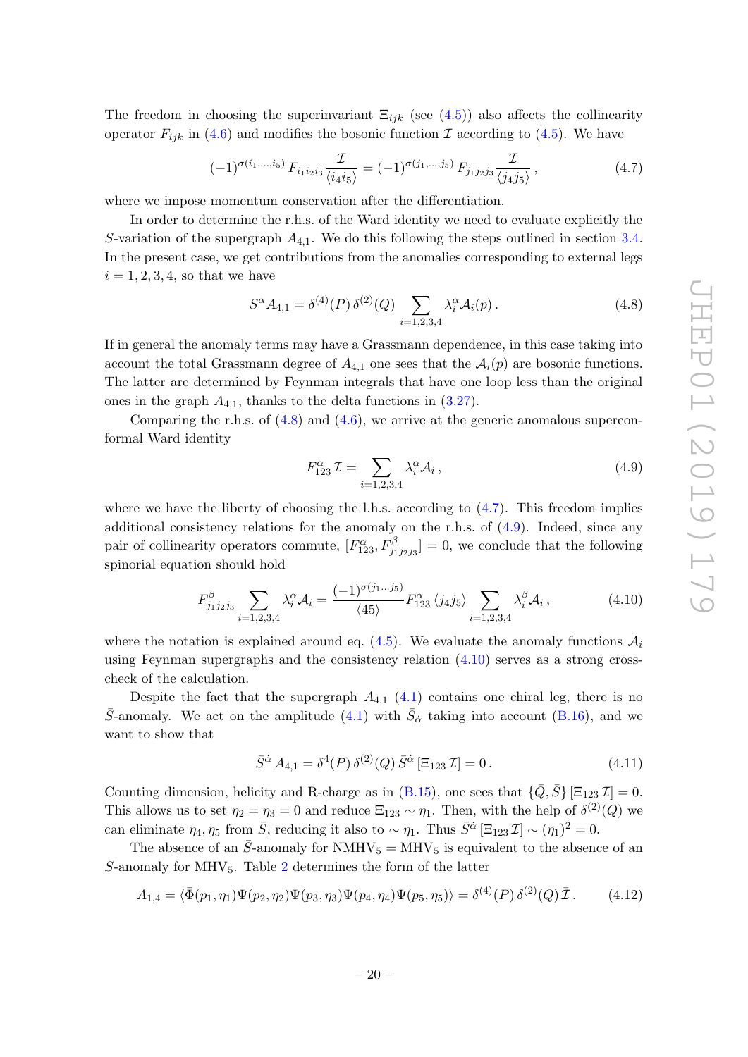The freedom in choosing the superinvariant $\Xi_{ijk}$ (see (4.5)) also affects the collinearity operator $F_{ijk}$ in (4.6) and modifies the bosonic function $\mathcal{I}$ according to (4.5). We have

$$(-1)^{\sigma(i_1,\ldots,i_5)}\, F_{i_1 i_2 i_3} \frac{\mathcal{I}}{\langle i_4 i_5\rangle} = (-1)^{\sigma(j_1,\ldots,j_5)}\, F_{j_1 j_2 j_3} \frac{\mathcal{I}}{\langle j_4 j_5\rangle}\,, \tag{4.7}$$

where we impose momentum conservation after the differentiation.

In order to determine the r.h.s. of the Ward identity we need to evaluate explicitly the $S$-variation of the supergraph $A_{4,1}$. We do this following the steps outlined in section 3.4. In the present case, we get contributions from the anomalies corresponding to external legs $i = 1, 2, 3, 4$, so that we have

$$S^{\alpha} A_{4,1} = \delta^{(4)}(P)\, \delta^{(2)}(Q) \sum_{i=1,2,3,4} \lambda_i^{\alpha} \mathcal{A}_i(p)\,. \tag{4.8}$$

If in general the anomaly terms may have a Grassmann dependence, in this case taking into account the total Grassmann degree of $A_{4,1}$ one sees that the $\mathcal{A}_i(p)$ are bosonic functions. The latter are determined by Feynman integrals that have one loop less than the original ones in the graph $A_{4,1}$, thanks to the delta functions in (3.27).

Comparing the r.h.s. of (4.8) and (4.6), we arrive at the generic anomalous superconformal Ward identity

$$F_{123}^{\alpha}\, \mathcal{I} = \sum_{i=1,2,3,4} \lambda_i^{\alpha} \mathcal{A}_i\,, \tag{4.9}$$

where we have the liberty of choosing the l.h.s. according to (4.7). This freedom implies additional consistency relations for the anomaly on the r.h.s. of (4.9). Indeed, since any pair of collinearity operators commute, $[F_{123}^{\alpha}, F_{j_1 j_2 j_3}^{\beta}] = 0$, we conclude that the following spinorial equation should hold

$$F_{j_1 j_2 j_3}^{\beta} \sum_{i=1,2,3,4} \lambda_i^{\alpha} \mathcal{A}_i = \frac{(-1)^{\sigma(j_1 \ldots j_5)}}{\langle 45\rangle} F_{123}^{\alpha}\, \langle j_4 j_5\rangle \sum_{i=1,2,3,4} \lambda_i^{\beta} \mathcal{A}_i\,, \tag{4.10}$$

where the notation is explained around eq. (4.5). We evaluate the anomaly functions $\mathcal{A}_i$ using Feynman supergraphs and the consistency relation (4.10) serves as a strong cross-check of the calculation.

Despite the fact that the supergraph $A_{4,1}$ (4.1) contains one chiral leg, there is no $\bar{S}$-anomaly. We act on the amplitude (4.1) with $\bar{S}_{\dot\alpha}$ taking into account (B.16), and we want to show that

$$\bar{S}^{\dot\alpha}\, A_{4,1} = \delta^4(P)\, \delta^{(2)}(Q)\, \bar{S}^{\dot\alpha}\, [\Xi_{123}\, \mathcal{I}] = 0\,. \tag{4.11}$$

Counting dimension, helicity and R-charge as in (B.15), one sees that $\{\bar{Q}, \bar{S}\}\, [\Xi_{123}\, \mathcal{I}] = 0$. This allows us to set $\eta_2 = \eta_3 = 0$ and reduce $\Xi_{123} \sim \eta_1$. Then, with the help of $\delta^{(2)}(Q)$ we can eliminate $\eta_4, \eta_5$ from $\bar{S}$, reducing it also to $\sim \eta_1$. Thus $\bar{S}^{\dot\alpha}\, [\Xi_{123}\, \mathcal{I}] \sim (\eta_1)^2 = 0$.

The absence of an $\bar{S}$-anomaly for $\text{NMHV}_5 = \overline{\text{MHV}}_5$ is equivalent to the absence of an $S$-anomaly for $\text{MHV}_5$. Table 2 determines the form of the latter

$$A_{1,4} = \langle \bar{\Phi}(p_1, \eta_1) \Psi(p_2, \eta_2) \Psi(p_3, \eta_3) \Psi(p_4, \eta_4) \Psi(p_5, \eta_5)\rangle = \delta^{(4)}(P)\, \delta^{(2)}(Q)\, \bar{\mathcal{I}}\,. \tag{4.12}$$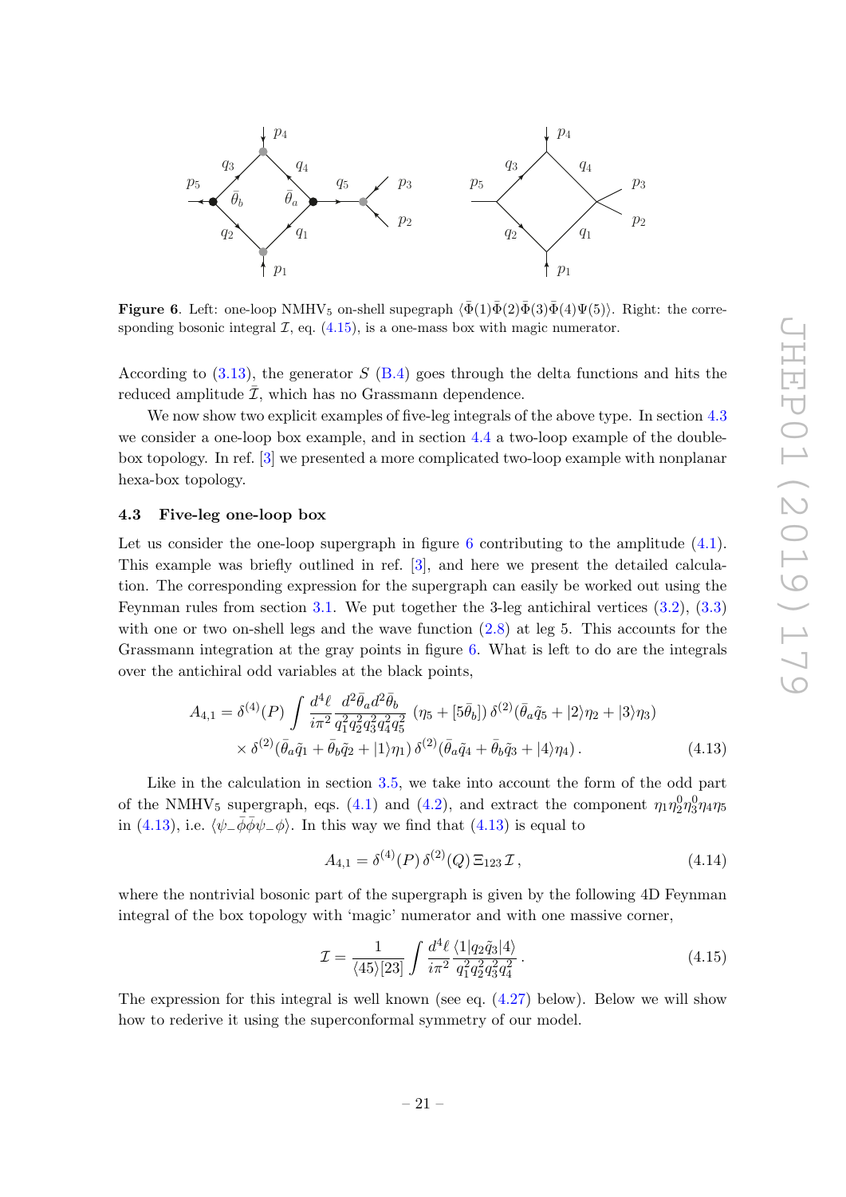**Figure 6**. Left: one-loop NMHV$_5$ on-shell supegraph $\langle\bar{\Phi}(1)\bar{\Phi}(2)\bar{\Phi}(3)\bar{\Phi}(4)\Psi(5)\rangle$. Right: the corresponding bosonic integral $\mathcal{I}$, eq. (4.15), is a one-mass box with magic numerator.

According to (3.13), the generator $S$ (B.4) goes through the delta functions and hits the reduced amplitude $\bar{\mathcal{I}}$, which has no Grassmann dependence.

We now show two explicit examples of five-leg integrals of the above type. In section 4.3 we consider a one-loop box example, and in section 4.4 a two-loop example of the double-box topology. In ref. [3] we presented a more complicated two-loop example with nonplanar hexa-box topology.

### 4.3 Five-leg one-loop box

Let us consider the one-loop supergraph in figure 6 contributing to the amplitude (4.1). This example was briefly outlined in ref. [3], and here we present the detailed calculation. The corresponding expression for the supergraph can easily be worked out using the Feynman rules from section 3.1. We put together the 3-leg antichiral vertices (3.2), (3.3) with one or two on-shell legs and the wave function (2.8) at leg 5. This accounts for the Grassmann integration at the gray points in figure 6. What is left to do are the integrals over the antichiral odd variables at the black points,

$$A_{4,1} = \delta^{(4)}(P) \int \frac{d^4\ell}{i\pi^2} \frac{d^2\bar{\theta}_a d^2\bar{\theta}_b}{q_1^2 q_2^2 q_3^2 q_4^2 q_5^2} \left(\eta_5 + [5\bar{\theta}_b]\right) \delta^{(2)}(\bar{\theta}_a \tilde{q}_5 + |2\rangle\eta_2 + |3\rangle\eta_3)$$
$$\times\, \delta^{(2)}(\bar{\theta}_a \tilde{q}_1 + \bar{\theta}_b \tilde{q}_2 + |1\rangle\eta_1)\, \delta^{(2)}(\bar{\theta}_a \tilde{q}_4 + \bar{\theta}_b \tilde{q}_3 + |4\rangle\eta_4)\,. \tag{4.13}$$

Like in the calculation in section 3.5, we take into account the form of the odd part of the NMHV$_5$ supergraph, eqs. (4.1) and (4.2), and extract the component $\eta_1\eta_2^0\eta_3^0\eta_4\eta_5$ in (4.13), i.e. $\langle\psi_-\bar{\phi}\bar{\phi}\psi_-\phi\rangle$. In this way we find that (4.13) is equal to

$$A_{4,1} = \delta^{(4)}(P)\, \delta^{(2)}(Q)\, \Xi_{123}\, \mathcal{I}\,, \tag{4.14}$$

where the nontrivial bosonic part of the supergraph is given by the following 4D Feynman integral of the box topology with 'magic' numerator and with one massive corner,

$$\mathcal{I} = \frac{1}{\langle 45\rangle[23]} \int \frac{d^4\ell}{i\pi^2} \frac{\langle 1|q_2\tilde{q}_3|4\rangle}{q_1^2 q_2^2 q_3^2 q_4^2}\,. \tag{4.15}$$

The expression for this integral is well known (see eq. (4.27) below). Below we will show how to rederive it using the superconformal symmetry of our model.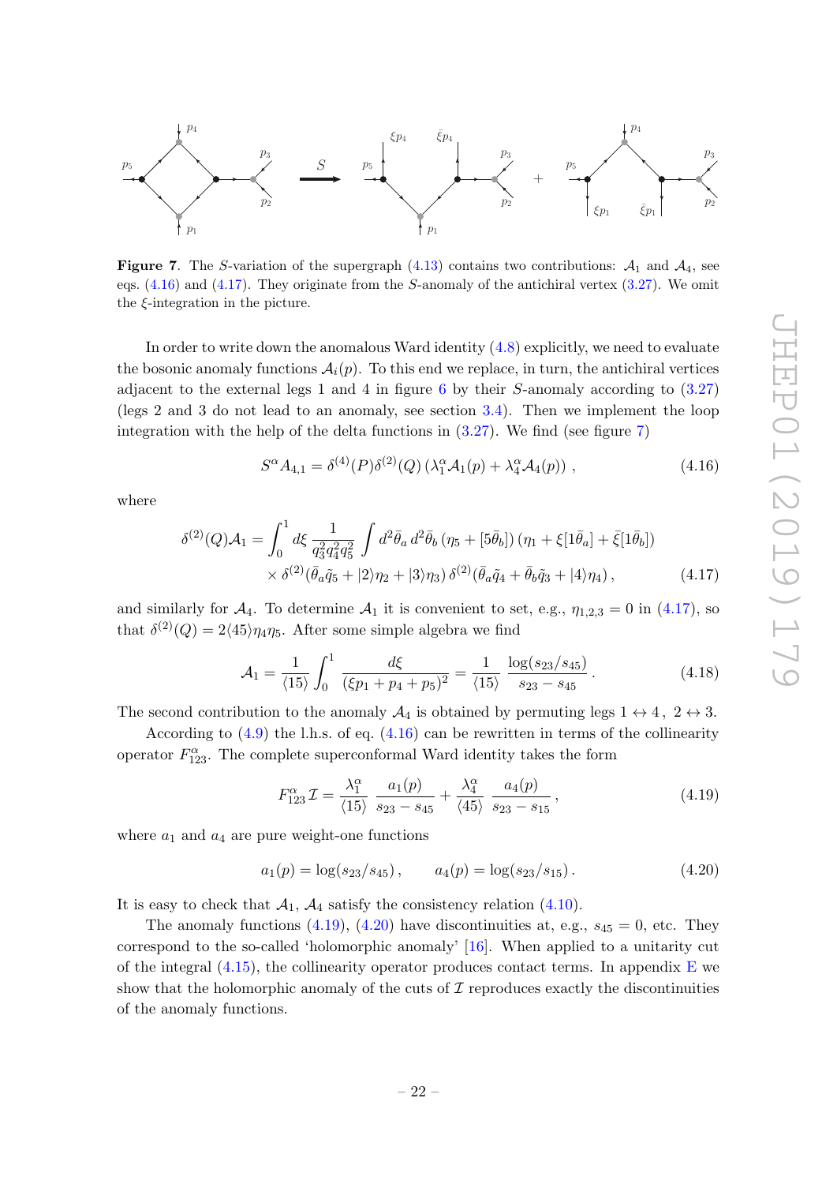**Figure 7**. The $S$-variation of the supergraph (4.13) contains two contributions: $\mathcal{A}_1$ and $\mathcal{A}_4$, see eqs. (4.16) and (4.17). They originate from the $S$-anomaly of the antichiral vertex (3.27). We omit the $\xi$-integration in the picture.

In order to write down the anomalous Ward identity (4.8) explicitly, we need to evaluate the bosonic anomaly functions $\mathcal{A}_i(p)$. To this end we replace, in turn, the antichiral vertices adjacent to the external legs 1 and 4 in figure 6 by their $S$-anomaly according to (3.27) (legs 2 and 3 do not lead to an anomaly, see section 3.4). Then we implement the loop integration with the help of the delta functions in (3.27). We find (see figure 7)

$$S^\alpha A_{4,1} = \delta^{(4)}(P)\delta^{(2)}(Q)\left(\lambda_1^\alpha \mathcal{A}_1(p) + \lambda_4^\alpha \mathcal{A}_4(p)\right), \tag{4.16}$$

where

$$\begin{aligned}\delta^{(2)}(Q)\mathcal{A}_1 = &\int_0^1 d\xi\, \frac{1}{q_3^2 q_4^2 q_5^2} \int d^2\bar\theta_a\, d^2\bar\theta_b\, (\eta_5 + [5\bar\theta_b])\,(\eta_1 + \xi[1\bar\theta_a] + \bar\xi[1\bar\theta_b]) \\ &\times \delta^{(2)}(\bar\theta_a \tilde q_5 + |2\rangle\eta_2 + |3\rangle\eta_3)\, \delta^{(2)}(\bar\theta_a \tilde q_4 + \bar\theta_b \tilde q_3 + |4\rangle\eta_4)\,,\end{aligned} \tag{4.17}$$

and similarly for $\mathcal{A}_4$. To determine $\mathcal{A}_1$ it is convenient to set, e.g., $\eta_{1,2,3} = 0$ in (4.17), so that $\delta^{(2)}(Q) = 2\langle 45\rangle \eta_4\eta_5$. After some simple algebra we find

$$\mathcal{A}_1 = \frac{1}{\langle 15\rangle}\int_0^1 \frac{d\xi}{(\xi p_1 + p_4 + p_5)^2} = \frac{1}{\langle 15\rangle}\,\frac{\log(s_{23}/s_{45})}{s_{23} - s_{45}}\,. \tag{4.18}$$

The second contribution to the anomaly $\mathcal{A}_4$ is obtained by permuting legs $1 \leftrightarrow 4\,,\ 2 \leftrightarrow 3$.

According to (4.9) the l.h.s. of eq. (4.16) can be rewritten in terms of the collinearity operator $F^\alpha_{123}$. The complete superconformal Ward identity takes the form

$$F^\alpha_{123}\,\mathcal{I} = \frac{\lambda_1^\alpha}{\langle 15\rangle}\,\frac{a_1(p)}{s_{23} - s_{45}} + \frac{\lambda_4^\alpha}{\langle 45\rangle}\,\frac{a_4(p)}{s_{23} - s_{15}}\,, \tag{4.19}$$

where $a_1$ and $a_4$ are pure weight-one functions

$$a_1(p) = \log(s_{23}/s_{45})\,, \qquad a_4(p) = \log(s_{23}/s_{15})\,. \tag{4.20}$$

It is easy to check that $\mathcal{A}_1$, $\mathcal{A}_4$ satisfy the consistency relation (4.10).

The anomaly functions (4.19), (4.20) have discontinuities at, e.g., $s_{45} = 0$, etc. They correspond to the so-called 'holomorphic anomaly' [16]. When applied to a unitarity cut of the integral (4.15), the collinearity operator produces contact terms. In appendix E we show that the holomorphic anomaly of the cuts of $\mathcal{I}$ reproduces exactly the discontinuities of the anomaly functions.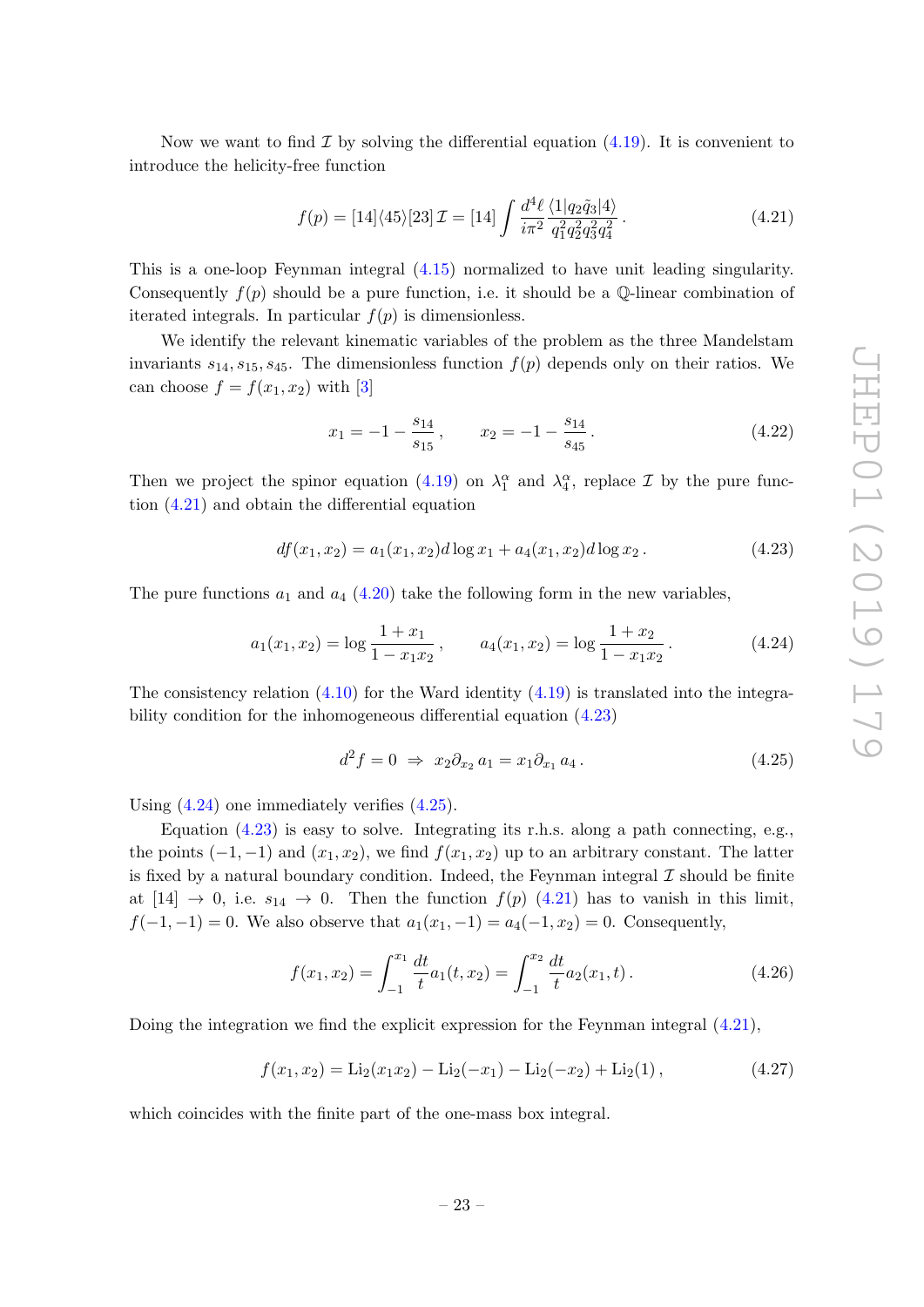Now we want to find $\mathcal{I}$ by solving the differential equation (4.19). It is convenient to introduce the helicity-free function

$$f(p) = [14]\langle 45\rangle[23]\,\mathcal{I} = [14]\int \frac{d^4\ell}{i\pi^2}\frac{\langle 1|q_2\tilde{q}_3|4\rangle}{q_1^2 q_2^2 q_3^2 q_4^2}\,. \tag{4.21}$$

This is a one-loop Feynman integral (4.15) normalized to have unit leading singularity. Consequently $f(p)$ should be a pure function, i.e. it should be a $\mathbb{Q}$-linear combination of iterated integrals. In particular $f(p)$ is dimensionless.

We identify the relevant kinematic variables of the problem as the three Mandelstam invariants $s_{14}, s_{15}, s_{45}$. The dimensionless function $f(p)$ depends only on their ratios. We can choose $f = f(x_1, x_2)$ with [3]

$$x_1 = -1 - \frac{s_{14}}{s_{15}}\,, \qquad x_2 = -1 - \frac{s_{14}}{s_{45}}\,. \tag{4.22}$$

Then we project the spinor equation (4.19) on $\lambda_1^\alpha$ and $\lambda_4^\alpha$, replace $\mathcal{I}$ by the pure function (4.21) and obtain the differential equation

$$df(x_1,x_2) = a_1(x_1,x_2)\,d\log x_1 + a_4(x_1,x_2)\,d\log x_2\,. \tag{4.23}$$

The pure functions $a_1$ and $a_4$ (4.20) take the following form in the new variables,

$$a_1(x_1,x_2) = \log\frac{1+x_1}{1-x_1x_2}\,, \qquad a_4(x_1,x_2) = \log\frac{1+x_2}{1-x_1x_2}\,. \tag{4.24}$$

The consistency relation (4.10) for the Ward identity (4.19) is translated into the integrability condition for the inhomogeneous differential equation (4.23)

$$d^2 f = 0 \;\Rightarrow\; x_2\partial_{x_2} a_1 = x_1 \partial_{x_1} a_4\,. \tag{4.25}$$

Using (4.24) one immediately verifies (4.25).

Equation (4.23) is easy to solve. Integrating its r.h.s. along a path connecting, e.g., the points $(-1,-1)$ and $(x_1,x_2)$, we find $f(x_1,x_2)$ up to an arbitrary constant. The latter is fixed by a natural boundary condition. Indeed, the Feynman integral $\mathcal{I}$ should be finite at $[14] \to 0$, i.e. $s_{14} \to 0$. Then the function $f(p)$ (4.21) has to vanish in this limit, $f(-1,-1) = 0$. We also observe that $a_1(x_1,-1) = a_4(-1,x_2) = 0$. Consequently,

$$f(x_1,x_2) = \int_{-1}^{x_1}\frac{dt}{t}a_1(t,x_2) = \int_{-1}^{x_2}\frac{dt}{t}a_2(x_1,t)\,. \tag{4.26}$$

Doing the integration we find the explicit expression for the Feynman integral (4.21),

$$f(x_1,x_2) = \mathrm{Li}_2(x_1x_2) - \mathrm{Li}_2(-x_1) - \mathrm{Li}_2(-x_2) + \mathrm{Li}_2(1)\,, \tag{4.27}$$

which coincides with the finite part of the one-mass box integral.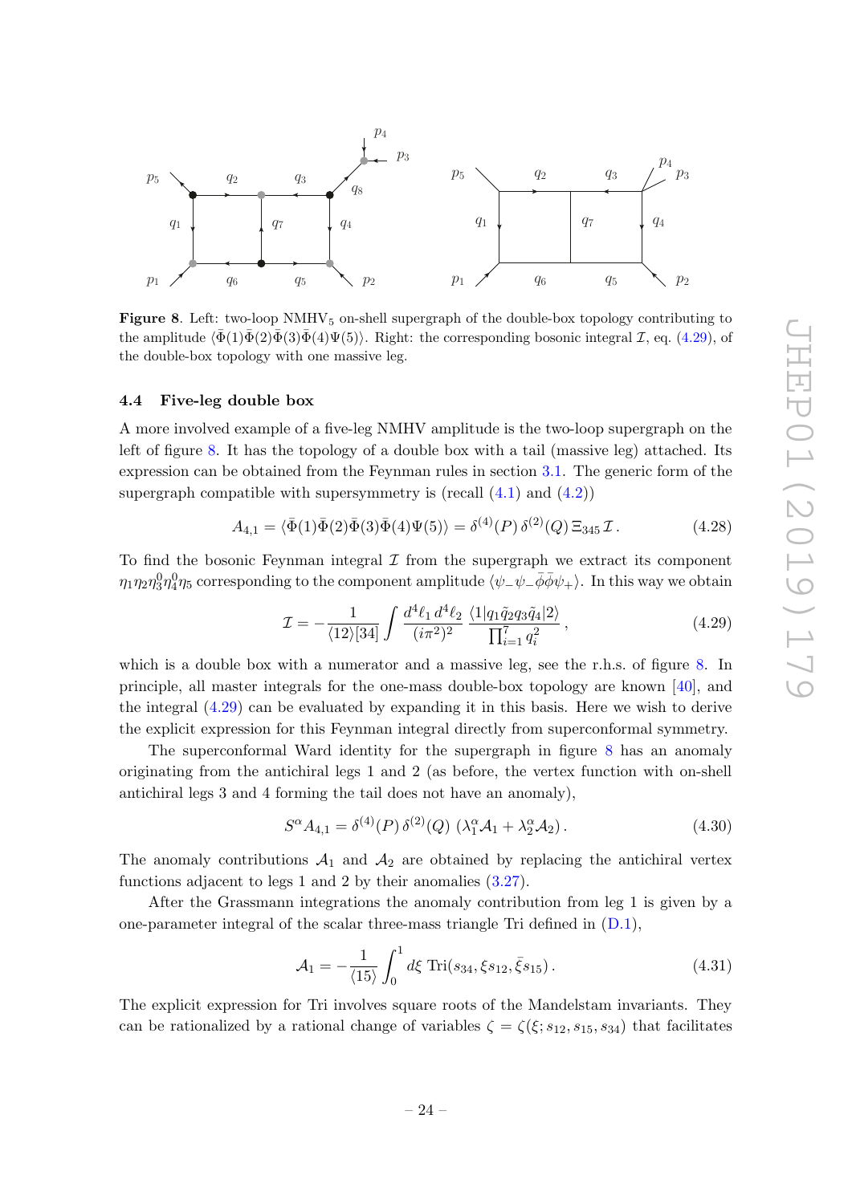**Figure 8**. Left: two-loop NMHV$_5$ on-shell supergraph of the double-box topology contributing to the amplitude $\langle\bar\Phi(1)\bar\Phi(2)\bar\Phi(3)\bar\Phi(4)\Psi(5)\rangle$. Right: the corresponding bosonic integral $\mathcal{I}$, eq. (4.29), of the double-box topology with one massive leg.

### 4.4 Five-leg double box

A more involved example of a five-leg NMHV amplitude is the two-loop supergraph on the left of figure 8. It has the topology of a double box with a tail (massive leg) attached. Its expression can be obtained from the Feynman rules in section 3.1. The generic form of the supergraph compatible with supersymmetry is (recall (4.1) and (4.2))

$$A_{4,1} = \langle\bar\Phi(1)\bar\Phi(2)\bar\Phi(3)\bar\Phi(4)\Psi(5)\rangle = \delta^{(4)}(P)\,\delta^{(2)}(Q)\,\Xi_{345}\,\mathcal{I}\,. \tag{4.28}$$

To find the bosonic Feynman integral $\mathcal{I}$ from the supergraph we extract its component $\eta_1\eta_2\eta_3^0\eta_4^0\eta_5$ corresponding to the component amplitude $\langle\psi_-\psi_-\bar\phi\bar\phi\psi_+\rangle$. In this way we obtain

$$\mathcal{I} = -\frac{1}{\langle 12\rangle[34]}\int\frac{d^4\ell_1\, d^4\ell_2}{(i\pi^2)^2}\,\frac{\langle 1|q_1\tilde q_2 q_3\tilde q_4|2\rangle}{\prod_{i=1}^{7} q_i^2}\,, \tag{4.29}$$

which is a double box with a numerator and a massive leg, see the r.h.s. of figure 8. In principle, all master integrals for the one-mass double-box topology are known [40], and the integral (4.29) can be evaluated by expanding it in this basis. Here we wish to derive the explicit expression for this Feynman integral directly from superconformal symmetry.

The superconformal Ward identity for the supergraph in figure 8 has an anomaly originating from the antichiral legs 1 and 2 (as before, the vertex function with on-shell antichiral legs 3 and 4 forming the tail does not have an anomaly),

$$S^\alpha A_{4,1} = \delta^{(4)}(P)\,\delta^{(2)}(Q)\,\left(\lambda_1^\alpha\mathcal{A}_1 + \lambda_2^\alpha\mathcal{A}_2\right). \tag{4.30}$$

The anomaly contributions $\mathcal{A}_1$ and $\mathcal{A}_2$ are obtained by replacing the antichiral vertex functions adjacent to legs 1 and 2 by their anomalies (3.27).

After the Grassmann integrations the anomaly contribution from leg 1 is given by a one-parameter integral of the scalar three-mass triangle Tri defined in (D.1),

$$\mathcal{A}_1 = -\frac{1}{\langle 15\rangle}\int_0^1 d\xi\ \mathrm{Tri}(s_{34},\xi s_{12},\bar\xi s_{15})\,. \tag{4.31}$$

The explicit expression for Tri involves square roots of the Mandelstam invariants. They can be rationalized by a rational change of variables $\zeta = \zeta(\xi; s_{12}, s_{15}, s_{34})$ that facilitates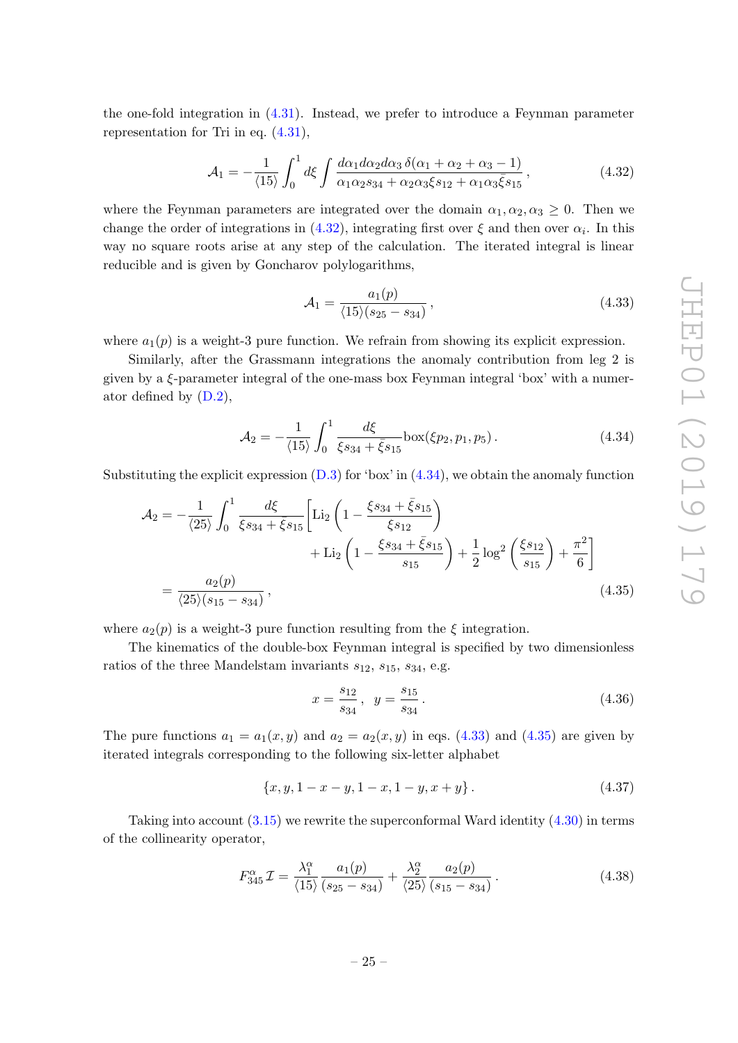the one-fold integration in (4.31). Instead, we prefer to introduce a Feynman parameter representation for Tri in eq. (4.31),

$$\mathcal{A}_1 = -\frac{1}{\langle 15\rangle}\int_0^1 d\xi \int \frac{d\alpha_1 d\alpha_2 d\alpha_3\, \delta(\alpha_1+\alpha_2+\alpha_3-1)}{\alpha_1\alpha_2 s_{34} + \alpha_2\alpha_3 \xi s_{12} + \alpha_1\alpha_3 \bar{\xi} s_{15}}\,, \tag{4.32}$$

where the Feynman parameters are integrated over the domain $\alpha_1, \alpha_2, \alpha_3 \geq 0$. Then we change the order of integrations in (4.32), integrating first over $\xi$ and then over $\alpha_i$. In this way no square roots arise at any step of the calculation. The iterated integral is linear reducible and is given by Goncharov polylogarithms,

$$\mathcal{A}_1 = \frac{a_1(p)}{\langle 15\rangle (s_{25}-s_{34})}\,, \tag{4.33}$$

where $a_1(p)$ is a weight-3 pure function. We refrain from showing its explicit expression.

Similarly, after the Grassmann integrations the anomaly contribution from leg 2 is given by a $\xi$-parameter integral of the one-mass box Feynman integral 'box' with a numerator defined by (D.2),

$$\mathcal{A}_2 = -\frac{1}{\langle 15\rangle}\int_0^1 \frac{d\xi}{\xi s_{34} + \bar{\xi} s_{15}} \text{box}(\xi p_2, p_1, p_5)\,. \tag{4.34}$$

Substituting the explicit expression (D.3) for 'box' in (4.34), we obtain the anomaly function

$$\begin{aligned}
\mathcal{A}_2 = &-\frac{1}{\langle 25\rangle}\int_0^1 \frac{d\xi}{\xi s_{34} + \bar{\xi} s_{15}}\Bigg[\text{Li}_2\left(1-\frac{\xi s_{34}+\bar{\xi}s_{15}}{\xi s_{12}}\right) \\
&\qquad + \text{Li}_2\left(1-\frac{\xi s_{34}+\bar{\xi}s_{15}}{s_{15}}\right) + \frac{1}{2}\log^2\left(\frac{\xi s_{12}}{s_{15}}\right) + \frac{\pi^2}{6}\Bigg] \\
= &\ \frac{a_2(p)}{\langle 25\rangle (s_{15}-s_{34})}\,,
\end{aligned} \tag{4.35}$$

where $a_2(p)$ is a weight-3 pure function resulting from the $\xi$ integration.

The kinematics of the double-box Feynman integral is specified by two dimensionless ratios of the three Mandelstam invariants $s_{12}$, $s_{15}$, $s_{34}$, e.g.

$$x = \frac{s_{12}}{s_{34}}\,, \quad y = \frac{s_{15}}{s_{34}}\,. \tag{4.36}$$

The pure functions $a_1 = a_1(x,y)$ and $a_2 = a_2(x,y)$ in eqs. (4.33) and (4.35) are given by iterated integrals corresponding to the following six-letter alphabet

$$\{x, y, 1-x-y, 1-x, 1-y, x+y\}\,. \tag{4.37}$$

Taking into account (3.15) we rewrite the superconformal Ward identity (4.30) in terms of the collinearity operator,

$$F^{\alpha}_{345}\,\mathcal{I} = \frac{\lambda_1^{\alpha}}{\langle 15\rangle}\frac{a_1(p)}{(s_{25}-s_{34})} + \frac{\lambda_2^{\alpha}}{\langle 25\rangle}\frac{a_2(p)}{(s_{15}-s_{34})}\,. \tag{4.38}$$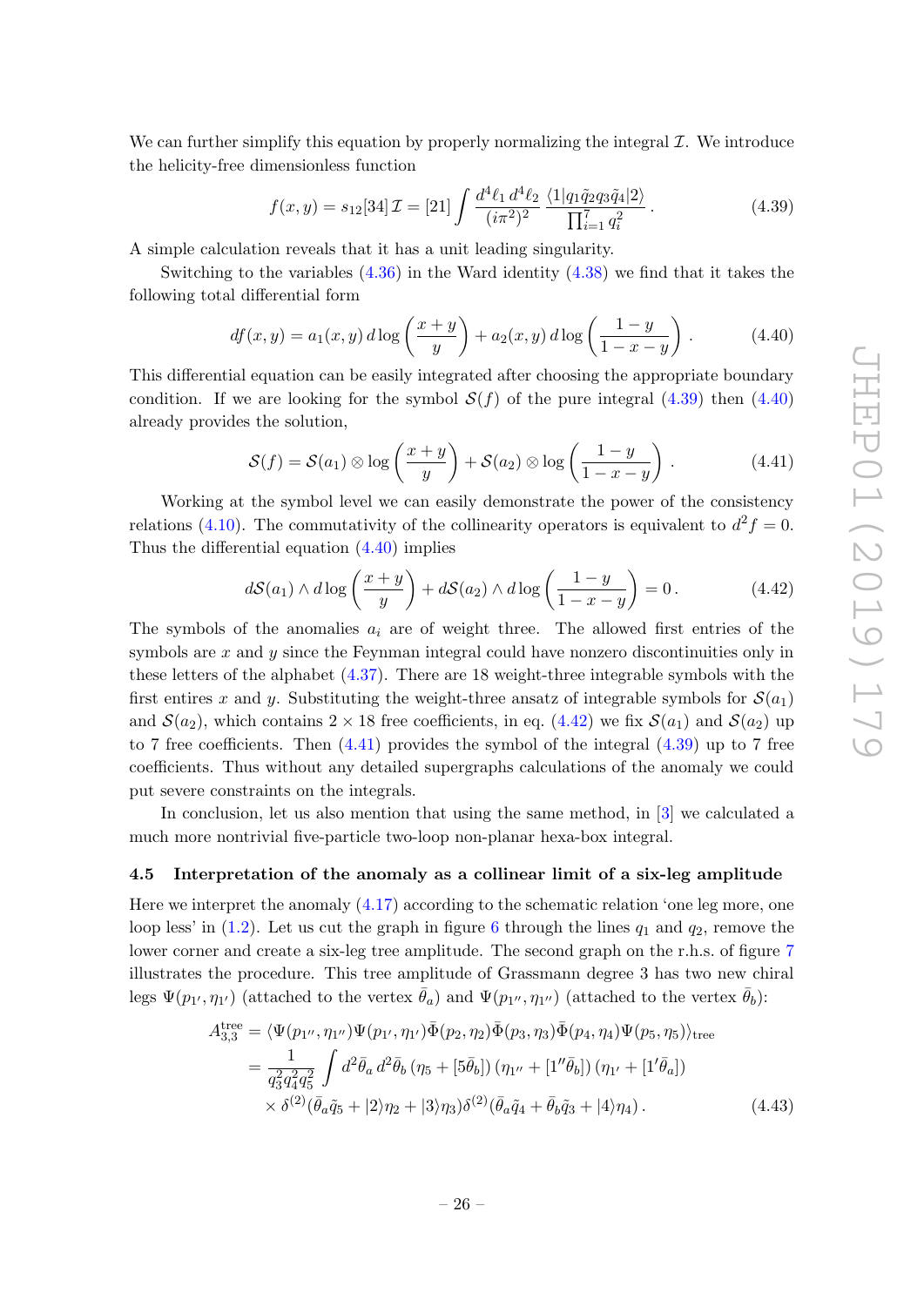We can further simplify this equation by properly normalizing the integral $\mathcal{I}$. We introduce the helicity-free dimensionless function

$$f(x,y) = s_{12}[34]\,\mathcal{I} = [21] \int \frac{d^4\ell_1\, d^4\ell_2}{(i\pi^2)^2} \frac{\langle 1|q_1\tilde{q}_2 q_3 \tilde{q}_4|2\rangle}{\prod_{i=1}^7 q_i^2}\,. \tag{4.39}$$

A simple calculation reveals that it has a unit leading singularity.

Switching to the variables (4.36) in the Ward identity (4.38) we find that it takes the following total differential form

$$df(x,y) = a_1(x,y)\, d\log\left(\frac{x+y}{y}\right) + a_2(x,y)\, d\log\left(\frac{1-y}{1-x-y}\right)\,. \tag{4.40}$$

This differential equation can be easily integrated after choosing the appropriate boundary condition. If we are looking for the symbol $\mathcal{S}(f)$ of the pure integral (4.39) then (4.40) already provides the solution,

$$\mathcal{S}(f) = \mathcal{S}(a_1) \otimes \log\left(\frac{x+y}{y}\right) + \mathcal{S}(a_2) \otimes \log\left(\frac{1-y}{1-x-y}\right)\,. \tag{4.41}$$

Working at the symbol level we can easily demonstrate the power of the consistency relations (4.10). The commutativity of the collinearity operators is equivalent to $d^2 f = 0$. Thus the differential equation (4.40) implies

$$d\mathcal{S}(a_1) \wedge d\log\left(\frac{x+y}{y}\right) + d\mathcal{S}(a_2) \wedge d\log\left(\frac{1-y}{1-x-y}\right) = 0\,. \tag{4.42}$$

The symbols of the anomalies $a_i$ are of weight three. The allowed first entries of the symbols are $x$ and $y$ since the Feynman integral could have nonzero discontinuities only in these letters of the alphabet (4.37). There are 18 weight-three integrable symbols with the first entires $x$ and $y$. Substituting the weight-three ansatz of integrable symbols for $\mathcal{S}(a_1)$ and $\mathcal{S}(a_2)$, which contains $2 \times 18$ free coefficients, in eq. (4.42) we fix $\mathcal{S}(a_1)$ and $\mathcal{S}(a_2)$ up to 7 free coefficients. Then (4.41) provides the symbol of the integral (4.39) up to 7 free coefficients. Thus without any detailed supergraphs calculations of the anomaly we could put severe constraints on the integrals.

In conclusion, let us also mention that using the same method, in [3] we calculated a much more nontrivial five-particle two-loop non-planar hexa-box integral.

### 4.5 Interpretation of the anomaly as a collinear limit of a six-leg amplitude

Here we interpret the anomaly (4.17) according to the schematic relation 'one leg more, one loop less' in (1.2). Let us cut the graph in figure 6 through the lines $q_1$ and $q_2$, remove the lower corner and create a six-leg tree amplitude. The second graph on the r.h.s. of figure 7 illustrates the procedure. This tree amplitude of Grassmann degree 3 has two new chiral legs $\Psi(p_{1'}, \eta_{1'})$ (attached to the vertex $\bar{\theta}_a$) and $\Psi(p_{1''}, \eta_{1''})$ (attached to the vertex $\bar{\theta}_b$):

$$\begin{aligned}
A_{3,3}^{\text{tree}} &= \langle \Psi(p_{1''}, \eta_{1''}) \Psi(p_{1'}, \eta_{1'}) \bar{\Phi}(p_2, \eta_2) \bar{\Phi}(p_3, \eta_3) \bar{\Phi}(p_4, \eta_4) \Psi(p_5, \eta_5) \rangle_{\text{tree}} \\
&= \frac{1}{q_3^2 q_4^2 q_5^2} \int d^2\bar{\theta}_a\, d^2\bar{\theta}_b\, (\eta_5 + [5\bar{\theta}_b])\, (\eta_{1''} + [1''\bar{\theta}_b])\, (\eta_{1'} + [1'\bar{\theta}_a]) \\
&\quad \times \delta^{(2)}(\bar{\theta}_a \tilde{q}_5 + |2\rangle \eta_2 + |3\rangle \eta_3) \delta^{(2)}(\bar{\theta}_a \tilde{q}_4 + \bar{\theta}_b \tilde{q}_3 + |4\rangle \eta_4)\,.
\end{aligned} \tag{4.43}$$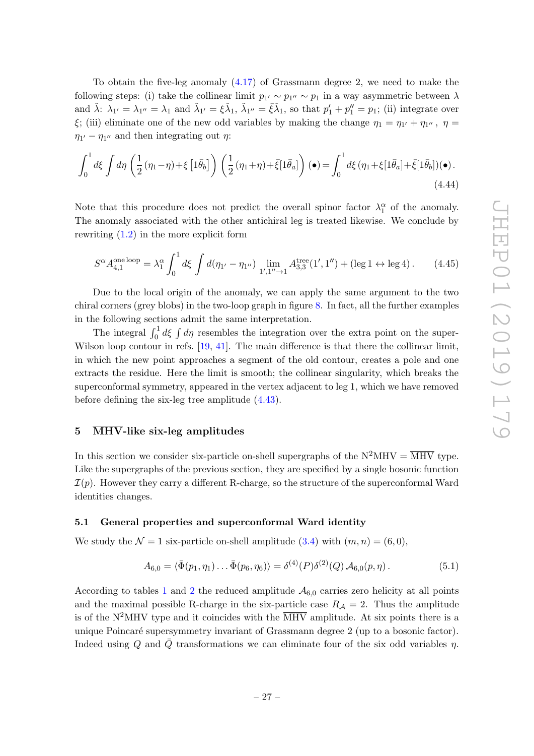To obtain the five-leg anomaly (4.17) of Grassmann degree 2, we need to make the following steps: (i) take the collinear limit $p_{1'} \sim p_{1''} \sim p_1$ in a way asymmetric between $\lambda$ and $\tilde\lambda$: $\lambda_{1'} = \lambda_{1''} = \lambda_1$ and $\tilde\lambda_{1'} = \xi\tilde\lambda_1$, $\tilde\lambda_{1''} = \bar\xi\tilde\lambda_1$, so that $p_1' + p_1'' = p_1$; (ii) integrate over $\xi$; (iii) eliminate one of the new odd variables by making the change $\eta_1 = \eta_{1'} + \eta_{1''}$, $\eta = \eta_{1'} - \eta_{1''}$ and then integrating out $\eta$:

$$\int_0^1 d\xi \int d\eta \left(\frac{1}{2}(\eta_1-\eta)+\xi\left[1\bar\theta_b\right]\right)\left(\frac{1}{2}(\eta_1+\eta)+\bar\xi[1\bar\theta_a]\right)(\bullet) = \int_0^1 d\xi\,(\eta_1+\xi[1\bar\theta_a]+\bar\xi[1\bar\theta_b])(\bullet)\,. \tag{4.44}$$

Note that this procedure does not predict the overall spinor factor $\lambda_1^\alpha$ of the anomaly. The anomaly associated with the other antichiral leg is treated likewise. We conclude by rewriting (1.2) in the more explicit form

$$S^\alpha A_{4,1}^{\text{one loop}} = \lambda_1^\alpha \int_0^1 d\xi \int d(\eta_{1'} - \eta_{1''}) \lim_{1',1''\to 1} A_{3,3}^{\text{tree}}(1',1'') + (\text{leg } 1 \leftrightarrow \text{leg } 4)\,. \tag{4.45}$$

Due to the local origin of the anomaly, we can apply the same argument to the two chiral corners (grey blobs) in the two-loop graph in figure 8. In fact, all the further examples in the following sections admit the same interpretation.

The integral $\int_0^1 d\xi \int d\eta$ resembles the integration over the extra point on the super-Wilson loop contour in refs. [19, 41]. The main difference is that there the collinear limit, in which the new point approaches a segment of the old contour, creates a pole and one extracts the residue. Here the limit is smooth; the collinear singularity, which breaks the superconformal symmetry, appeared in the vertex adjacent to leg 1, which we have removed before defining the six-leg tree amplitude (4.43).

## 5 $\overline{\text{MHV}}$-like six-leg amplitudes

In this section we consider six-particle on-shell supergraphs of the $\text{N}^2\text{MHV} = \overline{\text{MHV}}$ type. Like the supergraphs of the previous section, they are specified by a single bosonic function $\mathcal{I}(p)$. However they carry a different R-charge, so the structure of the superconformal Ward identities changes.

### 5.1 General properties and superconformal Ward identity

We study the $\mathcal{N}=1$ six-particle on-shell amplitude (3.4) with $(m,n)=(6,0)$,

$$A_{6,0} = \langle \bar\Phi(p_1,\eta_1)\ldots\bar\Phi(p_6,\eta_6)\rangle = \delta^{(4)}(P)\delta^{(2)}(Q)\,\mathcal{A}_{6,0}(p,\eta)\,. \tag{5.1}$$

According to tables 1 and 2 the reduced amplitude $\mathcal{A}_{6,0}$ carries zero helicity at all points and the maximal possible R-charge in the six-particle case $R_{\mathcal{A}} = 2$. Thus the amplitude is of the $\text{N}^2\text{MHV}$ type and it coincides with the $\overline{\text{MHV}}$ amplitude. At six points there is a unique Poincaré supersymmetry invariant of Grassmann degree 2 (up to a bosonic factor). Indeed using $Q$ and $\bar Q$ transformations we can eliminate four of the six odd variables $\eta$.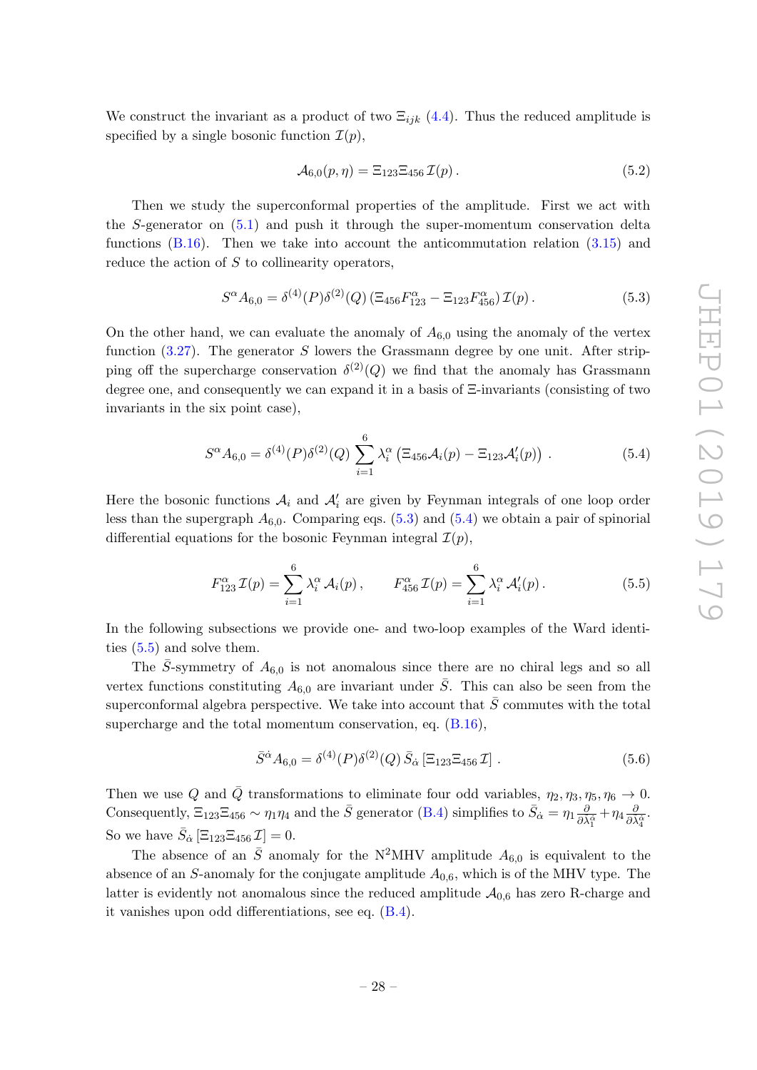We construct the invariant as a product of two $\Xi_{ijk}$ (4.4). Thus the reduced amplitude is specified by a single bosonic function $\mathcal{I}(p)$,

$$\mathcal{A}_{6,0}(p,\eta) = \Xi_{123}\Xi_{456}\,\mathcal{I}(p)\,. \tag{5.2}$$

Then we study the superconformal properties of the amplitude. First we act with the $S$-generator on (5.1) and push it through the super-momentum conservation delta functions (B.16). Then we take into account the anticommutation relation (3.15) and reduce the action of $S$ to collinearity operators,

$$S^{\alpha} A_{6,0} = \delta^{(4)}(P)\delta^{(2)}(Q)\left(\Xi_{456}F^{\alpha}_{123} - \Xi_{123}F^{\alpha}_{456}\right)\mathcal{I}(p)\,. \tag{5.3}$$

On the other hand, we can evaluate the anomaly of $A_{6,0}$ using the anomaly of the vertex function (3.27). The generator $S$ lowers the Grassmann degree by one unit. After stripping off the supercharge conservation $\delta^{(2)}(Q)$ we find that the anomaly has Grassmann degree one, and consequently we can expand it in a basis of $\Xi$-invariants (consisting of two invariants in the six point case),

$$S^{\alpha} A_{6,0} = \delta^{(4)}(P)\delta^{(2)}(Q)\sum_{i=1}^{6}\lambda^{\alpha}_{i}\left(\Xi_{456}\mathcal{A}_{i}(p) - \Xi_{123}\mathcal{A}'_{i}(p)\right)\,. \tag{5.4}$$

Here the bosonic functions $\mathcal{A}_i$ and $\mathcal{A}'_i$ are given by Feynman integrals of one loop order less than the supergraph $A_{6,0}$. Comparing eqs. (5.3) and (5.4) we obtain a pair of spinorial differential equations for the bosonic Feynman integral $\mathcal{I}(p)$,

$$F^{\alpha}_{123}\,\mathcal{I}(p) = \sum_{i=1}^{6}\lambda^{\alpha}_{i}\,\mathcal{A}_{i}(p)\,, \qquad F^{\alpha}_{456}\,\mathcal{I}(p) = \sum_{i=1}^{6}\lambda^{\alpha}_{i}\,\mathcal{A}'_{i}(p)\,. \tag{5.5}$$

In the following subsections we provide one- and two-loop examples of the Ward identities (5.5) and solve them.

The $\bar{S}$-symmetry of $A_{6,0}$ is not anomalous since there are no chiral legs and so all vertex functions constituting $A_{6,0}$ are invariant under $\bar{S}$. This can also be seen from the superconformal algebra perspective. We take into account that $\bar{S}$ commutes with the total supercharge and the total momentum conservation, eq. (B.16),

$$\bar{S}^{\dot\alpha} A_{6,0} = \delta^{(4)}(P)\delta^{(2)}(Q)\,\bar{S}_{\dot\alpha}\left[\Xi_{123}\Xi_{456}\,\mathcal{I}\right]\,. \tag{5.6}$$

Then we use $Q$ and $\bar{Q}$ transformations to eliminate four odd variables, $\eta_2,\eta_3,\eta_5,\eta_6 \to 0$. Consequently, $\Xi_{123}\Xi_{456} \sim \eta_1\eta_4$ and the $\bar{S}$ generator (B.4) simplifies to $\bar{S}_{\dot\alpha} = \eta_1\frac{\partial}{\partial\bar\lambda^{\dot\alpha}_{1}} + \eta_4\frac{\partial}{\partial\bar\lambda^{\dot\alpha}_{4}}$. So we have $\bar{S}_{\dot\alpha}\left[\Xi_{123}\Xi_{456}\,\mathcal{I}\right] = 0$.

The absence of an $\bar{S}$ anomaly for the N$^2$MHV amplitude $A_{6,0}$ is equivalent to the absence of an $S$-anomaly for the conjugate amplitude $A_{0,6}$, which is of the MHV type. The latter is evidently not anomalous since the reduced amplitude $\mathcal{A}_{0,6}$ has zero R-charge and it vanishes upon odd differentiations, see eq. (B.4).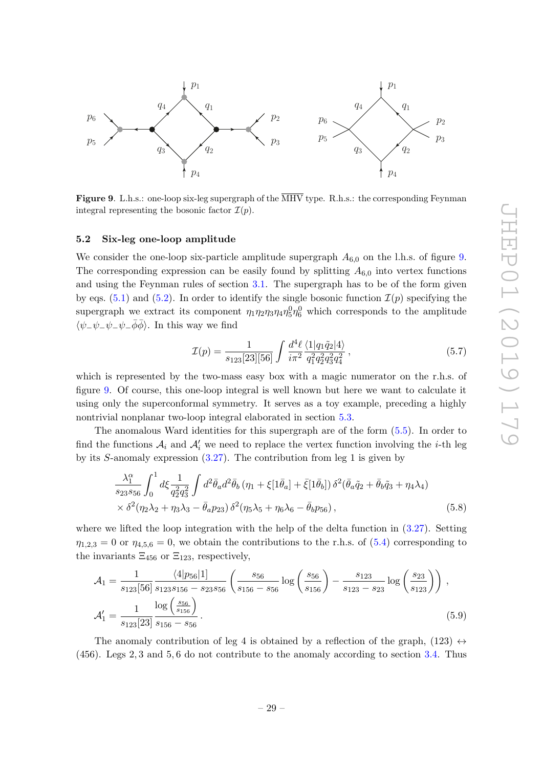**Figure 9**. L.h.s.: one-loop six-leg supergraph of the $\overline{\text{MHV}}$ type. R.h.s.: the corresponding Feynman integral representing the bosonic factor $\mathcal{I}(p)$.

### 5.2 Six-leg one-loop amplitude

We consider the one-loop six-particle amplitude supergraph $A_{6,0}$ on the l.h.s. of figure 9. The corresponding expression can be easily found by splitting $A_{6,0}$ into vertex functions and using the Feynman rules of section 3.1. The supergraph has to be of the form given by eqs. (5.1) and (5.2). In order to identify the single bosonic function $\mathcal{I}(p)$ specifying the supergraph we extract its component $\eta_1\eta_2\eta_3\eta_4\eta_5^0\eta_6^0$ which corresponds to the amplitude $\langle\psi_-\psi_-\psi_-\psi_-\bar{\phi}\bar{\phi}\rangle$. In this way we find

$$\mathcal{I}(p) = \frac{1}{s_{123}[23][56]}\int \frac{d^4\ell}{i\pi^2}\,\frac{\langle 1|q_1\tilde{q}_2|4\rangle}{q_1^2q_2^2q_3^2q_4^2}\,, \tag{5.7}$$

which is represented by the two-mass easy box with a magic numerator on the r.h.s. of figure 9. Of course, this one-loop integral is well known but here we want to calculate it using only the superconformal symmetry. It serves as a toy example, preceding a highly nontrivial nonplanar two-loop integral elaborated in section 5.3.

The anomalous Ward identities for this supergraph are of the form (5.5). In order to find the functions $\mathcal{A}_i$ and $\mathcal{A}'_i$ we need to replace the vertex function involving the $i$-th leg by its $S$-anomaly expression (3.27). The contribution from leg 1 is given by

$$\begin{aligned}
&\frac{\lambda_1^\alpha}{s_{23}s_{56}}\int_0^1 d\xi\,\frac{1}{q_2^2q_3^2}\int d^2\bar{\theta}_a d^2\bar{\theta}_b\,(\eta_1+\xi[1\bar{\theta}_a]+\bar{\xi}[1\bar{\theta}_b])\,\delta^2(\bar{\theta}_a\tilde{q}_2+\bar{\theta}_b\tilde{q}_3+\eta_4\lambda_4)\\
&\times\delta^2(\eta_2\lambda_2+\eta_3\lambda_3-\bar{\theta}_a p_{23})\,\delta^2(\eta_5\lambda_5+\eta_6\lambda_6-\bar{\theta}_b p_{56})\,,
\end{aligned}\tag{5.8}$$

where we lifted the loop integration with the help of the delta function in (3.27). Setting $\eta_{1,2,3}=0$ or $\eta_{4,5,6}=0$, we obtain the contributions to the r.h.s. of (5.4) corresponding to the invariants $\Xi_{456}$ or $\Xi_{123}$, respectively,

$$\begin{aligned}
\mathcal{A}_1 &= \frac{1}{s_{123}[56]}\,\frac{\langle 4|p_{56}|1]}{s_{123}s_{156}-s_{23}s_{56}}\left(\frac{s_{56}}{s_{156}-s_{56}}\log\left(\frac{s_{56}}{s_{156}}\right)-\frac{s_{123}}{s_{123}-s_{23}}\log\left(\frac{s_{23}}{s_{123}}\right)\right)\,,\\
\mathcal{A}'_1 &= \frac{1}{s_{123}[23]}\,\frac{\log\left(\frac{s_{56}}{s_{156}}\right)}{s_{156}-s_{56}}\,.
\end{aligned}\tag{5.9}$$

The anomaly contribution of leg 4 is obtained by a reflection of the graph, $(123)\leftrightarrow(456)$. Legs $2,3$ and $5,6$ do not contribute to the anomaly according to section 3.4. Thus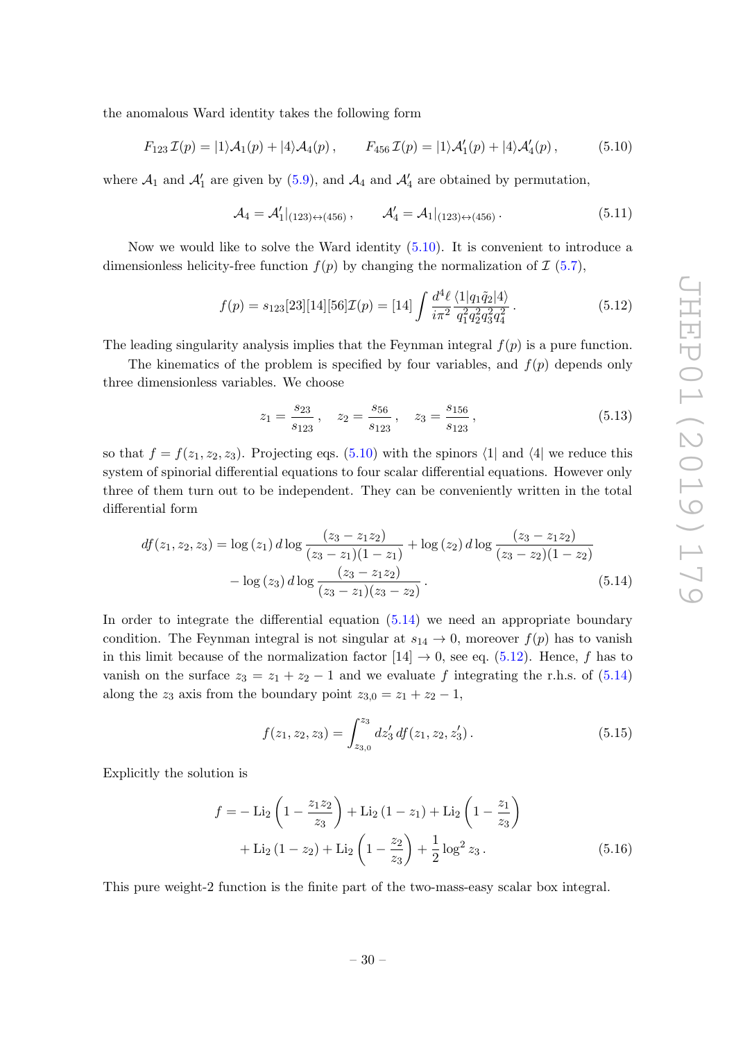the anomalous Ward identity takes the following form

$$F_{123}\,\mathcal{I}(p) = |1\rangle \mathcal{A}_1(p) + |4\rangle \mathcal{A}_4(p)\,, \qquad F_{456}\,\mathcal{I}(p) = |1\rangle \mathcal{A}'_1(p) + |4\rangle \mathcal{A}'_4(p)\,, \tag{5.10}$$

where $\mathcal{A}_1$ and $\mathcal{A}'_1$ are given by (5.9), and $\mathcal{A}_4$ and $\mathcal{A}'_4$ are obtained by permutation,

$$\mathcal{A}_4 = \mathcal{A}'_1|_{(123)\leftrightarrow(456)}\,, \qquad \mathcal{A}'_4 = \mathcal{A}_1|_{(123)\leftrightarrow(456)}\,. \tag{5.11}$$

Now we would like to solve the Ward identity (5.10). It is convenient to introduce a dimensionless helicity-free function $f(p)$ by changing the normalization of $\mathcal{I}$ (5.7),

$$f(p) = s_{123}[23][14][56]\mathcal{I}(p) = [14]\int \frac{d^4\ell}{i\pi^2}\frac{\langle 1|q_1\tilde{q}_2|4\rangle}{q_1^2 q_2^2 q_3^2 q_4^2}\,. \tag{5.12}$$

The leading singularity analysis implies that the Feynman integral $f(p)$ is a pure function.

The kinematics of the problem is specified by four variables, and $f(p)$ depends only three dimensionless variables. We choose

$$z_1 = \frac{s_{23}}{s_{123}}\,, \quad z_2 = \frac{s_{56}}{s_{123}}\,, \quad z_3 = \frac{s_{156}}{s_{123}}\,, \tag{5.13}$$

so that $f = f(z_1, z_2, z_3)$. Projecting eqs. (5.10) with the spinors $\langle 1|$ and $\langle 4|$ we reduce this system of spinorial differential equations to four scalar differential equations. However only three of them turn out to be independent. They can be conveniently written in the total differential form

$$\begin{aligned} df(z_1,z_2,z_3) = {}& \log(z_1)\, d\log\frac{(z_3 - z_1 z_2)}{(z_3 - z_1)(1 - z_1)} + \log(z_2)\, d\log\frac{(z_3 - z_1 z_2)}{(z_3 - z_2)(1 - z_2)} \\ & - \log(z_3)\, d\log\frac{(z_3 - z_1 z_2)}{(z_3 - z_1)(z_3 - z_2)}\,. \end{aligned} \tag{5.14}$$

In order to integrate the differential equation (5.14) we need an appropriate boundary condition. The Feynman integral is not singular at $s_{14} \to 0$, moreover $f(p)$ has to vanish in this limit because of the normalization factor $[14] \to 0$, see eq. (5.12). Hence, $f$ has to vanish on the surface $z_3 = z_1 + z_2 - 1$ and we evaluate $f$ integrating the r.h.s. of (5.14) along the $z_3$ axis from the boundary point $z_{3,0} = z_1 + z_2 - 1$,

$$f(z_1,z_2,z_3) = \int_{z_{3,0}}^{z_3} dz'_3\, df(z_1,z_2,z'_3)\,. \tag{5.15}$$

Explicitly the solution is

$$\begin{aligned} f = {}& -\operatorname{Li}_2\left(1 - \frac{z_1 z_2}{z_3}\right) + \operatorname{Li}_2(1 - z_1) + \operatorname{Li}_2\left(1 - \frac{z_1}{z_3}\right) \\ & + \operatorname{Li}_2(1 - z_2) + \operatorname{Li}_2\left(1 - \frac{z_2}{z_3}\right) + \frac{1}{2}\log^2 z_3\,. \end{aligned} \tag{5.16}$$

This pure weight-2 function is the finite part of the two-mass-easy scalar box integral.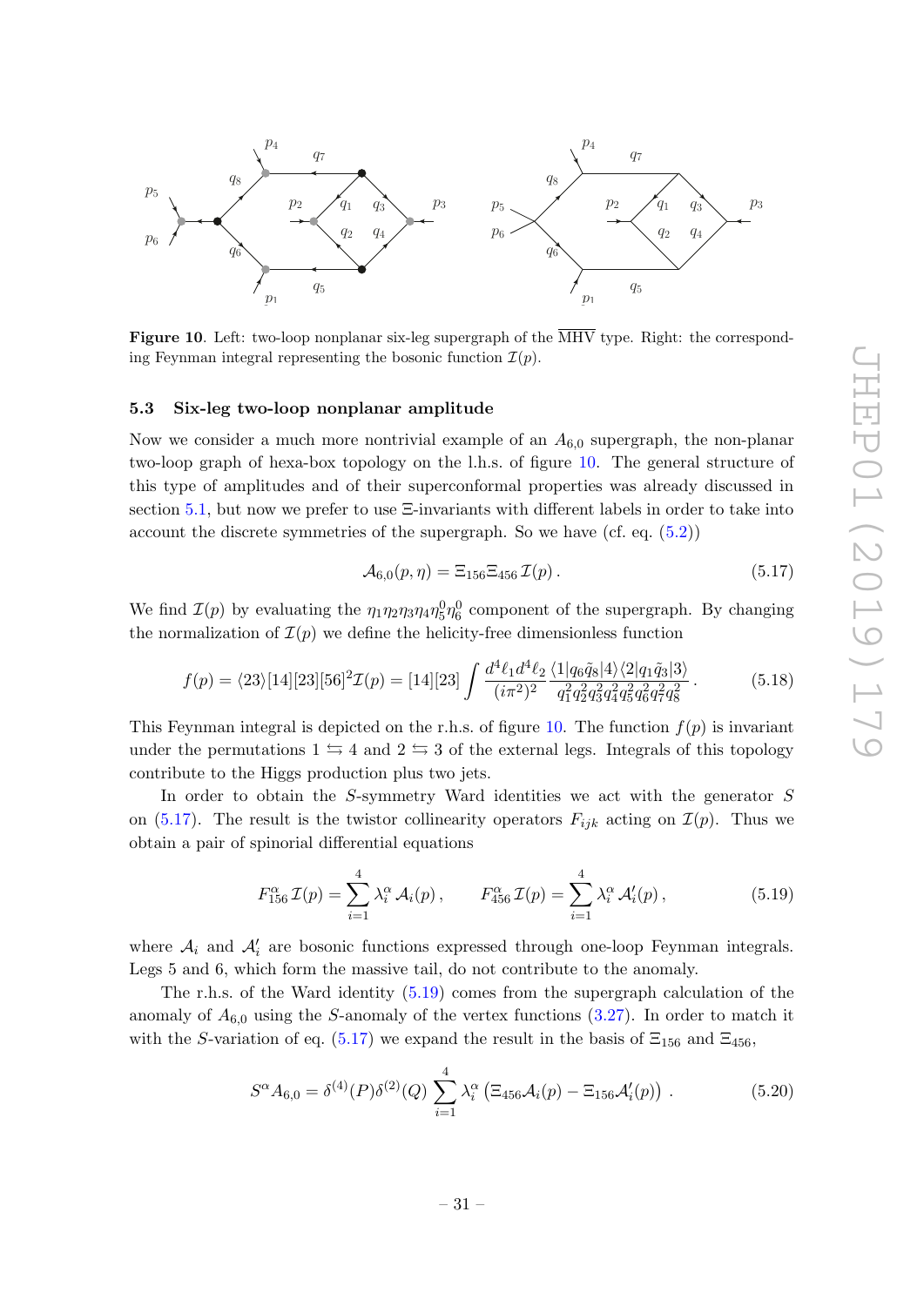**Figure 10**. Left: two-loop nonplanar six-leg supergraph of the $\overline{\text{MHV}}$ type. Right: the corresponding Feynman integral representing the bosonic function $\mathcal{I}(p)$.

### 5.3 Six-leg two-loop nonplanar amplitude

Now we consider a much more nontrivial example of an $A_{6,0}$ supergraph, the non-planar two-loop graph of hexa-box topology on the l.h.s. of figure 10. The general structure of this type of amplitudes and of their superconformal properties was already discussed in section 5.1, but now we prefer to use $\Xi$-invariants with different labels in order to take into account the discrete symmetries of the supergraph. So we have (cf. eq. (5.2))

$$\mathcal{A}_{6,0}(p,\eta) = \Xi_{156}\Xi_{456}\,\mathcal{I}(p)\,. \tag{5.17}$$

We find $\mathcal{I}(p)$ by evaluating the $\eta_1\eta_2\eta_3\eta_4\eta_5^0\eta_6^0$ component of the supergraph. By changing the normalization of $\mathcal{I}(p)$ we define the helicity-free dimensionless function

$$f(p) = \langle 23\rangle[14][23][56]^2\mathcal{I}(p) = [14][23]\int \frac{d^4\ell_1 d^4\ell_2}{(i\pi^2)^2}\frac{\langle 1|q_6\tilde{q}_8|4\rangle\langle 2|q_1\tilde{q}_3|3\rangle}{q_1^2q_2^2q_3^2q_4^2q_5^2q_6^2q_7^2q_8^2}\,. \tag{5.18}$$

This Feynman integral is depicted on the r.h.s. of figure 10. The function $f(p)$ is invariant under the permutations $1 \leftrightarrows 4$ and $2 \leftrightarrows 3$ of the external legs. Integrals of this topology contribute to the Higgs production plus two jets.

In order to obtain the $S$-symmetry Ward identities we act with the generator $S$ on (5.17). The result is the twistor collinearity operators $F_{ijk}$ acting on $\mathcal{I}(p)$. Thus we obtain a pair of spinorial differential equations

$$F^\alpha_{156}\,\mathcal{I}(p) = \sum_{i=1}^{4}\lambda_i^\alpha\,\mathcal{A}_i(p)\,,\qquad F^\alpha_{456}\,\mathcal{I}(p) = \sum_{i=1}^{4}\lambda_i^\alpha\,\mathcal{A}'_i(p)\,, \tag{5.19}$$

where $\mathcal{A}_i$ and $\mathcal{A}'_i$ are bosonic functions expressed through one-loop Feynman integrals. Legs 5 and 6, which form the massive tail, do not contribute to the anomaly.

The r.h.s. of the Ward identity (5.19) comes from the supergraph calculation of the anomaly of $A_{6,0}$ using the $S$-anomaly of the vertex functions (3.27). In order to match it with the $S$-variation of eq. (5.17) we expand the result in the basis of $\Xi_{156}$ and $\Xi_{456}$,

$$S^\alpha A_{6,0} = \delta^{(4)}(P)\delta^{(2)}(Q)\sum_{i=1}^{4}\lambda_i^\alpha\left(\Xi_{456}\mathcal{A}_i(p) - \Xi_{156}\mathcal{A}'_i(p)\right)\,. \tag{5.20}$$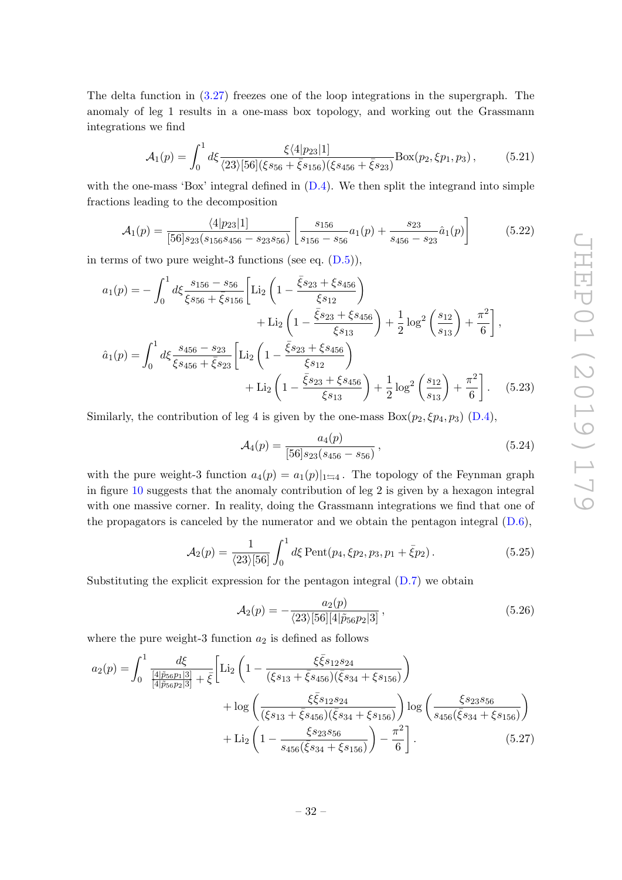The delta function in (3.27) freezes one of the loop integrations in the supergraph. The anomaly of leg 1 results in a one-mass box topology, and working out the Grassmann integrations we find

$$\mathcal{A}_1(p) = \int_0^1 d\xi \frac{\xi\langle 4|p_{23}|1]}{\langle 23\rangle[56](\xi s_{56}+\bar{\xi}s_{156})(\xi s_{456}+\bar{\xi}s_{23})}\text{Box}(p_2,\xi p_1,p_3)\,, \tag{5.21}$$

with the one-mass 'Box' integral defined in (D.4). We then split the integrand into simple fractions leading to the decomposition

$$\mathcal{A}_1(p) = \frac{\langle 4|p_{23}|1]}{[56]s_{23}(s_{156}s_{456}-s_{23}s_{56})}\left[\frac{s_{156}}{s_{156}-s_{56}}a_1(p)+\frac{s_{23}}{s_{456}-s_{23}}\hat{a}_1(p)\right] \tag{5.22}$$

in terms of two pure weight-3 functions (see eq. (D.5)),

$$\begin{aligned}
a_1(p) = -\int_0^1 d\xi \frac{s_{156}-s_{56}}{\xi s_{56}+\bar{\xi}s_{156}}\Bigg[&\text{Li}_2\left(1-\frac{\bar{\xi}s_{23}+\xi s_{456}}{\xi s_{12}}\right) \\
&+\text{Li}_2\left(1-\frac{\bar{\xi}s_{23}+\xi s_{456}}{\xi s_{13}}\right)+\frac{1}{2}\log^2\left(\frac{s_{12}}{s_{13}}\right)+\frac{\pi^2}{6}\Bigg]\,, \\
\hat{a}_1(p) = \int_0^1 d\xi \frac{s_{456}-s_{23}}{\xi s_{456}+\bar{\xi}s_{23}}\Bigg[&\text{Li}_2\left(1-\frac{\bar{\xi}s_{23}+\xi s_{456}}{\xi s_{12}}\right) \\
&+\text{Li}_2\left(1-\frac{\bar{\xi}s_{23}+\xi s_{456}}{\xi s_{13}}\right)+\frac{1}{2}\log^2\left(\frac{s_{12}}{s_{13}}\right)+\frac{\pi^2}{6}\Bigg]\,.
\end{aligned} \tag{5.23}$$

Similarly, the contribution of leg 4 is given by the one-mass $\text{Box}(p_2,\xi p_4,p_3)$ (D.4),

$$\mathcal{A}_4(p) = \frac{a_4(p)}{[56]s_{23}(s_{456}-s_{56})}\,, \tag{5.24}$$

with the pure weight-3 function $a_4(p) = a_1(p)|_{1\leftrightarrows 4}$. The topology of the Feynman graph in figure 10 suggests that the anomaly contribution of leg 2 is given by a hexagon integral with one massive corner. In reality, doing the Grassmann integrations we find that one of the propagators is canceled by the numerator and we obtain the pentagon integral (D.6),

$$\mathcal{A}_2(p) = \frac{1}{\langle 23\rangle[56]}\int_0^1 d\xi\, \text{Pent}(p_4,\xi p_2,p_3,p_1+\bar{\xi}p_2)\,. \tag{5.25}$$

Substituting the explicit expression for the pentagon integral (D.7) we obtain

$$\mathcal{A}_2(p) = -\frac{a_2(p)}{\langle 23\rangle[56][4|\tilde{p}_{56}p_2|3]}\,, \tag{5.26}$$

where the pure weight-3 function $a_2$ is defined as follows

$$\begin{aligned}
a_2(p) = \int_0^1 \frac{d\xi}{\frac{[4|\tilde{p}_{56}p_1|3]}{[4|\tilde{p}_{56}p_2|3]}+\bar{\xi}}\Bigg[&\text{Li}_2\left(1-\frac{\xi\bar{\xi}s_{12}s_{24}}{(\xi s_{13}+\bar{\xi}s_{456})(\xi s_{34}+\xi s_{156})}\right) \\
&+\log\left(\frac{\xi\bar{\xi}s_{12}s_{24}}{(\xi s_{13}+\bar{\xi}s_{456})(\bar{\xi}s_{34}+\xi s_{156})}\right)\log\left(\frac{\xi s_{23}s_{56}}{s_{456}(\bar{\xi}s_{34}+\xi s_{156})}\right) \\
&+\text{Li}_2\left(1-\frac{\xi s_{23}s_{56}}{s_{456}(\bar{\xi}s_{34}+\xi s_{156})}\right)-\frac{\pi^2}{6}\Bigg]\,.
\end{aligned} \tag{5.27}$$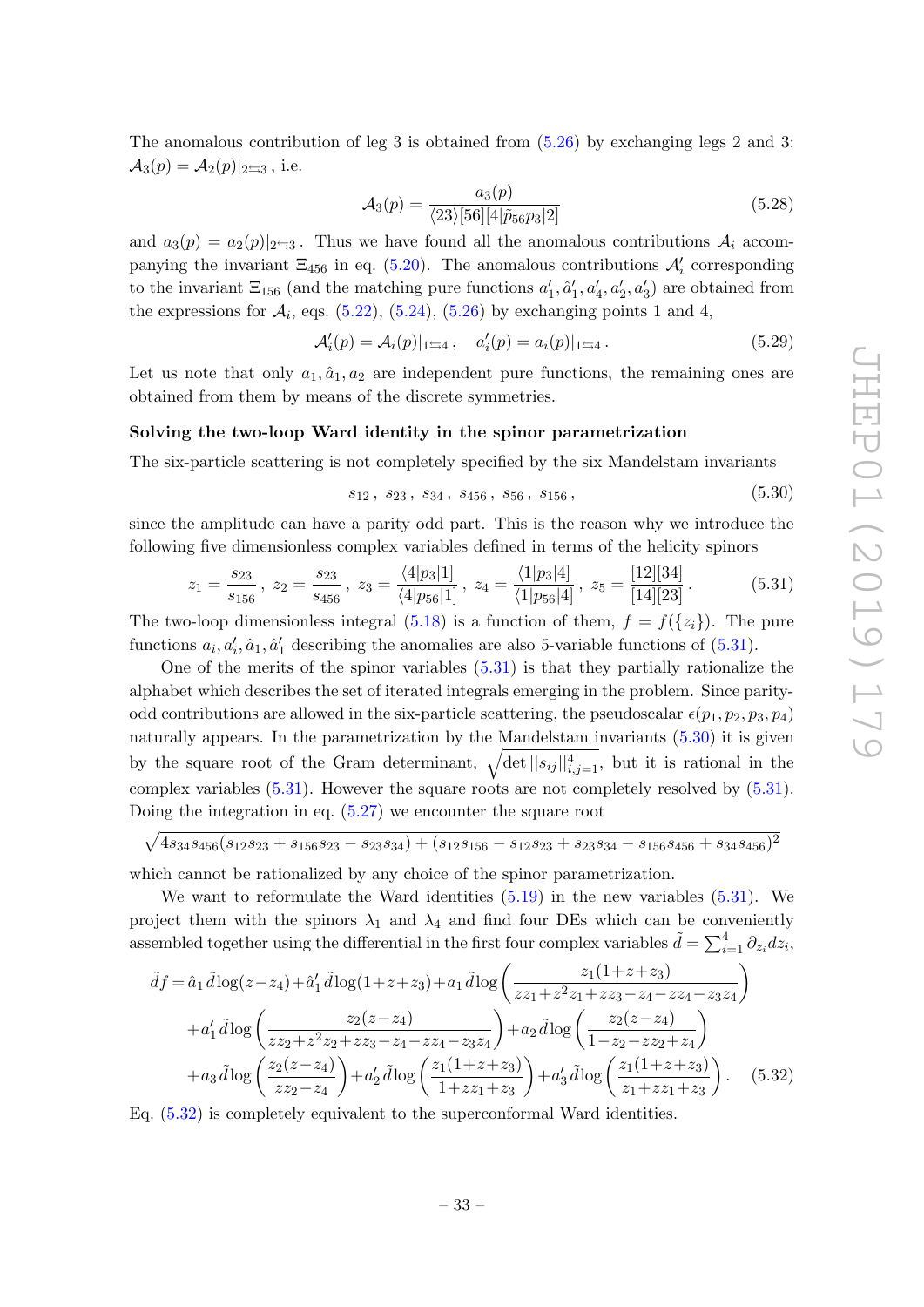The anomalous contribution of leg 3 is obtained from (5.26) by exchanging legs 2 and 3: $\mathcal{A}_3(p) = \mathcal{A}_2(p)|_{2\leftrightarrows 3}$ , i.e.

$$\mathcal{A}_3(p) = \frac{a_3(p)}{\langle 23\rangle[56][4|\tilde{p}_{56}p_3|2]} \tag{5.28}$$

and $a_3(p) = a_2(p)|_{2\leftrightarrows 3}$. Thus we have found all the anomalous contributions $\mathcal{A}_i$ accompanying the invariant $\Xi_{456}$ in eq. (5.20). The anomalous contributions $\mathcal{A}'_i$ corresponding to the invariant $\Xi_{156}$ (and the matching pure functions $a'_1, \hat{a}'_1, a'_4, a'_2, a'_3$) are obtained from the expressions for $\mathcal{A}_i$, eqs. (5.22), (5.24), (5.26) by exchanging points 1 and 4,

$$\mathcal{A}'_i(p) = \mathcal{A}_i(p)|_{1\leftrightarrows 4}\,, \quad a'_i(p) = a_i(p)|_{1\leftrightarrows 4}\,. \tag{5.29}$$

Let us note that only $a_1, \hat{a}_1, a_2$ are independent pure functions, the remaining ones are obtained from them by means of the discrete symmetries.

**Solving the two-loop Ward identity in the spinor parametrization**

The six-particle scattering is not completely specified by the six Mandelstam invariants

$$s_{12}\,,\; s_{23}\,,\; s_{34}\,,\; s_{456}\,,\; s_{56}\,,\; s_{156}\,, \tag{5.30}$$

since the amplitude can have a parity odd part. This is the reason why we introduce the following five dimensionless complex variables defined in terms of the helicity spinors

$$z_1 = \frac{s_{23}}{s_{156}}\,,\; z_2 = \frac{s_{23}}{s_{456}}\,,\; z_3 = \frac{\langle 4|p_3|1]}{\langle 4|p_{56}|1]}\,,\; z_4 = \frac{\langle 1|p_3|4]}{\langle 1|p_{56}|4]}\,,\; z_5 = \frac{[12][34]}{[14][23]}\,. \tag{5.31}$$

The two-loop dimensionless integral (5.18) is a function of them, $f = f(\{z_i\})$. The pure functions $a_i, a'_i, \hat{a}_1, \hat{a}'_1$ describing the anomalies are also 5-variable functions of (5.31).

One of the merits of the spinor variables (5.31) is that they partially rationalize the alphabet which describes the set of iterated integrals emerging in the problem. Since parity-odd contributions are allowed in the six-particle scattering, the pseudoscalar $\epsilon(p_1, p_2, p_3, p_4)$ naturally appears. In the parametrization by the Mandelstam invariants (5.30) it is given by the square root of the Gram determinant, $\sqrt{\det ||s_{ij}||_{i,j=1}^{4}}$, but it is rational in the complex variables (5.31). However the square roots are not completely resolved by (5.31). Doing the integration in eq. (5.27) we encounter the square root

$$\sqrt{4s_{34}s_{456}(s_{12}s_{23}+s_{156}s_{23}-s_{23}s_{34})+(s_{12}s_{156}-s_{12}s_{23}+s_{23}s_{34}-s_{156}s_{456}+s_{34}s_{456})^2}$$

which cannot be rationalized by any choice of the spinor parametrization.

We want to reformulate the Ward identities (5.19) in the new variables (5.31). We project them with the spinors $\lambda_1$ and $\lambda_4$ and find four DEs which can be conveniently assembled together using the differential in the first four complex variables $\tilde{d} = \sum_{i=1}^{4} \partial_{z_i} dz_i$,

$$\begin{aligned}
\tilde{d}f =\, & \hat{a}_1\,\tilde{d}\log(z-z_4) + \hat{a}'_1\,\tilde{d}\log(1+z+z_3) + a_1\,\tilde{d}\log\left(\frac{z_1(1+z+z_3)}{zz_1+z^2z_1+zz_3-z_4-zz_4-z_3z_4}\right) \\
& + a'_1\,\tilde{d}\log\left(\frac{z_2(z-z_4)}{zz_2+z^2z_2+zz_3-z_4-zz_4-z_3z_4}\right) + a_2\,\tilde{d}\log\left(\frac{z_2(z-z_4)}{1-z_2-zz_2+z_4}\right) \\
& + a_3\,\tilde{d}\log\left(\frac{z_2(z-z_4)}{zz_2-z_4}\right) + a'_2\,\tilde{d}\log\left(\frac{z_1(1+z+z_3)}{1+zz_1+z_3}\right) + a'_3\,\tilde{d}\log\left(\frac{z_1(1+z+z_3)}{z_1+zz_1+z_3}\right).
\end{aligned} \tag{5.32}$$

Eq. (5.32) is completely equivalent to the superconformal Ward identities.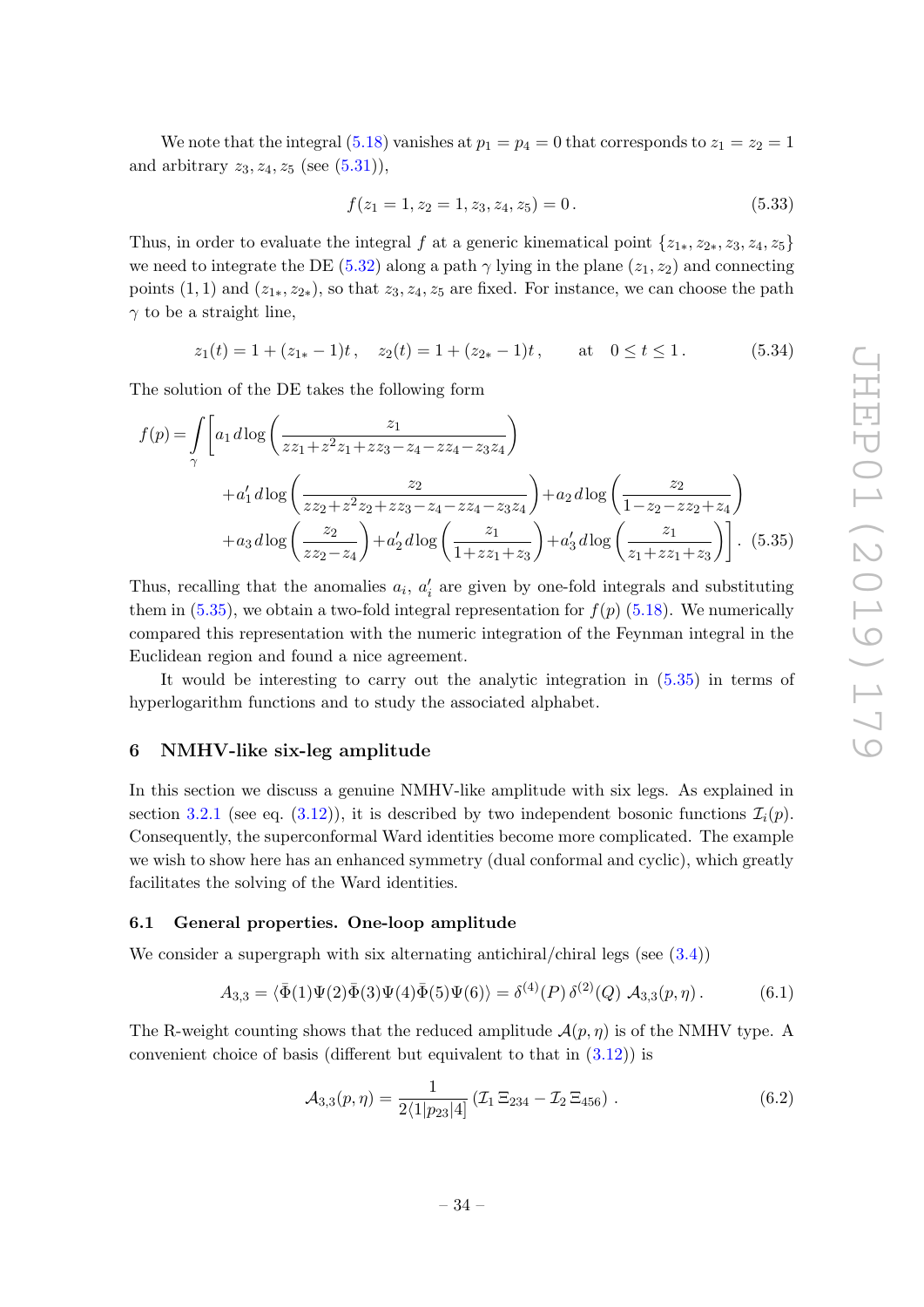We note that the integral (5.18) vanishes at $p_1 = p_4 = 0$ that corresponds to $z_1 = z_2 = 1$ and arbitrary $z_3, z_4, z_5$ (see (5.31)),

$$f(z_1 = 1, z_2 = 1, z_3, z_4, z_5) = 0\,. \tag{5.33}$$

Thus, in order to evaluate the integral $f$ at a generic kinematical point $\{z_{1*}, z_{2*}, z_3, z_4, z_5\}$ we need to integrate the DE (5.32) along a path $\gamma$ lying in the plane $(z_1, z_2)$ and connecting points $(1, 1)$ and $(z_{1*}, z_{2*})$, so that $z_3, z_4, z_5$ are fixed. For instance, we can choose the path $\gamma$ to be a straight line,

$$z_1(t) = 1 + (z_{1*} - 1)t\,, \quad z_2(t) = 1 + (z_{2*} - 1)t\,, \qquad \text{at} \quad 0 \le t \le 1\,. \tag{5.34}$$

The solution of the DE takes the following form

$$\begin{aligned} f(p) = \int\limits_\gamma \Bigg[ & a_1\, d\log\left(\frac{z_1}{zz_1 + z^2 z_1 + zz_3 - z_4 - zz_4 - z_3 z_4}\right) \\ & + a'_1\, d\log\left(\frac{z_2}{zz_2 + z^2 z_2 + zz_3 - z_4 - zz_4 - z_3 z_4}\right) + a_2\, d\log\left(\frac{z_2}{1 - z_2 - zz_2 + z_4}\right) \\ & + a_3\, d\log\left(\frac{z_2}{zz_2 - z_4}\right) + a'_2\, d\log\left(\frac{z_1}{1 + zz_1 + z_3}\right) + a'_3\, d\log\left(\frac{z_1}{z_1 + zz_1 + z_3}\right)\Bigg]\,. \end{aligned} \tag{5.35}$$

Thus, recalling that the anomalies $a_i$, $a'_i$ are given by one-fold integrals and substituting them in (5.35), we obtain a two-fold integral representation for $f(p)$ (5.18). We numerically compared this representation with the numeric integration of the Feynman integral in the Euclidean region and found a nice agreement.

It would be interesting to carry out the analytic integration in (5.35) in terms of hyperlogarithm functions and to study the associated alphabet.

## 6 NMHV-like six-leg amplitude

In this section we discuss a genuine NMHV-like amplitude with six legs. As explained in section 3.2.1 (see eq. (3.12)), it is described by two independent bosonic functions $\mathcal{I}_i(p)$. Consequently, the superconformal Ward identities become more complicated. The example we wish to show here has an enhanced symmetry (dual conformal and cyclic), which greatly facilitates the solving of the Ward identities.

### 6.1 General properties. One-loop amplitude

We consider a supergraph with six alternating antichiral/chiral legs (see (3.4))

$$A_{3,3} = \langle \bar\Phi(1)\Psi(2)\bar\Phi(3)\Psi(4)\bar\Phi(5)\Psi(6)\rangle = \delta^{(4)}(P)\,\delta^{(2)}(Q)\,\mathcal{A}_{3,3}(p,\eta)\,. \tag{6.1}$$

The R-weight counting shows that the reduced amplitude $\mathcal{A}(p, \eta)$ is of the NMHV type. A convenient choice of basis (different but equivalent to that in (3.12)) is

$$\mathcal{A}_{3,3}(p,\eta) = \frac{1}{2\langle 1|p_{23}|4]}\left(\mathcal{I}_1\,\Xi_{234} - \mathcal{I}_2\,\Xi_{456}\right)\,. \tag{6.2}$$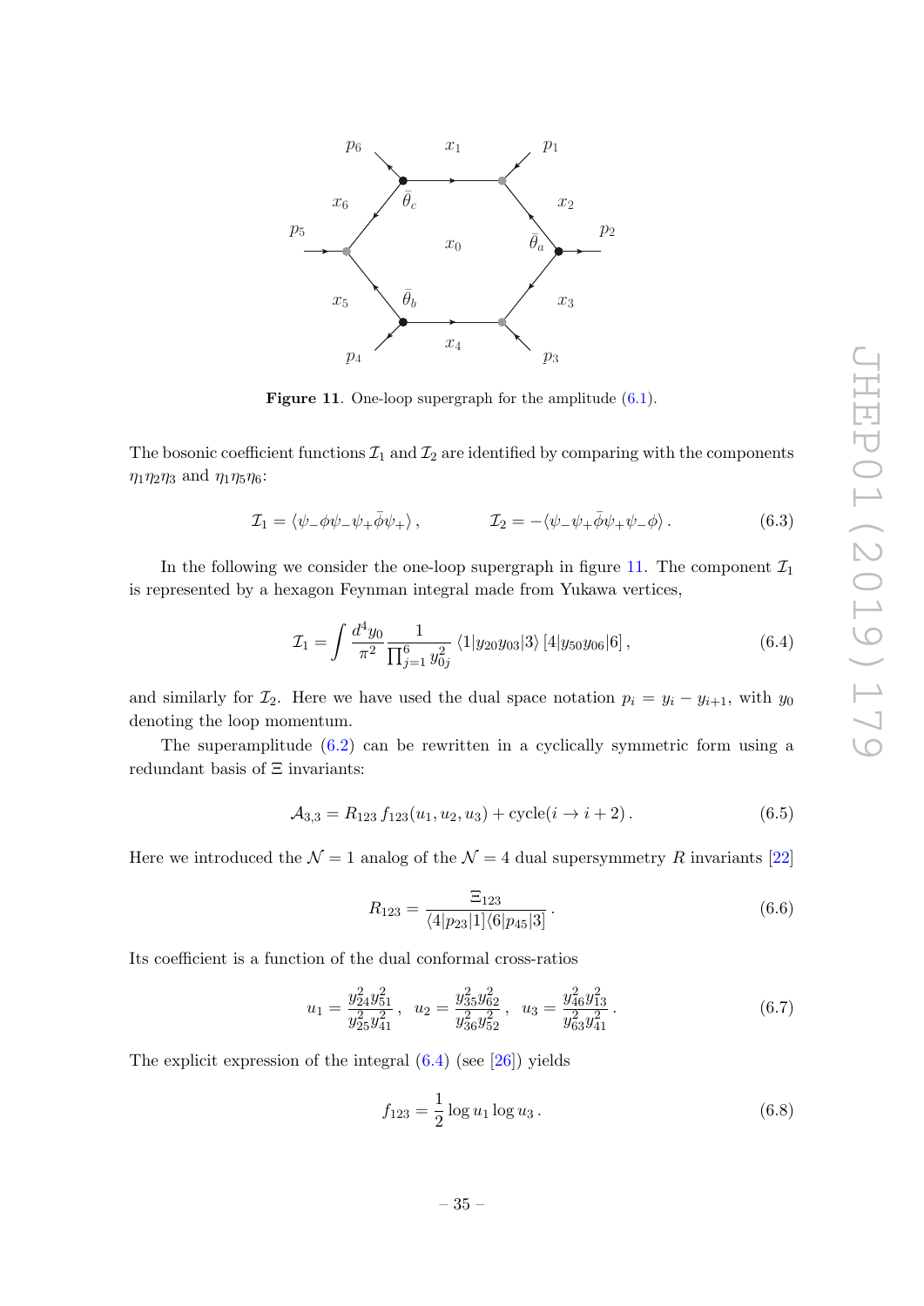**Figure 11**. One-loop supergraph for the amplitude (6.1).

The bosonic coefficient functions $\mathcal{I}_1$ and $\mathcal{I}_2$ are identified by comparing with the components $\eta_1\eta_2\eta_3$ and $\eta_1\eta_5\eta_6$:

$$\mathcal{I}_1 = \langle \psi_- \phi \psi_- \psi_+ \bar{\phi} \psi_+ \rangle\,, \qquad\qquad \mathcal{I}_2 = -\langle \psi_- \psi_+ \bar{\phi} \psi_+ \psi_- \phi \rangle\,. \tag{6.3}$$

In the following we consider the one-loop supergraph in figure 11. The component $\mathcal{I}_1$ is represented by a hexagon Feynman integral made from Yukawa vertices,

$$\mathcal{I}_1 = \int \frac{d^4 y_0}{\pi^2} \frac{1}{\prod_{j=1}^{6} y_{0j}^2} \langle 1|y_{20} y_{03}|3\rangle \, [4|y_{50} y_{06}|6]\,, \tag{6.4}$$

and similarly for $\mathcal{I}_2$. Here we have used the dual space notation $p_i = y_i - y_{i+1}$, with $y_0$ denoting the loop momentum.

The superamplitude (6.2) can be rewritten in a cyclically symmetric form using a redundant basis of $\Xi$ invariants:

$$\mathcal{A}_{3,3} = R_{123}\, f_{123}(u_1, u_2, u_3) + \text{cycle}(i \to i+2)\,. \tag{6.5}$$

Here we introduced the $\mathcal{N} = 1$ analog of the $\mathcal{N} = 4$ dual supersymmetry $R$ invariants [22]

$$R_{123} = \frac{\Xi_{123}}{\langle 4|p_{23}|1]\langle 6|p_{45}|3]}\,. \tag{6.6}$$

Its coefficient is a function of the dual conformal cross-ratios

$$u_1 = \frac{y_{24}^2 y_{51}^2}{y_{25}^2 y_{41}^2}\,, \quad u_2 = \frac{y_{35}^2 y_{62}^2}{y_{36}^2 y_{52}^2}\,, \quad u_3 = \frac{y_{46}^2 y_{13}^2}{y_{63}^2 y_{41}^2}\,. \tag{6.7}$$

The explicit expression of the integral (6.4) (see [26]) yields

$$f_{123} = \frac{1}{2} \log u_1 \log u_3\,. \tag{6.8}$$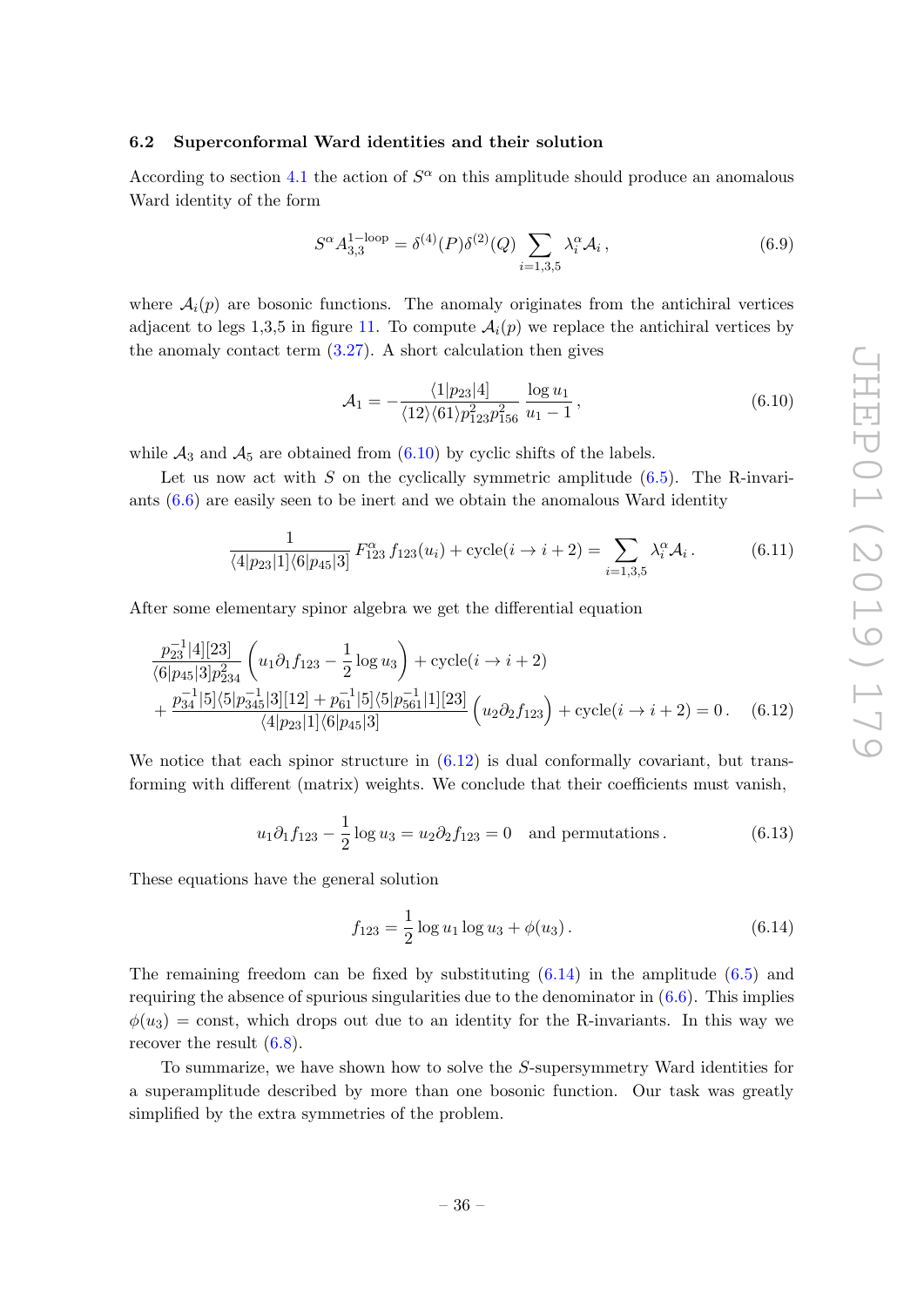### 6.2 Superconformal Ward identities and their solution

According to section 4.1 the action of $S^\alpha$ on this amplitude should produce an anomalous Ward identity of the form

$$S^\alpha A_{3,3}^{1\text{-loop}} = \delta^{(4)}(P)\delta^{(2)}(Q) \sum_{i=1,3,5} \lambda_i^\alpha \mathcal{A}_i \,, \tag{6.9}$$

where $\mathcal{A}_i(p)$ are bosonic functions. The anomaly originates from the antichiral vertices adjacent to legs 1,3,5 in figure 11. To compute $\mathcal{A}_i(p)$ we replace the antichiral vertices by the anomaly contact term (3.27). A short calculation then gives

$$\mathcal{A}_1 = -\frac{\langle 1|p_{23}|4]}{\langle 12\rangle\langle 61\rangle p_{123}^2 p_{156}^2} \frac{\log u_1}{u_1 - 1} \,, \tag{6.10}$$

while $\mathcal{A}_3$ and $\mathcal{A}_5$ are obtained from (6.10) by cyclic shifts of the labels.

Let us now act with $S$ on the cyclically symmetric amplitude (6.5). The R-invariants (6.6) are easily seen to be inert and we obtain the anomalous Ward identity

$$\frac{1}{\langle 4|p_{23}|1]\langle 6|p_{45}|3]} F_{123}^\alpha \, f_{123}(u_i) + \text{cycle}(i \to i+2) = \sum_{i=1,3,5} \lambda_i^\alpha \mathcal{A}_i \,. \tag{6.11}$$

After some elementary spinor algebra we get the differential equation

$$\begin{aligned}
&\frac{p_{23}^{-1}|4][23]}{\langle 6|p_{45}|3] p_{234}^2} \left( u_1 \partial_1 f_{123} - \frac{1}{2} \log u_3 \right) + \text{cycle}(i \to i+2) \\
&+ \frac{p_{34}^{-1}|5]\langle 5|p_{345}^{-1}|3][12] + p_{61}^{-1}|5]\langle 5|p_{561}^{-1}|1][23]}{\langle 4|p_{23}|1]\langle 6|p_{45}|3]} \left( u_2 \partial_2 f_{123} \right) + \text{cycle}(i \to i+2) = 0 \,.
\end{aligned} \tag{6.12}$$

We notice that each spinor structure in (6.12) is dual conformally covariant, but transforming with different (matrix) weights. We conclude that their coefficients must vanish,

$$u_1 \partial_1 f_{123} - \frac{1}{2} \log u_3 = u_2 \partial_2 f_{123} = 0 \quad \text{and permutations} \,. \tag{6.13}$$

These equations have the general solution

$$f_{123} = \frac{1}{2} \log u_1 \log u_3 + \phi(u_3) \,. \tag{6.14}$$

The remaining freedom can be fixed by substituting (6.14) in the amplitude (6.5) and requiring the absence of spurious singularities due to the denominator in (6.6). This implies $\phi(u_3) = \text{const}$, which drops out due to an identity for the R-invariants. In this way we recover the result (6.8).

To summarize, we have shown how to solve the $S$-supersymmetry Ward identities for a superamplitude described by more than one bosonic function. Our task was greatly simplified by the extra symmetries of the problem.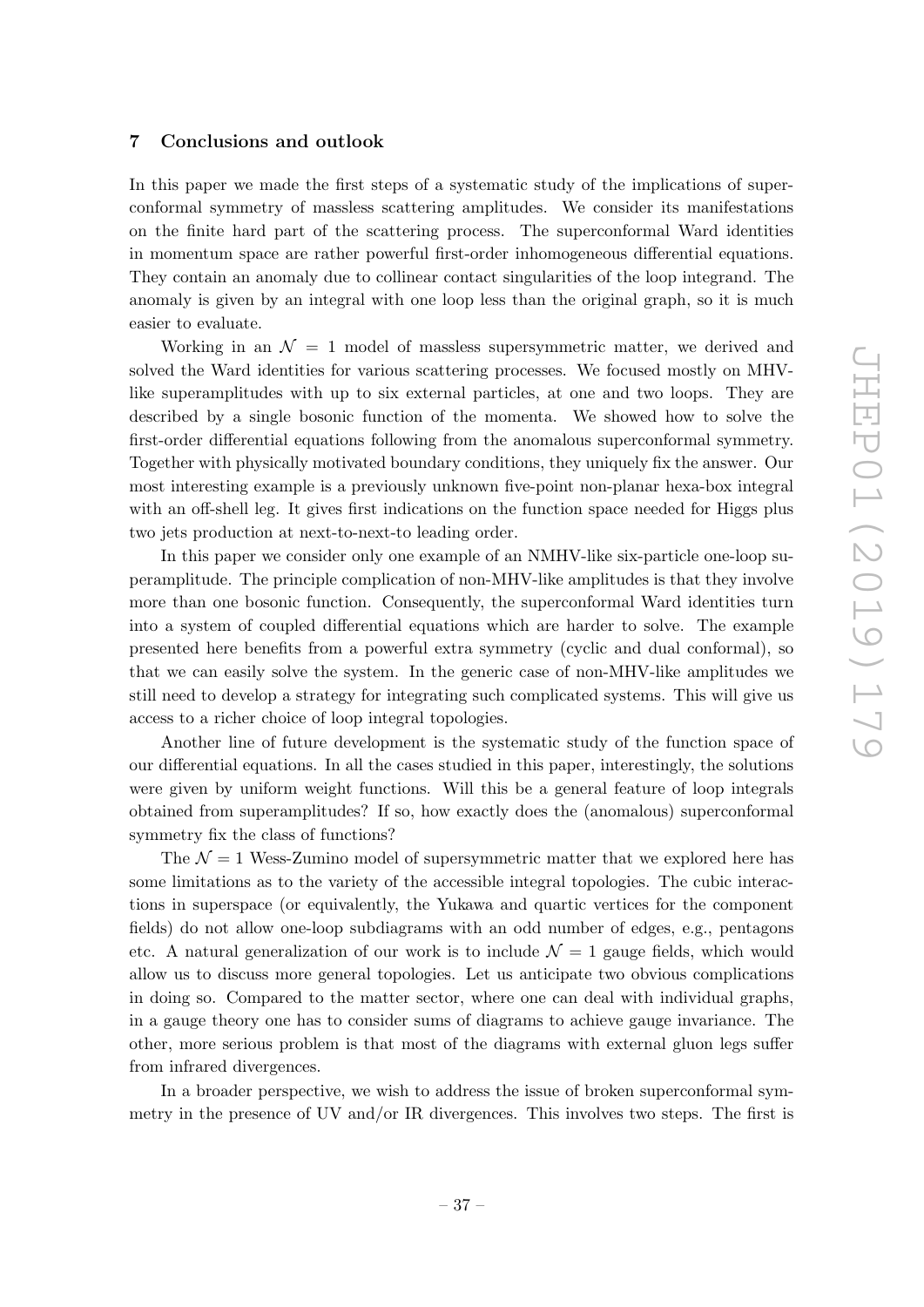## 7 Conclusions and outlook

In this paper we made the first steps of a systematic study of the implications of superconformal symmetry of massless scattering amplitudes. We consider its manifestations on the finite hard part of the scattering process. The superconformal Ward identities in momentum space are rather powerful first-order inhomogeneous differential equations. They contain an anomaly due to collinear contact singularities of the loop integrand. The anomaly is given by an integral with one loop less than the original graph, so it is much easier to evaluate.

Working in an $\mathcal{N} = 1$ model of massless supersymmetric matter, we derived and solved the Ward identities for various scattering processes. We focused mostly on MHV-like superamplitudes with up to six external particles, at one and two loops. They are described by a single bosonic function of the momenta. We showed how to solve the first-order differential equations following from the anomalous superconformal symmetry. Together with physically motivated boundary conditions, they uniquely fix the answer. Our most interesting example is a previously unknown five-point non-planar hexa-box integral with an off-shell leg. It gives first indications on the function space needed for Higgs plus two jets production at next-to-next-to leading order.

In this paper we consider only one example of an NMHV-like six-particle one-loop superamplitude. The principle complication of non-MHV-like amplitudes is that they involve more than one bosonic function. Consequently, the superconformal Ward identities turn into a system of coupled differential equations which are harder to solve. The example presented here benefits from a powerful extra symmetry (cyclic and dual conformal), so that we can easily solve the system. In the generic case of non-MHV-like amplitudes we still need to develop a strategy for integrating such complicated systems. This will give us access to a richer choice of loop integral topologies.

Another line of future development is the systematic study of the function space of our differential equations. In all the cases studied in this paper, interestingly, the solutions were given by uniform weight functions. Will this be a general feature of loop integrals obtained from superamplitudes? If so, how exactly does the (anomalous) superconformal symmetry fix the class of functions?

The $\mathcal{N} = 1$ Wess-Zumino model of supersymmetric matter that we explored here has some limitations as to the variety of the accessible integral topologies. The cubic interactions in superspace (or equivalently, the Yukawa and quartic vertices for the component fields) do not allow one-loop subdiagrams with an odd number of edges, e.g., pentagons etc. A natural generalization of our work is to include $\mathcal{N} = 1$ gauge fields, which would allow us to discuss more general topologies. Let us anticipate two obvious complications in doing so. Compared to the matter sector, where one can deal with individual graphs, in a gauge theory one has to consider sums of diagrams to achieve gauge invariance. The other, more serious problem is that most of the diagrams with external gluon legs suffer from infrared divergences.

In a broader perspective, we wish to address the issue of broken superconformal symmetry in the presence of UV and/or IR divergences. This involves two steps. The first is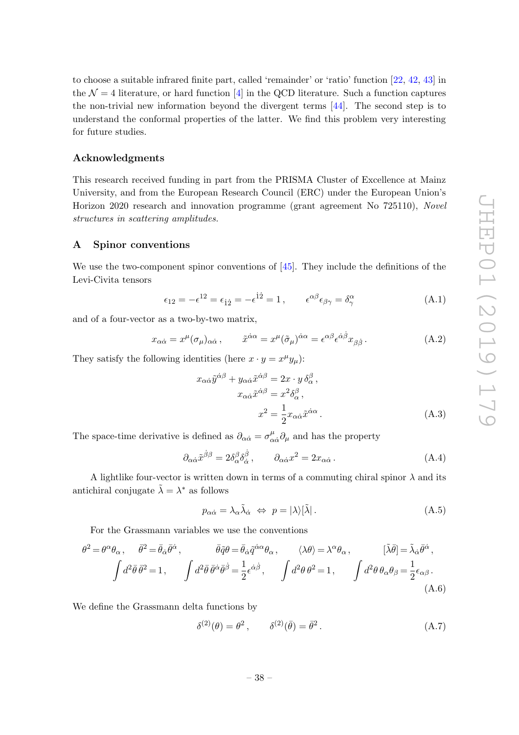to choose a suitable infrared finite part, called 'remainder' or 'ratio' function [22, 42, 43] in the $\mathcal{N}=4$ literature, or hard function [4] in the QCD literature. Such a function captures the non-trivial new information beyond the divergent terms [44]. The second step is to understand the conformal properties of the latter. We find this problem very interesting for future studies.

## Acknowledgments

This research received funding in part from the PRISMA Cluster of Excellence at Mainz University, and from the European Research Council (ERC) under the European Union's Horizon 2020 research and innovation programme (grant agreement No 725110), *Novel structures in scattering amplitudes.*

## A Spinor conventions

We use the two-component spinor conventions of [45]. They include the definitions of the Levi-Civita tensors

$$\epsilon_{12} = -\epsilon^{12} = \epsilon_{\dot{1}\dot{2}} = -\epsilon^{\dot{1}\dot{2}} = 1\,, \qquad \epsilon^{\alpha\beta}\epsilon_{\beta\gamma} = \delta^{\alpha}_{\gamma} \tag{A.1}$$

and of a four-vector as a two-by-two matrix,

$$x_{\alpha\dot{\alpha}} = x^{\mu}(\sigma_{\mu})_{\alpha\dot{\alpha}}\,, \qquad \tilde{x}^{\dot{\alpha}\alpha} = x^{\mu}(\tilde{\sigma}_{\mu})^{\dot{\alpha}\alpha} = \epsilon^{\alpha\beta}\epsilon^{\dot{\alpha}\dot{\beta}}x_{\beta\dot{\beta}}\,. \tag{A.2}$$

They satisfy the following identities (here $x \cdot y = x^{\mu}y_{\mu}$):

$$\begin{aligned} x_{\alpha\dot{\alpha}}\tilde{y}^{\dot{\alpha}\beta} + y_{\alpha\dot{\alpha}}\tilde{x}^{\dot{\alpha}\beta} &= 2x\cdot y\,\delta_{\alpha}^{\beta}\,, \\ x_{\alpha\dot{\alpha}}\tilde{x}^{\dot{\alpha}\beta} &= x^2\delta_{\alpha}^{\beta}\,, \\ x^2 &= \frac{1}{2}x_{\alpha\dot{\alpha}}\tilde{x}^{\dot{\alpha}\alpha}\,. \end{aligned} \tag{A.3}$$

The space-time derivative is defined as $\partial_{\alpha\dot{\alpha}} = \sigma^{\mu}_{\alpha\dot{\alpha}}\partial_{\mu}$ and has the property

$$\partial_{\alpha\dot{\alpha}}\tilde{x}^{\dot{\beta}\beta} = 2\delta_{\alpha}^{\beta}\delta_{\dot{\alpha}}^{\dot{\beta}}\,, \qquad \partial_{\alpha\dot{\alpha}}x^2 = 2x_{\alpha\dot{\alpha}}\,. \tag{A.4}$$

A lightlike four-vector is written down in terms of a commuting chiral spinor $\lambda$ and its antichiral conjugate $\tilde{\lambda} = \lambda^*$ as follows

$$p_{\alpha\dot{\alpha}} = \lambda_{\alpha}\tilde{\lambda}_{\dot{\alpha}} \;\Leftrightarrow\; p = |\lambda\rangle[\tilde{\lambda}|\,. \tag{A.5}$$

For the Grassmann variables we use the conventions

$$\begin{aligned} &\theta^2 = \theta^{\alpha}\theta_{\alpha}\,, \quad \bar{\theta}^2 = \bar{\theta}_{\dot{\alpha}}\bar{\theta}^{\dot{\alpha}}\,, \qquad \bar{\theta}\tilde{q}\theta = \bar{\theta}_{\dot{\alpha}}\tilde{q}^{\dot{\alpha}\alpha}\theta_{\alpha}\,, \qquad \langle\lambda\theta\rangle = \lambda^{\alpha}\theta_{\alpha}\,, \qquad [\tilde{\lambda}\bar{\theta}] = \tilde{\lambda}_{\dot{\alpha}}\bar{\theta}^{\dot{\alpha}}\,, \\ &\int d^2\bar{\theta}\,\bar{\theta}^2 = 1\,, \qquad \int d^2\bar{\theta}\,\bar{\theta}^{\dot{\alpha}}\bar{\theta}^{\dot{\beta}} = \frac{1}{2}\epsilon^{\dot{\alpha}\dot{\beta}}\,, \qquad \int d^2\theta\,\theta^2 = 1\,, \qquad \int d^2\theta\,\theta_{\alpha}\theta_{\beta} = \frac{1}{2}\epsilon_{\alpha\beta}\,. \end{aligned} \tag{A.6}$$

We define the Grassmann delta functions by

$$\delta^{(2)}(\theta) = \theta^2\,, \qquad \delta^{(2)}(\bar{\theta}) = \bar{\theta}^2\,. \tag{A.7}$$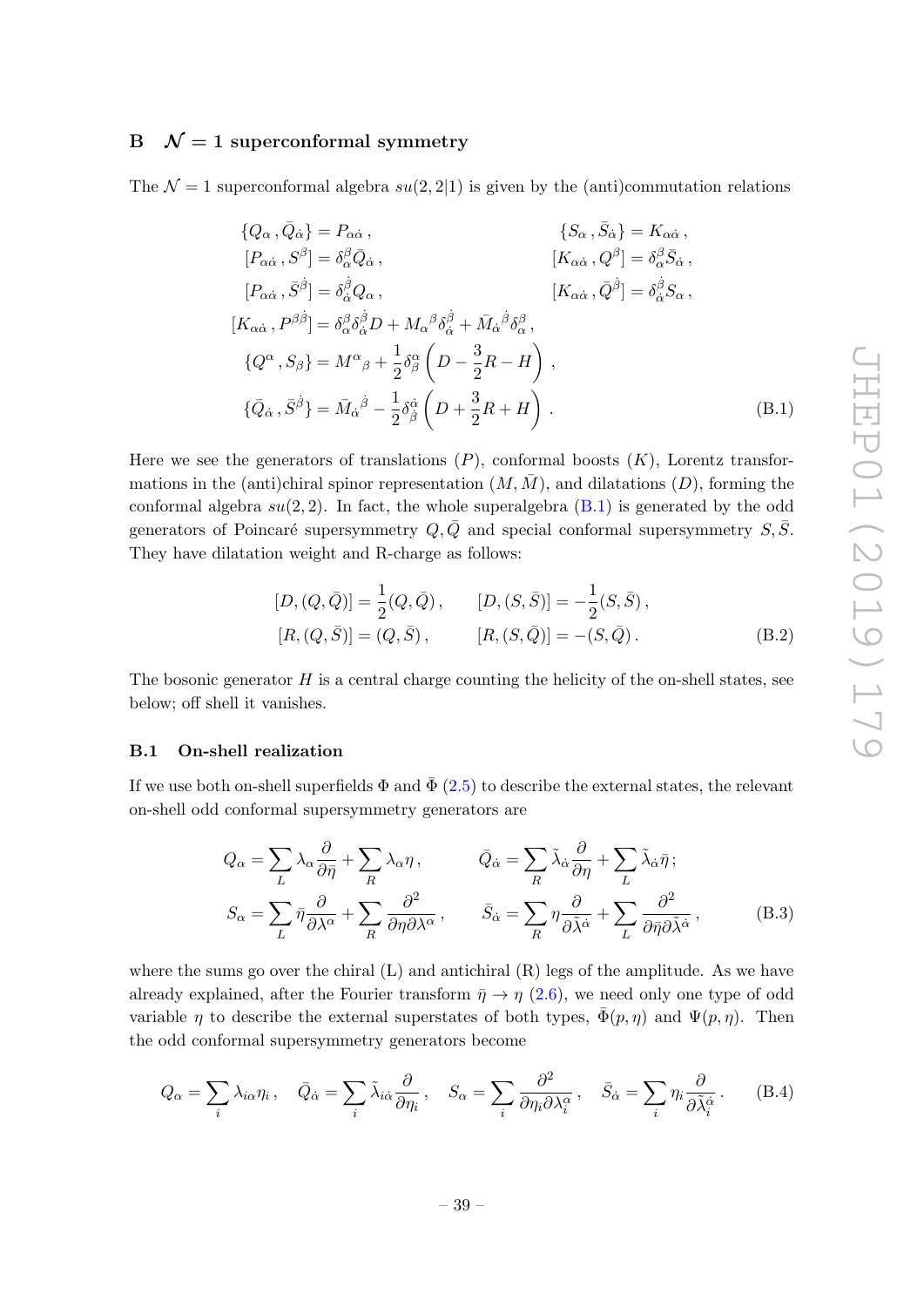## B $\mathcal{N} = 1$ superconformal symmetry

The $\mathcal{N} = 1$ superconformal algebra $su(2, 2|1)$ is given by the (anti)commutation relations

$$
\begin{aligned}
\{Q_\alpha\,, \bar{Q}_{\dot\alpha}\} &= P_{\alpha\dot\alpha}\,, & \{S_\alpha\,, \bar{S}_{\dot\alpha}\} &= K_{\alpha\dot\alpha}\,,\\
[P_{\alpha\dot\alpha}\,, S^\beta] &= \delta^\beta_\alpha \bar{Q}_{\dot\alpha}\,, & [K_{\alpha\dot\alpha}\,, Q^\beta] &= \delta^\beta_\alpha \bar{S}_{\dot\alpha}\,,\\
[P_{\alpha\dot\alpha}\,, \bar{S}^{\dot\beta}] &= \delta^{\dot\beta}_{\dot\alpha} Q_\alpha\,, & [K_{\alpha\dot\alpha}\,, \bar{Q}^{\dot\beta}] &= \delta^{\dot\beta}_{\dot\alpha} S_\alpha\,,\\
[K_{\alpha\dot\alpha}\,, P^{\beta\dot\beta}] &= \delta^\beta_\alpha \delta^{\dot\beta}_{\dot\alpha} D + M_\alpha{}^\beta \delta^{\dot\beta}_{\dot\alpha} + \bar{M}_{\dot\alpha}{}^{\dot\beta} \delta^\beta_\alpha\,, & &\\
\{Q^\alpha\,, S_\beta\} &= M^\alpha{}_\beta + \frac{1}{2}\delta^\alpha_\beta \left(D - \frac{3}{2}R - H\right)\,, & &\\
\{\bar{Q}_{\dot\alpha}\,, \bar{S}^{\dot\beta}\} &= \bar{M}_{\dot\alpha}{}^{\dot\beta} - \frac{1}{2}\delta^{\dot\alpha}_{\dot\beta} \left(D + \frac{3}{2}R + H\right)\,. & &
\end{aligned}
\tag{B.1}
$$

Here we see the generators of translations ($P$), conformal boosts ($K$), Lorentz transformations in the (anti)chiral spinor representation ($M, \bar{M}$), and dilatations ($D$), forming the conformal algebra $su(2, 2)$. In fact, the whole superalgebra (B.1) is generated by the odd generators of Poincaré supersymmetry $Q, \bar{Q}$ and special conformal supersymmetry $S, \bar{S}$. They have dilatation weight and R-charge as follows:

$$
\begin{aligned}
[D, (Q, \bar{Q})] &= \frac{1}{2}(Q, \bar{Q})\,, & [D, (S, \bar{S})] &= -\frac{1}{2}(S, \bar{S})\,,\\
[R, (Q, \bar{S})] &= (Q, \bar{S})\,, & [R, (S, \bar{Q})] &= -(S, \bar{Q})\,.
\end{aligned}
\tag{B.2}
$$

The bosonic generator $H$ is a central charge counting the helicity of the on-shell states, see below; off shell it vanishes.

### B.1 On-shell realization

If we use both on-shell superfields $\Phi$ and $\bar{\Phi}$ (2.5) to describe the external states, the relevant on-shell odd conformal supersymmetry generators are

$$
\begin{aligned}
Q_\alpha &= \sum_L \lambda_\alpha \frac{\partial}{\partial \bar\eta} + \sum_R \lambda_\alpha \eta\,, & \bar{Q}_{\dot\alpha} &= \sum_R \tilde\lambda_{\dot\alpha} \frac{\partial}{\partial \eta} + \sum_L \tilde\lambda_{\dot\alpha} \bar\eta\,;\\
S_\alpha &= \sum_L \bar\eta \frac{\partial}{\partial \lambda^\alpha} + \sum_R \frac{\partial^2}{\partial \eta \partial \lambda^\alpha}\,, & \bar{S}_{\dot\alpha} &= \sum_R \eta \frac{\partial}{\partial \tilde\lambda^{\dot\alpha}} + \sum_L \frac{\partial^2}{\partial \bar\eta \partial \tilde\lambda^{\dot\alpha}}\,,
\end{aligned}
\tag{B.3}
$$

where the sums go over the chiral (L) and antichiral (R) legs of the amplitude. As we have already explained, after the Fourier transform $\bar\eta \to \eta$ (2.6), we need only one type of odd variable $\eta$ to describe the external superstates of both types, $\bar\Phi(p, \eta)$ and $\Psi(p, \eta)$. Then the odd conformal supersymmetry generators become

$$
Q_\alpha = \sum_i \lambda_{i\alpha} \eta_i\,, \quad \bar{Q}_{\dot\alpha} = \sum_i \tilde\lambda_{i\dot\alpha} \frac{\partial}{\partial \eta_i}\,, \quad S_\alpha = \sum_i \frac{\partial^2}{\partial \eta_i \partial \lambda^\alpha_i}\,, \quad \bar{S}_{\dot\alpha} = \sum_i \eta_i \frac{\partial}{\partial \tilde\lambda^{\dot\alpha}_i}\,.
\tag{B.4}
$$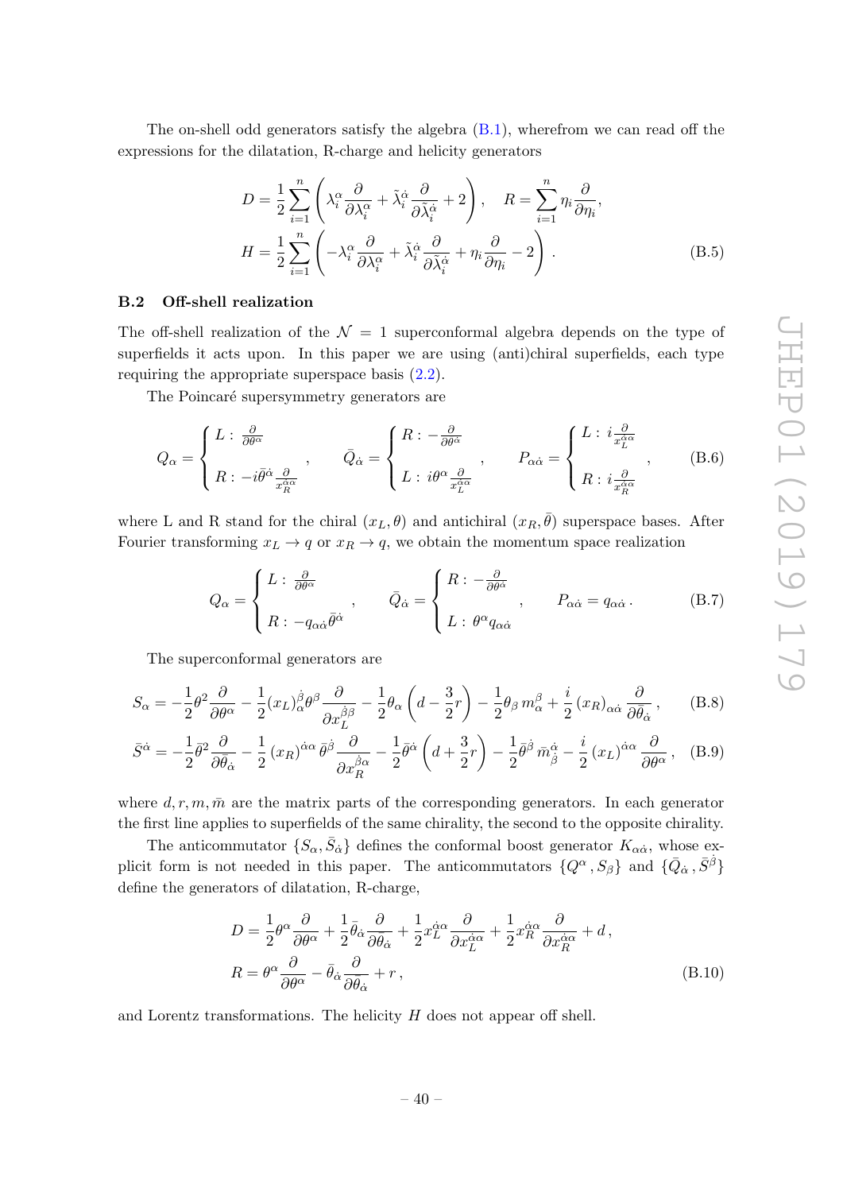The on-shell odd generators satisfy the algebra (B.1), wherefrom we can read off the expressions for the dilatation, R-charge and helicity generators

$$D = \frac{1}{2}\sum_{i=1}^{n}\left(\lambda_i^\alpha \frac{\partial}{\partial \lambda_i^\alpha} + \tilde{\lambda}_i^{\dot{\alpha}} \frac{\partial}{\partial \tilde{\lambda}_i^{\dot{\alpha}}} + 2\right), \quad R = \sum_{i=1}^{n} \eta_i \frac{\partial}{\partial \eta_i},$$
$$H = \frac{1}{2}\sum_{i=1}^{n}\left(-\lambda_i^\alpha \frac{\partial}{\partial \lambda_i^\alpha} + \tilde{\lambda}_i^{\dot{\alpha}} \frac{\partial}{\partial \tilde{\lambda}_i^{\dot{\alpha}}} + \eta_i \frac{\partial}{\partial \eta_i} - 2\right). \tag{B.5}$$

### B.2 Off-shell realization

The off-shell realization of the $\mathcal{N} = 1$ superconformal algebra depends on the type of superfields it acts upon. In this paper we are using (anti)chiral superfields, each type requiring the appropriate superspace basis (2.2).

The Poincaré supersymmetry generators are

$$Q_\alpha = \begin{cases} L: \frac{\partial}{\partial \theta^\alpha} \\ R: -i\bar{\theta}^{\dot{\alpha}} \frac{\partial}{x_R^{\dot{\alpha}\alpha}} \end{cases}, \qquad \bar{Q}_{\dot{\alpha}} = \begin{cases} R: -\frac{\partial}{\partial \bar{\theta}^{\dot{\alpha}}} \\ L: i\theta^\alpha \frac{\partial}{x_L^{\dot{\alpha}\alpha}} \end{cases}, \qquad P_{\alpha\dot{\alpha}} = \begin{cases} L: i\frac{\partial}{x_L^{\dot{\alpha}\alpha}} \\ R: i\frac{\partial}{x_R^{\dot{\alpha}\alpha}} \end{cases}, \tag{B.6}$$

where L and R stand for the chiral $(x_L, \theta)$ and antichiral $(x_R, \bar{\theta})$ superspace bases. After Fourier transforming $x_L \to q$ or $x_R \to q$, we obtain the momentum space realization

$$Q_\alpha = \begin{cases} L: \frac{\partial}{\partial \theta^\alpha} \\ R: -q_{\alpha\dot{\alpha}}\bar{\theta}^{\dot{\alpha}} \end{cases}, \qquad \bar{Q}_{\dot{\alpha}} = \begin{cases} R: -\frac{\partial}{\partial \bar{\theta}^{\dot{\alpha}}} \\ L: \theta^\alpha q_{\alpha\dot{\alpha}} \end{cases}, \qquad P_{\alpha\dot{\alpha}} = q_{\alpha\dot{\alpha}}. \tag{B.7}$$

The superconformal generators are

$$S_\alpha = -\frac{1}{2}\theta^2 \frac{\partial}{\partial \theta^\alpha} - \frac{1}{2}(x_L)_\alpha^{\dot{\beta}}\theta^\beta \frac{\partial}{\partial x_L^{\dot{\beta}\beta}} - \frac{1}{2}\theta_\alpha\left(d - \frac{3}{2}r\right) - \frac{1}{2}\theta_\beta\, m_\alpha^\beta + \frac{i}{2}\,(x_R)_{\alpha\dot{\alpha}}\frac{\partial}{\partial \bar{\theta}_{\dot{\alpha}}}, \tag{B.8}$$

$$\bar{S}^{\dot{\alpha}} = -\frac{1}{2}\bar{\theta}^2 \frac{\partial}{\partial \bar{\theta}_{\dot{\alpha}}} - \frac{1}{2}\,(x_R)^{\dot{\alpha}\alpha}\,\bar{\theta}^{\dot{\beta}}\frac{\partial}{\partial x_R^{\dot{\beta}\alpha}} - \frac{1}{2}\bar{\theta}^{\dot{\alpha}}\left(d + \frac{3}{2}r\right) - \frac{1}{2}\bar{\theta}^{\dot{\beta}}\,\bar{m}_{\dot{\beta}}^{\dot{\alpha}} - \frac{i}{2}\,(x_L)^{\dot{\alpha}\alpha}\frac{\partial}{\partial \theta^\alpha}, \tag{B.9}$$

where $d, r, m, \bar{m}$ are the matrix parts of the corresponding generators. In each generator the first line applies to superfields of the same chirality, the second to the opposite chirality.

The anticommutator $\{S_\alpha, \bar{S}_{\dot{\alpha}}\}$ defines the conformal boost generator $K_{\alpha\dot{\alpha}}$, whose explicit form is not needed in this paper. The anticommutators $\{Q^\alpha, S_\beta\}$ and $\{\bar{Q}_{\dot{\alpha}}, \bar{S}^{\dot{\beta}}\}$ define the generators of dilatation, R-charge,

$$D = \frac{1}{2}\theta^\alpha \frac{\partial}{\partial \theta^\alpha} + \frac{1}{2}\bar{\theta}_{\dot{\alpha}}\frac{\partial}{\partial \bar{\theta}_{\dot{\alpha}}} + \frac{1}{2}x_L^{\dot{\alpha}\alpha}\frac{\partial}{\partial x_L^{\dot{\alpha}\alpha}} + \frac{1}{2}x_R^{\dot{\alpha}\alpha}\frac{\partial}{\partial x_R^{\dot{\alpha}\alpha}} + d\,,$$
$$R = \theta^\alpha \frac{\partial}{\partial \theta^\alpha} - \bar{\theta}_{\dot{\alpha}}\frac{\partial}{\partial \bar{\theta}_{\dot{\alpha}}} + r\,, \tag{B.10}$$

and Lorentz transformations. The helicity $H$ does not appear off shell.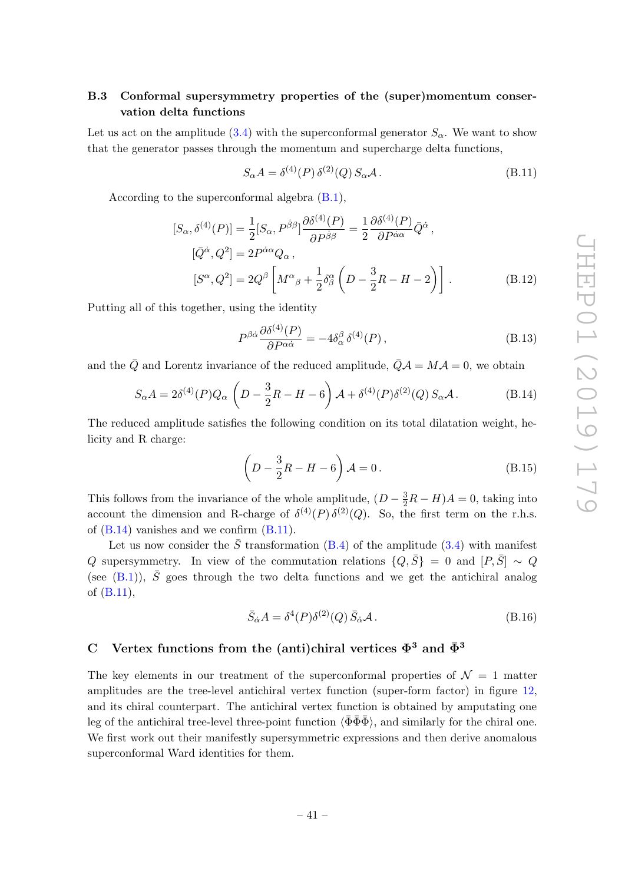### B.3 Conformal supersymmetry properties of the (super)momentum conservation delta functions

Let us act on the amplitude (3.4) with the superconformal generator $S_\alpha$. We want to show that the generator passes through the momentum and supercharge delta functions,

$$S_\alpha A = \delta^{(4)}(P)\, \delta^{(2)}(Q)\, S_\alpha \mathcal{A}\,. \tag{B.11}$$

According to the superconformal algebra (B.1),

$$\begin{aligned}
[S_\alpha, \delta^{(4)}(P)] &= \frac{1}{2}[S_\alpha, P^{\dot\beta\beta}]\frac{\partial \delta^{(4)}(P)}{\partial P^{\dot\beta\beta}} = \frac{1}{2}\frac{\partial \delta^{(4)}(P)}{\partial P^{\dot\alpha\alpha}}\bar{Q}^{\dot\alpha}\,,\\
[\bar{Q}^{\dot\alpha}, Q^2] &= 2P^{\dot\alpha\alpha}Q_\alpha\,,\\
[S^\alpha, Q^2] &= 2Q^\beta\left[M^\alpha{}_\beta + \frac{1}{2}\delta^\alpha_\beta\left(D - \frac{3}{2}R - H - 2\right)\right].
\end{aligned} \tag{B.12}$$

Putting all of this together, using the identity

$$P^{\beta\dot\alpha}\frac{\partial \delta^{(4)}(P)}{\partial P^{\alpha\dot\alpha}} = -4\delta^\beta_\alpha\, \delta^{(4)}(P)\,, \tag{B.13}$$

and the $\bar{Q}$ and Lorentz invariance of the reduced amplitude, $\bar{Q}\mathcal{A} = M\mathcal{A} = 0$, we obtain

$$S_\alpha A = 2\delta^{(4)}(P)Q_\alpha\left(D - \frac{3}{2}R - H - 6\right)\mathcal{A} + \delta^{(4)}(P)\delta^{(2)}(Q)\, S_\alpha\mathcal{A}\,. \tag{B.14}$$

The reduced amplitude satisfies the following condition on its total dilatation weight, helicity and R charge:

$$\left(D - \frac{3}{2}R - H - 6\right)\mathcal{A} = 0\,. \tag{B.15}$$

This follows from the invariance of the whole amplitude, $(D - \frac{3}{2}R - H)A = 0$, taking into account the dimension and R-charge of $\delta^{(4)}(P)\,\delta^{(2)}(Q)$. So, the first term on the r.h.s. of (B.14) vanishes and we confirm (B.11).

Let us now consider the $\bar{S}$ transformation (B.4) of the amplitude (3.4) with manifest $Q$ supersymmetry. In view of the commutation relations $\{Q, \bar{S}\} = 0$ and $[P, \bar{S}] \sim Q$ (see (B.1)), $\bar{S}$ goes through the two delta functions and we get the antichiral analog of (B.11),

$$\bar{S}_{\dot\alpha} A = \delta^4(P)\delta^{(2)}(Q)\, \bar{S}_{\dot\alpha}\mathcal{A}\,. \tag{B.16}$$

## C Vertex functions from the (anti)chiral vertices $\Phi^3$ and $\bar{\Phi}^3$

The key elements in our treatment of the superconformal properties of $\mathcal{N} = 1$ matter amplitudes are the tree-level antichiral vertex function (super-form factor) in figure 12, and its chiral counterpart. The antichiral vertex function is obtained by amputating one leg of the antichiral tree-level three-point function $\langle\bar{\Phi}\bar{\Phi}\bar{\Phi}\rangle$, and similarly for the chiral one. We first work out their manifestly supersymmetric expressions and then derive anomalous superconformal Ward identities for them.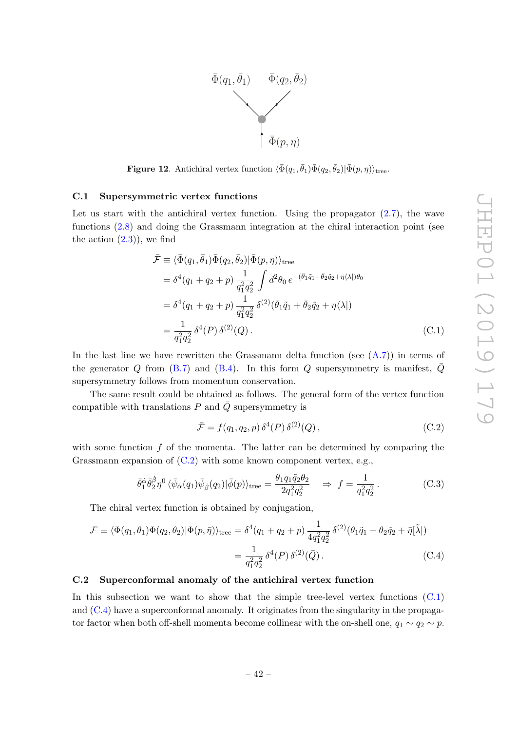$\bar{\Phi}(q_1,\bar{\theta}_1)$ $\bar{\Phi}(q_2,\bar{\theta}_2)$

$\bar{\Phi}(p,\eta)$

**Figure 12**. Antichiral vertex function $\langle \bar{\Phi}(q_1,\bar{\theta}_1)\bar{\Phi}(q_2,\bar{\theta}_2)|\bar{\Phi}(p,\eta)\rangle_{\rm tree}$.

### C.1 Supersymmetric vertex functions

Let us start with the antichiral vertex function. Using the propagator (2.7), the wave functions (2.8) and doing the Grassmann integration at the chiral interaction point (see the action (2.3)), we find

$$
\begin{aligned}
\bar{\mathcal{F}} &\equiv \langle \bar{\Phi}(q_1,\bar{\theta}_1)\bar{\Phi}(q_2,\bar{\theta}_2)|\bar{\Phi}(p,\eta)\rangle_{\rm tree} \\
&= \delta^4(q_1+q_2+p)\,\frac{1}{q_1^2 q_2^2}\int d^2\theta_0\, e^{-(\bar{\theta}_1\tilde{q}_1+\bar{\theta}_2\tilde{q}_2+\eta\langle\lambda|)\theta_0} \\
&= \delta^4(q_1+q_2+p)\,\frac{1}{q_1^2 q_2^2}\,\delta^{(2)}(\bar{\theta}_1\tilde{q}_1+\bar{\theta}_2\tilde{q}_2+\eta\langle\lambda|) \\
&= \frac{1}{q_1^2 q_2^2}\,\delta^4(P)\,\delta^{(2)}(Q)\,. 
\end{aligned}
\tag{C.1}
$$

In the last line we have rewritten the Grassmann delta function (see (A.7)) in terms of the generator $Q$ from (B.7) and (B.4). In this form $Q$ supersymmetry is manifest, $\bar{Q}$ supersymmetry follows from momentum conservation.

The same result could be obtained as follows. The general form of the vertex function compatible with translations $P$ and $\bar{Q}$ supersymmetry is

$$
\bar{\mathcal{F}} = f(q_1,q_2,p)\,\delta^4(P)\,\delta^{(2)}(Q)\,,
\tag{C.2}
$$

with some function $f$ of the momenta. The latter can be determined by comparing the Grassmann expansion of (C.2) with some known component vertex, e.g.,

$$
\bar{\theta}_1^{\dot{\alpha}}\bar{\theta}_2^{\dot{\beta}}\eta^0\,\langle\bar{\psi}_{\dot{\alpha}}(q_1)\bar{\psi}_{\dot{\beta}}(q_2)|\bar{\phi}(p)\rangle_{\rm tree} = \frac{\theta_1 q_1\tilde{q}_2\theta_2}{2q_1^2q_2^2} \quad \Rightarrow\ f=\frac{1}{q_1^2q_2^2}\,.
\tag{C.3}
$$

The chiral vertex function is obtained by conjugation,

$$
\begin{aligned}
\mathcal{F} \equiv \langle \Phi(q_1,\theta_1)\Phi(q_2,\theta_2)|\Phi(p,\bar{\eta})\rangle_{\rm tree} &= \delta^4(q_1+q_2+p)\,\frac{1}{4q_1^2q_2^2}\,\delta^{(2)}(\theta_1\tilde{q}_1+\theta_2\tilde{q}_2+\bar{\eta}[\tilde{\lambda}|) \\
&= \frac{1}{q_1^2q_2^2}\,\delta^4(P)\,\delta^{(2)}(\bar{Q})\,.
\end{aligned}
\tag{C.4}
$$

### C.2 Superconformal anomaly of the antichiral vertex function

In this subsection we want to show that the simple tree-level vertex functions (C.1) and (C.4) have a superconformal anomaly. It originates from the singularity in the propagator factor when both off-shell momenta become collinear with the on-shell one, $q_1 \sim q_2 \sim p$.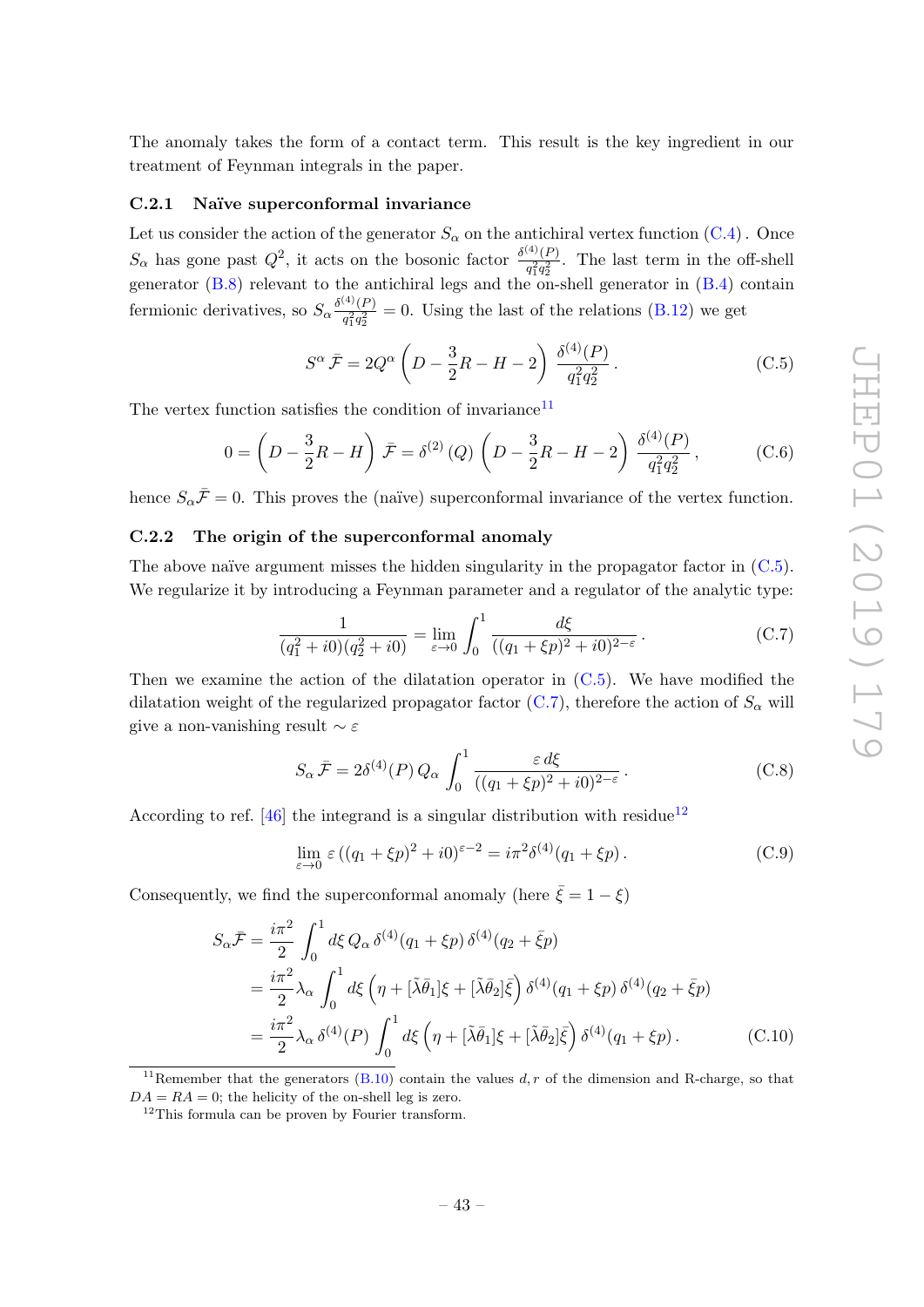The anomaly takes the form of a contact term. This result is the key ingredient in our treatment of Feynman integrals in the paper.

### C.2.1 Naïve superconformal invariance

Let us consider the action of the generator $S_\alpha$ on the antichiral vertex function (C.4). Once $S_\alpha$ has gone past $Q^2$, it acts on the bosonic factor $\frac{\delta^{(4)}(P)}{q_1^2 q_2^2}$. The last term in the off-shell generator (B.8) relevant to the antichiral legs and the on-shell generator in (B.4) contain fermionic derivatives, so $S_\alpha \frac{\delta^{(4)}(P)}{q_1^2 q_2^2} = 0$. Using the last of the relations (B.12) we get

$$S^\alpha \bar{\mathcal{F}} = 2Q^\alpha \left(D - \frac{3}{2}R - H - 2\right) \frac{\delta^{(4)}(P)}{q_1^2 q_2^2}. \tag{C.5}$$

The vertex function satisfies the condition of invariance[11]

$$0 = \left(D - \frac{3}{2}R - H\right) \bar{\mathcal{F}} = \delta^{(2)}(Q) \left(D - \frac{3}{2}R - H - 2\right) \frac{\delta^{(4)}(P)}{q_1^2 q_2^2}, \tag{C.6}$$

hence $S_\alpha \bar{\mathcal{F}} = 0$. This proves the (naïve) superconformal invariance of the vertex function.

### C.2.2 The origin of the superconformal anomaly

The above naïve argument misses the hidden singularity in the propagator factor in (C.5). We regularize it by introducing a Feynman parameter and a regulator of the analytic type:

$$\frac{1}{(q_1^2 + i0)(q_2^2 + i0)} = \lim_{\varepsilon \to 0} \int_0^1 \frac{d\xi}{((q_1 + \xi p)^2 + i0)^{2-\varepsilon}}. \tag{C.7}$$

Then we examine the action of the dilatation operator in (C.5). We have modified the dilatation weight of the regularized propagator factor (C.7), therefore the action of $S_\alpha$ will give a non-vanishing result $\sim \varepsilon$

$$S_\alpha \bar{\mathcal{F}} = 2\delta^{(4)}(P)\, Q_\alpha \int_0^1 \frac{\varepsilon\, d\xi}{((q_1 + \xi p)^2 + i0)^{2-\varepsilon}}. \tag{C.8}$$

According to ref. [46] the integrand is a singular distribution with residue[12]

$$\lim_{\varepsilon \to 0} \varepsilon \left((q_1 + \xi p)^2 + i0\right)^{\varepsilon - 2} = i\pi^2 \delta^{(4)}(q_1 + \xi p). \tag{C.9}$$

Consequently, we find the superconformal anomaly (here $\bar{\xi} = 1 - \xi$)

$$\begin{aligned}
S_\alpha \bar{\mathcal{F}} &= \frac{i\pi^2}{2} \int_0^1 d\xi\, Q_\alpha\, \delta^{(4)}(q_1 + \xi p)\, \delta^{(4)}(q_2 + \bar{\xi} p) \\
&= \frac{i\pi^2}{2} \lambda_\alpha \int_0^1 d\xi \left(\eta + [\tilde{\lambda}\bar{\theta}_1]\xi + [\tilde{\lambda}\bar{\theta}_2]\bar{\xi}\right) \delta^{(4)}(q_1 + \xi p)\, \delta^{(4)}(q_2 + \bar{\xi} p) \\
&= \frac{i\pi^2}{2} \lambda_\alpha\, \delta^{(4)}(P) \int_0^1 d\xi \left(\eta + [\tilde{\lambda}\bar{\theta}_1]\xi + [\tilde{\lambda}\bar{\theta}_2]\bar{\xi}\right) \delta^{(4)}(q_1 + \xi p).
\end{aligned} \tag{C.10}$$

---

[11] Remember that the generators (B.10) contain the values $d, r$ of the dimension and R-charge, so that $DA = RA = 0$; the helicity of the on-shell leg is zero.

[12] This formula can be proven by Fourier transform.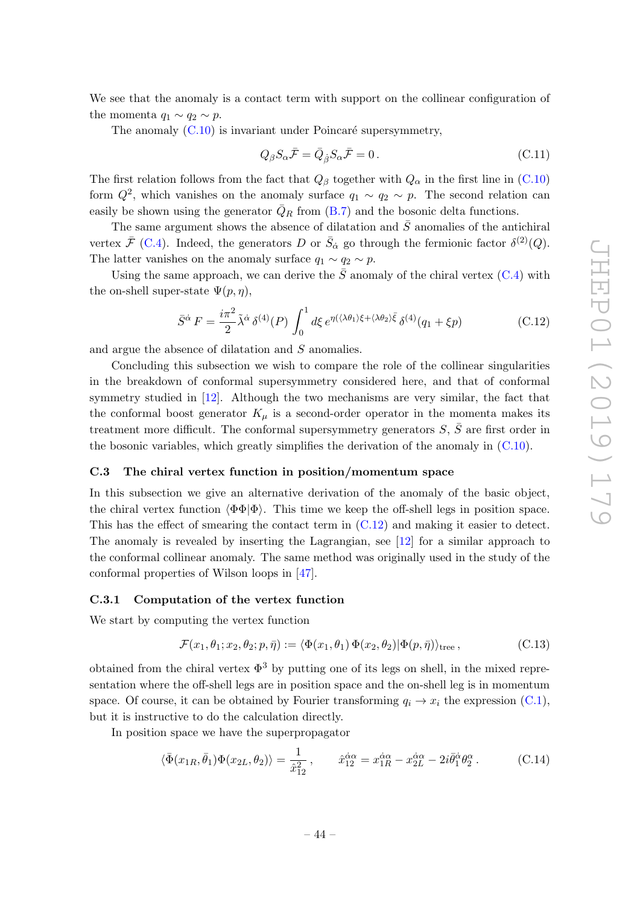We see that the anomaly is a contact term with support on the collinear configuration of the momenta $q_1 \sim q_2 \sim p$.

The anomaly (C.10) is invariant under Poincaré supersymmetry,

$$Q_\beta S_\alpha \bar{\mathcal{F}} = \bar{Q}_{\dot{\beta}} S_\alpha \bar{\mathcal{F}} = 0\,. \tag{C.11}$$

The first relation follows from the fact that $Q_\beta$ together with $Q_\alpha$ in the first line in (C.10) form $Q^2$, which vanishes on the anomaly surface $q_1 \sim q_2 \sim p$. The second relation can easily be shown using the generator $\bar{Q}_R$ from (B.7) and the bosonic delta functions.

The same argument shows the absence of dilatation and $\bar{S}$ anomalies of the antichiral vertex $\bar{\mathcal{F}}$ (C.4). Indeed, the generators $D$ or $\bar{S}_{\dot\alpha}$ go through the fermionic factor $\delta^{(2)}(Q)$. The latter vanishes on the anomaly surface $q_1 \sim q_2 \sim p$.

Using the same approach, we can derive the $\bar{S}$ anomaly of the chiral vertex (C.4) with the on-shell super-state $\Psi(p,\eta)$,

$$\bar{S}^{\dot\alpha}\, F = \frac{i\pi^2}{2} \tilde{\lambda}^{\dot\alpha}\, \delta^{(4)}(P) \int_0^1 d\xi\, e^{\eta(\langle\lambda\theta_1\rangle\xi + \langle\lambda\theta_2\rangle\bar{\xi}}\, \delta^{(4)}(q_1 + \xi p) \tag{C.12}$$

and argue the absence of dilatation and $S$ anomalies.

Concluding this subsection we wish to compare the role of the collinear singularities in the breakdown of conformal supersymmetry considered here, and that of conformal symmetry studied in [12]. Although the two mechanisms are very similar, the fact that the conformal boost generator $K_\mu$ is a second-order operator in the momenta makes its treatment more difficult. The conformal supersymmetry generators $S$, $\bar{S}$ are first order in the bosonic variables, which greatly simplifies the derivation of the anomaly in (C.10).

### C.3 The chiral vertex function in position/momentum space

In this subsection we give an alternative derivation of the anomaly of the basic object, the chiral vertex function $\langle\Phi\Phi|\Phi\rangle$. This time we keep the off-shell legs in position space. This has the effect of smearing the contact term in (C.12) and making it easier to detect. The anomaly is revealed by inserting the Lagrangian, see [12] for a similar approach to the conformal collinear anomaly. The same method was originally used in the study of the conformal properties of Wilson loops in [47].

#### C.3.1 Computation of the vertex function

We start by computing the vertex function

$$\mathcal{F}(x_1,\theta_1;x_2,\theta_2;p,\bar\eta) := \langle\Phi(x_1,\theta_1)\,\Phi(x_2,\theta_2)|\Phi(p,\bar\eta)\rangle_{\text{tree}}\,, \tag{C.13}$$

obtained from the chiral vertex $\Phi^3$ by putting one of its legs on shell, in the mixed representation where the off-shell legs are in position space and the on-shell leg is in momentum space. Of course, it can be obtained by Fourier transforming $q_i \to x_i$ the expression (C.1), but it is instructive to do the calculation directly.

In position space we have the superpropagator

$$\langle\bar\Phi(x_{1R},\bar\theta_1)\Phi(x_{2L},\theta_2)\rangle = \frac{1}{\hat{x}_{12}^2}\,, \qquad \hat{x}_{12}^{\dot\alpha\alpha} = x_{1R}^{\dot\alpha\alpha} - x_{2L}^{\dot\alpha\alpha} - 2i\bar\theta_1^{\dot\alpha}\theta_2^\alpha\,. \tag{C.14}$$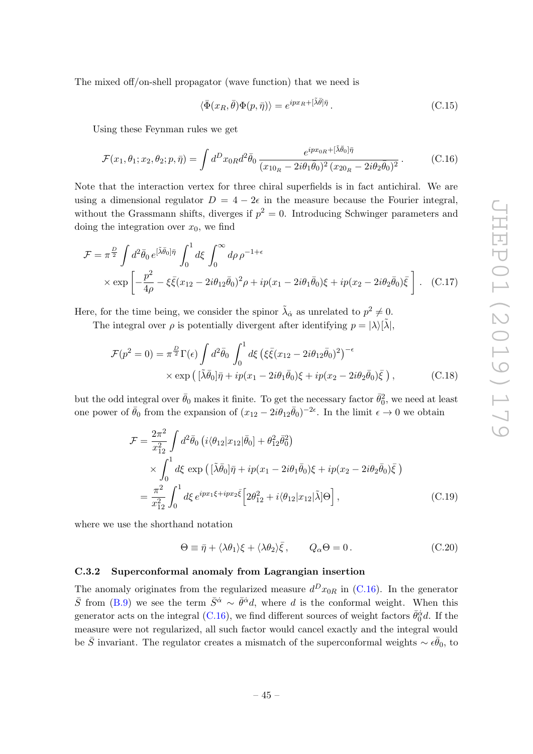The mixed off/on-shell propagator (wave function) that we need is

$$\langle \bar{\Phi}(x_R, \bar{\theta}) \Phi(p, \bar{\eta}) \rangle = e^{ipx_R + [\tilde{\lambda}\bar{\theta}]\bar{\eta}} . \tag{C.15}$$

Using these Feynman rules we get

$$\mathcal{F}(x_1, \theta_1; x_2, \theta_2; p, \bar{\eta}) = \int d^D x_{0R} d^2\bar{\theta}_0 \, \frac{e^{ipx_{0R} + [\tilde{\lambda}\bar{\theta}_0]\bar{\eta}}}{(x_{10_R} - 2i\theta_1\bar{\theta}_0)^2 \, (x_{20_R} - 2i\theta_2\bar{\theta}_0)^2} . \tag{C.16}$$

Note that the interaction vertex for three chiral superfields is in fact antichiral. We are using a dimensional regulator $D = 4 - 2\epsilon$ in the measure because the Fourier integral, without the Grassmann shifts, diverges if $p^2 = 0$. Introducing Schwinger parameters and doing the integration over $x_0$, we find

$$\begin{aligned}
\mathcal{F} = \pi^{\frac{D}{2}} \int d^2\bar{\theta}_0 \, e^{[\tilde{\lambda}\bar{\theta}_0]\bar{\eta}} \int_0^1 d\xi \int_0^\infty d\rho \, \rho^{-1+\epsilon} \\
\times \exp\left[ -\frac{p^2}{4\rho} - \xi\bar{\xi}(x_{12} - 2i\theta_{12}\bar{\theta}_0)^2 \rho + ip(x_1 - 2i\theta_1\bar{\theta}_0)\xi + ip(x_2 - 2i\theta_2\bar{\theta}_0)\bar{\xi} \right] .
\end{aligned} \tag{C.17}$$

Here, for the time being, we consider the spinor $\tilde{\lambda}_{\dot{\alpha}}$ as unrelated to $p^2 \neq 0$.

The integral over $\rho$ is potentially divergent after identifying $p = |\lambda\rangle[\tilde{\lambda}|$,

$$\begin{aligned}
\mathcal{F}(p^2 = 0) = \pi^{\frac{D}{2}} \Gamma(\epsilon) \int d^2\bar{\theta}_0 \int_0^1 d\xi \left( \xi\bar{\xi}(x_{12} - 2i\theta_{12}\bar{\theta}_0)^2 \right)^{-\epsilon} \\
\times \exp\left( [\tilde{\lambda}\bar{\theta}_0]\bar{\eta} + ip(x_1 - 2i\theta_1\bar{\theta}_0)\xi + ip(x_2 - 2i\theta_2\bar{\theta}_0)\bar{\xi} \right) ,
\end{aligned} \tag{C.18}$$

but the odd integral over $\bar{\theta}_0$ makes it finite. To get the necessary factor $\bar{\theta}_0^2$, we need at least one power of $\bar{\theta}_0$ from the expansion of $(x_{12} - 2i\theta_{12}\bar{\theta}_0)^{-2\epsilon}$. In the limit $\epsilon \to 0$ we obtain

$$\begin{aligned}
\mathcal{F} &= \frac{2\pi^2}{x_{12}^2} \int d^2\bar{\theta}_0 \left( i\langle\theta_{12}|x_{12}|\bar{\theta}_0] + \theta_{12}^2\bar{\theta}_0^2 \right) \\
&\quad \times \int_0^1 d\xi \, \exp\left( [\tilde{\lambda}\bar{\theta}_0]\bar{\eta} + ip(x_1 - 2i\theta_1\bar{\theta}_0)\xi + ip(x_2 - 2i\theta_2\bar{\theta}_0)\bar{\xi} \right) \\
&= \frac{\pi^2}{x_{12}^2} \int_0^1 d\xi \, e^{ipx_1\xi + ipx_2\bar{\xi}} \Big[ 2\theta_{12}^2 + i\langle\theta_{12}|x_{12}|\tilde{\lambda}]\Theta \Big] ,
\end{aligned} \tag{C.19}$$

where we use the shorthand notation

$$\Theta \equiv \bar{\eta} + \langle\lambda\theta_1\rangle\xi + \langle\lambda\theta_2\rangle\bar{\xi} , \qquad Q_\alpha\Theta = 0 . \tag{C.20}$$

### C.3.2 Superconformal anomaly from Lagrangian insertion

The anomaly originates from the regularized measure $d^D x_{0R}$ in (C.16). In the generator $\bar{S}$ from (B.9) we see the term $\bar{S}^{\dot{\alpha}} \sim \bar{\theta}^{\dot{\alpha}} d$, where $d$ is the conformal weight. When this generator acts on the integral (C.16), we find different sources of weight factors $\bar{\theta}_0^{\dot{\alpha}} d$. If the measure were not regularized, all such factor would cancel exactly and the integral would be $\bar{S}$ invariant. The regulator creates a mismatch of the superconformal weights $\sim \epsilon\bar{\theta}_0$, to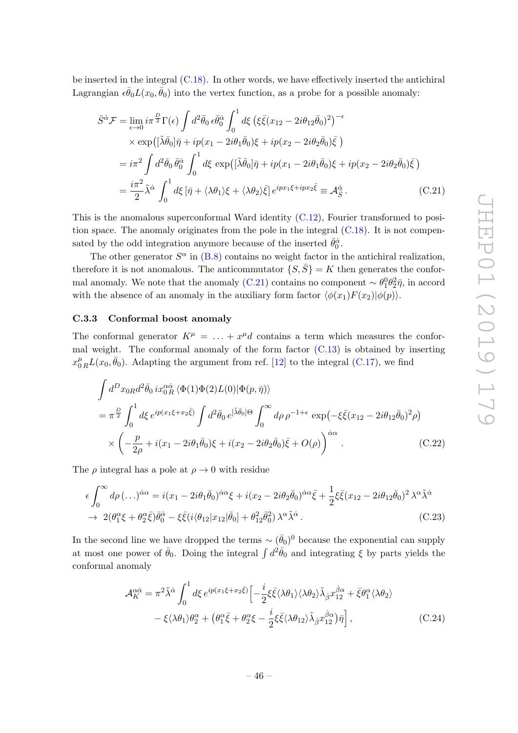be inserted in the integral (C.18). In other words, we have effectively inserted the antichiral Lagrangian $\epsilon\bar{\theta}_0 L(x_0,\bar{\theta}_0)$ into the vertex function, as a probe for a possible anomaly:

$$
\begin{aligned}
\bar{S}^{\dot{\alpha}}\mathcal{F} &= \lim_{\epsilon\to 0} i\pi^{\frac{D}{2}}\Gamma(\epsilon)\int d^2\bar{\theta}_0\,\epsilon\bar{\theta}_0^{\dot{\alpha}}\int_0^1 d\xi\,\big(\xi\bar{\xi}(x_{12}-2i\theta_{12}\bar{\theta}_0)^2\big)^{-\epsilon} \\
&\quad\times \exp\big([\tilde{\lambda}\bar{\theta}_0]\bar{\eta}+ip(x_1-2i\theta_1\bar{\theta}_0)\xi+ip(x_2-2i\theta_2\bar{\theta}_0)\bar{\xi}\,\big) \\
&= i\pi^2\int d^2\bar{\theta}_0\,\bar{\theta}_0^{\dot{\alpha}}\int_0^1 d\xi\,\exp\big([\tilde{\lambda}\bar{\theta}_0]\bar{\eta}+ip(x_1-2i\theta_1\bar{\theta}_0)\xi+ip(x_2-2i\theta_2\bar{\theta}_0)\bar{\xi}\,\big) \\
&= \frac{i\pi^2}{2}\tilde{\lambda}^{\dot{\alpha}}\int_0^1 d\xi\,[\bar{\eta}+\langle\lambda\theta_1\rangle\xi+\langle\lambda\theta_2\rangle\bar{\xi}]\,e^{ipx_1\xi+ipx_2\bar{\xi}}\equiv\mathcal{A}_{\bar{S}}^{\dot{\alpha}}\,.
\end{aligned}
\tag{C.21}
$$

This is the anomalous superconformal Ward identity (C.12), Fourier transformed to position space. The anomaly originates from the pole in the integral (C.18). It is not compensated by the odd integration anymore because of the inserted $\bar{\theta}_0^{\dot{\alpha}}$.

The other generator $S^\alpha$ in (B.8) contains no weight factor in the antichiral realization, therefore it is not anomalous. The anticommutator $\{S,\bar{S}\}=K$ then generates the conformal anomaly. We note that the anomaly (C.21) contains no component $\sim\theta_1^0\theta_2^2\bar{\eta}$, in accord with the absence of an anomaly in the auxiliary form factor $\langle\phi(x_1)F(x_2)|\phi(p)\rangle$.

### C.3.3 Conformal boost anomaly

The conformal generator $K^\mu = \ldots + x^\mu d$ contains a term which measures the conformal weight. The conformal anomaly of the form factor (C.13) is obtained by inserting $x^\mu_{0\,R}L(x_0,\bar{\theta}_0)$. Adapting the argument from ref. [12] to the integral (C.17), we find

$$
\begin{aligned}
&\int d^D x_{0R}d^2\bar{\theta}_0\,ix_{0\,R}^{\alpha\dot{\alpha}}\,\langle\Phi(1)\Phi(2)L(0)|\Phi(p,\bar{\eta})\rangle \\
&= \pi^{\frac{D}{2}}\int_0^1 d\xi\,e^{ip(x_1\xi+x_2\bar{\xi})}\int d^2\bar{\theta}_0\,e^{[\tilde{\lambda}\bar{\theta}_0]\Theta}\int_0^\infty d\rho\,\rho^{-1+\epsilon}\,\exp\big(-\xi\bar{\xi}(x_{12}-2i\theta_{12}\bar{\theta}_0)^2\rho\big) \\
&\quad\times\left(-\frac{p}{2\rho}+i(x_1-2i\theta_1\bar{\theta}_0)\xi+i(x_2-2i\theta_2\bar{\theta}_0)\bar{\xi}+O(\rho)\right)^{\dot{\alpha}\alpha}.
\end{aligned}
\tag{C.22}
$$

The $\rho$ integral has a pole at $\rho\to 0$ with residue

$$
\begin{aligned}
&\epsilon\int_0^\infty d\rho\,(\ldots)^{\dot{\alpha}\alpha} = i(x_1-2i\theta_1\bar{\theta}_0)^{\dot{\alpha}\alpha}\xi+i(x_2-2i\theta_2\bar{\theta}_0)^{\dot{\alpha}\alpha}\bar{\xi}+\frac{1}{2}\xi\bar{\xi}(x_{12}-2i\theta_{12}\bar{\theta}_0)^2\,\lambda^\alpha\tilde{\lambda}^{\dot{\alpha}} \\
&\to\; 2(\theta_1^\alpha\xi+\theta_2^\alpha\bar{\xi})\bar{\theta}_0^{\dot{\alpha}}-\xi\bar{\xi}(i\langle\theta_{12}|x_{12}|\bar{\theta}_0]+\theta_{12}^2\bar{\theta}_0^2)\,\lambda^\alpha\tilde{\lambda}^{\dot{\alpha}}\,.
\end{aligned}
\tag{C.23}
$$

In the second line we have dropped the terms $\sim(\bar{\theta}_0)^0$ because the exponential can supply at most one power of $\bar{\theta}_0$. Doing the integral $\int d^2\bar{\theta}_0$ and integrating $\xi$ by parts yields the conformal anomaly

$$
\begin{aligned}
\mathcal{A}_K^{\alpha\dot{\alpha}} = \pi^2\tilde{\lambda}^{\dot{\alpha}}\int_0^1 d\xi\,e^{ip(x_1\xi+x_2\bar{\xi})}\Big[&-\frac{i}{2}\xi\bar{\xi}\langle\lambda\theta_1\rangle\langle\lambda\theta_2\rangle\tilde{\lambda}_{\dot{\beta}}x_{12}^{\dot{\beta}\alpha}+\bar{\xi}\theta_1^\alpha\langle\lambda\theta_2\rangle \\
&-\xi\langle\lambda\theta_1\rangle\theta_2^\alpha+\big(\theta_1^\alpha\bar{\xi}+\theta_2^\alpha\xi-\frac{i}{2}\xi\bar{\xi}\langle\lambda\theta_{12}\rangle\tilde{\lambda}_{\dot{\beta}}x_{12}^{\dot{\beta}\alpha}\big)\bar{\eta}\Big]\,,
\end{aligned}
\tag{C.24}
$$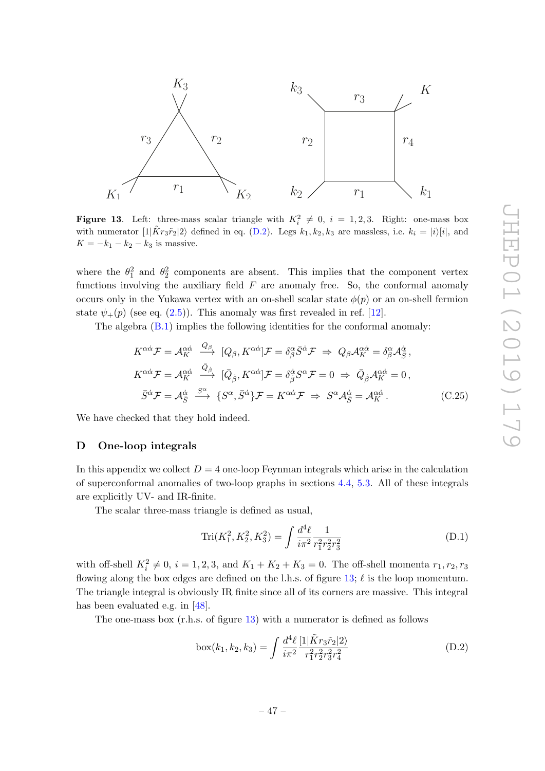**Figure 13**. Left: three-mass scalar triangle with $K_i^2 \neq 0$, $i = 1, 2, 3$. Right: one-mass box with numerator $[1|\tilde{K} r_3 \tilde{r}_2|2\rangle$ defined in eq. (D.2). Legs $k_1, k_2, k_3$ are massless, i.e. $k_i = |i\rangle[i|$, and $K = -k_1 - k_2 - k_3$ is massive.

where the $\theta_1^2$ and $\theta_2^2$ components are absent. This implies that the component vertex functions involving the auxiliary field $F$ are anomaly free. So, the conformal anomaly occurs only in the Yukawa vertex with an on-shell scalar state $\phi(p)$ or an on-shell fermion state $\psi_+(p)$ (see eq. (2.5)). This anomaly was first revealed in ref. [12].

The algebra (B.1) implies the following identities for the conformal anomaly:

$$
\begin{aligned}
K^{\alpha\dot\alpha}\mathcal{F} = \mathcal{A}_K^{\alpha\dot\alpha} \;&\xrightarrow{\;Q_\beta\;}\; [Q_\beta, K^{\alpha\dot\alpha}]\mathcal{F} = \delta_\beta^\alpha \bar{S}^{\dot\alpha}\mathcal{F} \;\Rightarrow\; Q_\beta \mathcal{A}_K^{\alpha\dot\alpha} = \delta_\beta^\alpha \mathcal{A}_{\bar{S}}^{\dot\alpha}\,,\\
K^{\alpha\dot\alpha}\mathcal{F} = \mathcal{A}_K^{\alpha\dot\alpha} \;&\xrightarrow{\;\bar{Q}_{\dot\beta}\;}\; [\bar{Q}_{\dot\beta}, K^{\alpha\dot\alpha}]\mathcal{F} = \delta_{\dot\beta}^{\dot\alpha} S^{\alpha}\mathcal{F} = 0 \;\Rightarrow\; \bar{Q}_{\dot\beta} \mathcal{A}_K^{\alpha\dot\alpha} = 0\,,\\
\bar{S}^{\dot\alpha}\mathcal{F} = \mathcal{A}_{\bar{S}}^{\dot\alpha} \;&\xrightarrow{\;S^\alpha\;}\; \{S^\alpha, \bar{S}^{\dot\alpha}\}\mathcal{F} = K^{\alpha\dot\alpha}\mathcal{F} \;\Rightarrow\; S^\alpha \mathcal{A}_{\bar{S}}^{\dot\alpha} = \mathcal{A}_K^{\alpha\dot\alpha}\,.
\end{aligned}
\tag{C.25}
$$

We have checked that they hold indeed.

## D One-loop integrals

In this appendix we collect $D = 4$ one-loop Feynman integrals which arise in the calculation of superconformal anomalies of two-loop graphs in sections 4.4, 5.3. All of these integrals are explicitly UV- and IR-finite.

The scalar three-mass triangle is defined as usual,

$$
\mathrm{Tri}(K_1^2, K_2^2, K_3^2) = \int \frac{d^4\ell}{i\pi^2} \frac{1}{r_1^2 r_2^2 r_3^2}
\tag{D.1}
$$

with off-shell $K_i^2 \neq 0$, $i = 1, 2, 3$, and $K_1 + K_2 + K_3 = 0$. The off-shell momenta $r_1, r_2, r_3$ flowing along the box edges are defined on the l.h.s. of figure 13; $\ell$ is the loop momentum. The triangle integral is obviously IR finite since all of its corners are massive. This integral has been evaluated e.g. in [48].

The one-mass box (r.h.s. of figure 13) with a numerator is defined as follows

$$
\mathrm{box}(k_1, k_2, k_3) = \int \frac{d^4\ell}{i\pi^2} \frac{[1|\tilde{K} r_3 \tilde{r}_2|2\rangle}{r_1^2 r_2^2 r_3^2 r_4^2}
\tag{D.2}
$$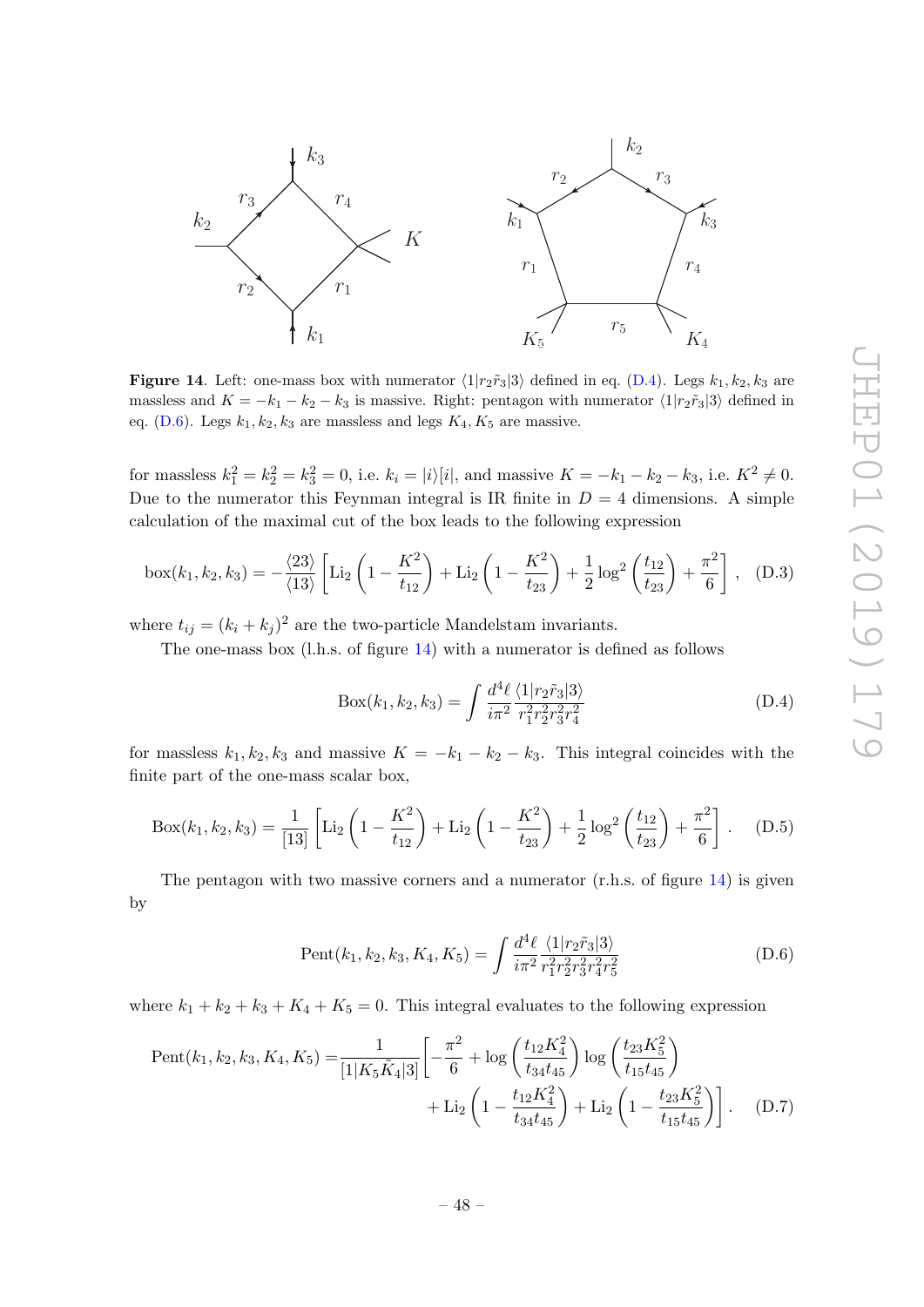**Figure 14**. Left: one-mass box with numerator $\langle 1|r_2\tilde{r}_3|3\rangle$ defined in eq. (D.4). Legs $k_1, k_2, k_3$ are massless and $K = -k_1 - k_2 - k_3$ is massive. Right: pentagon with numerator $\langle 1|r_2\tilde{r}_3|3\rangle$ defined in eq. (D.6). Legs $k_1, k_2, k_3$ are massless and legs $K_4, K_5$ are massive.

for massless $k_1^2 = k_2^2 = k_3^2 = 0$, i.e. $k_i = |i\rangle[i|$, and massive $K = -k_1 - k_2 - k_3$, i.e. $K^2 \neq 0$. Due to the numerator this Feynman integral is IR finite in $D = 4$ dimensions. A simple calculation of the maximal cut of the box leads to the following expression

$$\mathrm{box}(k_1,k_2,k_3) = -\frac{\langle 23\rangle}{\langle 13\rangle}\left[\mathrm{Li}_2\left(1-\frac{K^2}{t_{12}}\right)+\mathrm{Li}_2\left(1-\frac{K^2}{t_{23}}\right)+\frac{1}{2}\log^2\left(\frac{t_{12}}{t_{23}}\right)+\frac{\pi^2}{6}\right], \quad \text{(D.3)}$$

where $t_{ij} = (k_i + k_j)^2$ are the two-particle Mandelstam invariants.

The one-mass box (l.h.s. of figure 14) with a numerator is defined as follows

$$\mathrm{Box}(k_1,k_2,k_3) = \int \frac{d^4\ell}{i\pi^2}\frac{\langle 1|r_2\tilde{r}_3|3\rangle}{r_1^2r_2^2r_3^2r_4^2} \quad \text{(D.4)}$$

for massless $k_1, k_2, k_3$ and massive $K = -k_1 - k_2 - k_3$. This integral coincides with the finite part of the one-mass scalar box,

$$\mathrm{Box}(k_1,k_2,k_3) = \frac{1}{[13]}\left[\mathrm{Li}_2\left(1-\frac{K^2}{t_{12}}\right)+\mathrm{Li}_2\left(1-\frac{K^2}{t_{23}}\right)+\frac{1}{2}\log^2\left(\frac{t_{12}}{t_{23}}\right)+\frac{\pi^2}{6}\right]. \quad \text{(D.5)}$$

The pentagon with two massive corners and a numerator (r.h.s. of figure 14) is given by

$$\mathrm{Pent}(k_1,k_2,k_3,K_4,K_5) = \int \frac{d^4\ell}{i\pi^2}\frac{\langle 1|r_2\tilde{r}_3|3\rangle}{r_1^2r_2^2r_3^2r_4^2r_5^2} \quad \text{(D.6)}$$

where $k_1 + k_2 + k_3 + K_4 + K_5 = 0$. This integral evaluates to the following expression

$$\begin{aligned}\mathrm{Pent}(k_1,k_2,k_3,K_4,K_5) =& \frac{1}{[1|K_5\tilde{K}_4|3]}\left[-\frac{\pi^2}{6}+\log\left(\frac{t_{12}K_4^2}{t_{34}t_{45}}\right)\log\left(\frac{t_{23}K_5^2}{t_{15}t_{45}}\right)\right.\\ &\left.+\mathrm{Li}_2\left(1-\frac{t_{12}K_4^2}{t_{34}t_{45}}\right)+\mathrm{Li}_2\left(1-\frac{t_{23}K_5^2}{t_{15}t_{45}}\right)\right]. \quad \text{(D.7)}\end{aligned}$$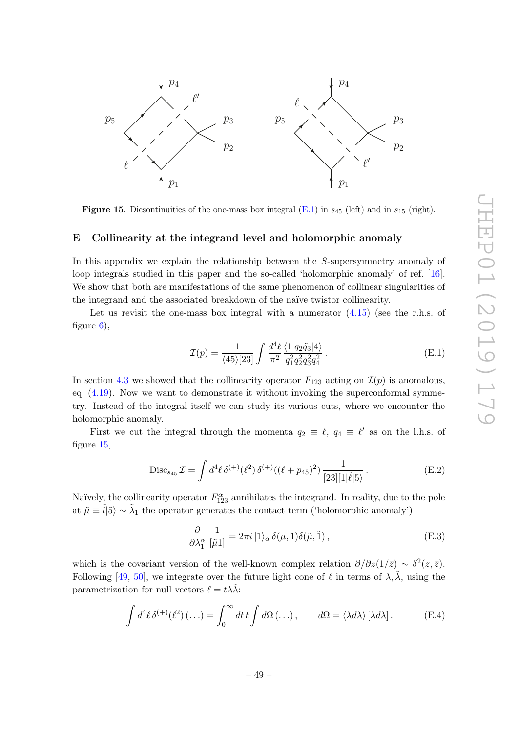**Figure 15**. Dicsontinuities of the one-mass box integral (E.1) in $s_{45}$ (left) and in $s_{15}$ (right).

## E Collinearity at the integrand level and holomorphic anomaly

In this appendix we explain the relationship between the $S$-supersymmetry anomaly of loop integrals studied in this paper and the so-called 'holomorphic anomaly' of ref. [16]. We show that both are manifestations of the same phenomenon of collinear singularities of the integrand and the associated breakdown of the naïve twistor collinearity.

Let us revisit the one-mass box integral with a numerator (4.15) (see the r.h.s. of figure 6),

$$\mathcal{I}(p) = \frac{1}{\langle 45\rangle[23]} \int \frac{d^4\ell}{\pi^2} \frac{\langle 1|q_2\tilde{q}_3|4\rangle}{q_1^2 q_2^2 q_3^2 q_4^2} \,. \tag{E.1}$$

In section 4.3 we showed that the collinearity operator $F_{123}$ acting on $\mathcal{I}(p)$ is anomalous, eq. (4.19). Now we want to demonstrate it without invoking the superconformal symmetry. Instead of the integral itself we can study its various cuts, where we encounter the holomorphic anomaly.

First we cut the integral through the momenta $q_2 \equiv \ell$, $q_4 \equiv \ell'$ as on the l.h.s. of figure 15,

$$\text{Disc}_{s_{45}} \mathcal{I} = \int d^4\ell \, \delta^{(+)}(\ell^2)\, \delta^{(+)}((\ell+p_{45})^2)\, \frac{1}{[23][1|\tilde{\ell}|5\rangle} \,. \tag{E.2}$$

Naïvely, the collinearity operator $F^{\alpha}_{123}$ annihilates the integrand. In reality, due to the pole at $\tilde{\mu} \equiv \tilde{l}|5\rangle \sim \tilde{\lambda}_1$ the operator generates the contact term ('holomorphic anomaly')

$$\frac{\partial}{\partial \lambda_1^{\alpha}} \frac{1}{[\tilde{\mu}1]} = 2\pi i\, |1\rangle_{\alpha}\, \delta(\mu, 1)\delta(\tilde{\mu}, \tilde{1}) \,, \tag{E.3}$$

which is the covariant version of the well-known complex relation $\partial/\partial z(1/\bar{z}) \sim \delta^2(z, \bar{z})$. Following [49, 50], we integrate over the future light cone of $\ell$ in terms of $\lambda, \tilde{\lambda}$, using the parametrization for null vectors $\ell = t\lambda\tilde{\lambda}$:

$$\int d^4\ell \, \delta^{(+)}(\ell^2)\, (\ldots) = \int_0^{\infty} dt\, t \int d\Omega\, (\ldots) \,, \qquad d\Omega = \langle \lambda d\lambda\rangle\, [\tilde{\lambda} d\tilde{\lambda}] \,. \tag{E.4}$$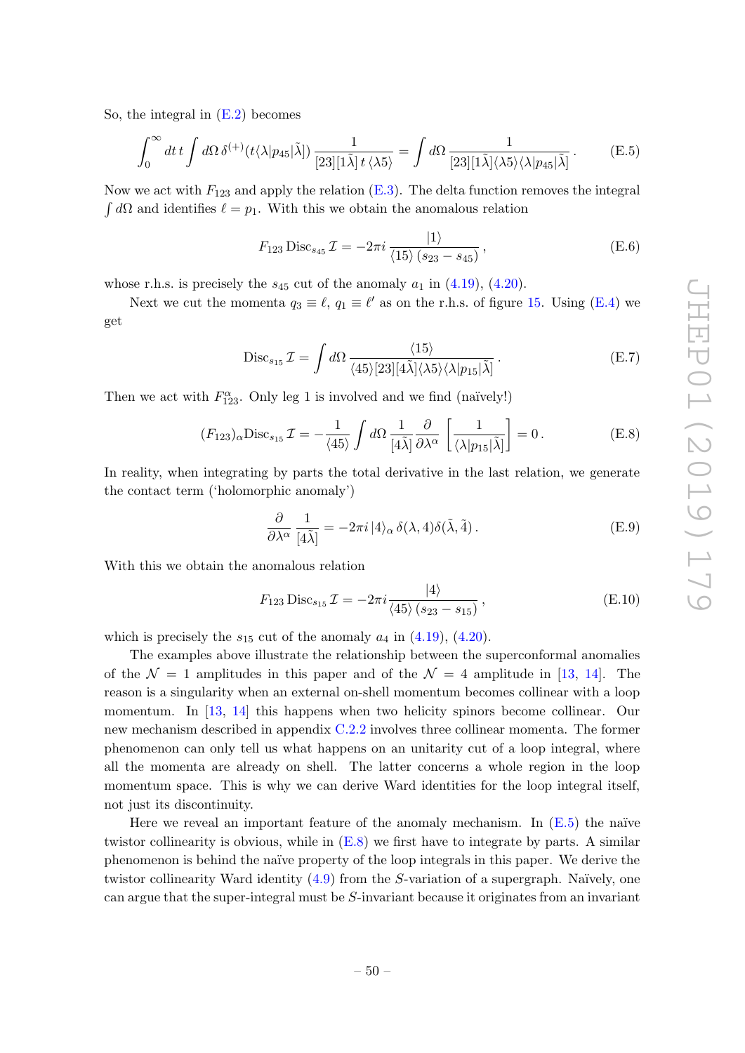So, the integral in (E.2) becomes

$$\int_0^\infty dt\, t \int d\Omega\, \delta^{(+)}(t\langle\lambda|p_{45}|\tilde{\lambda}])\, \frac{1}{[23][1\tilde{\lambda}]\, t\, \langle\lambda 5\rangle} = \int d\Omega\, \frac{1}{[23][1\tilde{\lambda}]\langle\lambda 5\rangle\langle\lambda|p_{45}|\tilde{\lambda}]}\,. \tag{E.5}$$

Now we act with $F_{123}$ and apply the relation (E.3). The delta function removes the integral $\int d\Omega$ and identifies $\ell = p_1$. With this we obtain the anomalous relation

$$F_{123}\, \mathrm{Disc}_{s_{45}}\, \mathcal{I} = -2\pi i\, \frac{|1\rangle}{\langle 15\rangle\, (s_{23} - s_{45})}\,, \tag{E.6}$$

whose r.h.s. is precisely the $s_{45}$ cut of the anomaly $a_1$ in (4.19), (4.20).

Next we cut the momenta $q_3 \equiv \ell$, $q_1 \equiv \ell'$ as on the r.h.s. of figure 15. Using (E.4) we get

$$\mathrm{Disc}_{s_{15}}\, \mathcal{I} = \int d\Omega\, \frac{\langle 15\rangle}{\langle 45\rangle[23][4\tilde{\lambda}]\langle\lambda 5\rangle\langle\lambda|p_{15}|\tilde{\lambda}]}\,. \tag{E.7}$$

Then we act with $F^\alpha_{123}$. Only leg 1 is involved and we find (naïvely!)

$$(F_{123})_\alpha \mathrm{Disc}_{s_{15}}\, \mathcal{I} = -\frac{1}{\langle 45\rangle} \int d\Omega\, \frac{1}{[4\tilde{\lambda}]}\frac{\partial}{\partial\lambda^\alpha}\left[\frac{1}{\langle\lambda|p_{15}|\tilde{\lambda}]}\right] = 0\,. \tag{E.8}$$

In reality, when integrating by parts the total derivative in the last relation, we generate the contact term ('holomorphic anomaly')

$$\frac{\partial}{\partial\lambda^\alpha}\, \frac{1}{[4\tilde{\lambda}]} = -2\pi i\, |4\rangle_\alpha\, \delta(\lambda, 4)\delta(\tilde{\lambda}, \tilde{4})\,. \tag{E.9}$$

With this we obtain the anomalous relation

$$F_{123}\, \mathrm{Disc}_{s_{15}}\, \mathcal{I} = -2\pi i \frac{|4\rangle}{\langle 45\rangle\, (s_{23} - s_{15})}\,, \tag{E.10}$$

which is precisely the $s_{15}$ cut of the anomaly $a_4$ in (4.19), (4.20).

The examples above illustrate the relationship between the superconformal anomalies of the $\mathcal{N} = 1$ amplitudes in this paper and of the $\mathcal{N} = 4$ amplitude in [13, 14]. The reason is a singularity when an external on-shell momentum becomes collinear with a loop momentum. In [13, 14] this happens when two helicity spinors become collinear. Our new mechanism described in appendix C.2.2 involves three collinear momenta. The former phenomenon can only tell us what happens on an unitarity cut of a loop integral, where all the momenta are already on shell. The latter concerns a whole region in the loop momentum space. This is why we can derive Ward identities for the loop integral itself, not just its discontinuity.

Here we reveal an important feature of the anomaly mechanism. In (E.5) the naïve twistor collinearity is obvious, while in (E.8) we first have to integrate by parts. A similar phenomenon is behind the naïve property of the loop integrals in this paper. We derive the twistor collinearity Ward identity (4.9) from the $S$-variation of a supergraph. Naïvely, one can argue that the super-integral must be $S$-invariant because it originates from an invariant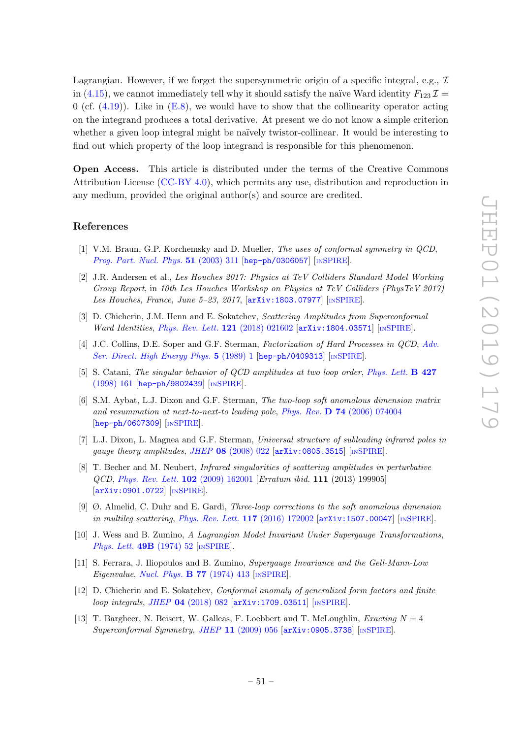Lagrangian. However, if we forget the supersymmetric origin of a specific integral, e.g., $\mathcal{I}$ in (4.15), we cannot immediately tell why it should satisfy the naïve Ward identity $F_{123}\,\mathcal{I} = 0$ (cf. (4.19)). Like in (E.8), we would have to show that the collinearity operator acting on the integrand produces a total derivative. At present we do not know a simple criterion whether a given loop integral might be naïvely twistor-collinear. It would be interesting to find out which property of the loop integrand is responsible for this phenomenon.

**Open Access.** This article is distributed under the terms of the Creative Commons Attribution License (CC-BY 4.0), which permits any use, distribution and reproduction in any medium, provided the original author(s) and source are credited.

## References

[1] V.M. Braun, G.P. Korchemsky and D. Mueller, *The uses of conformal symmetry in QCD*, *Prog. Part. Nucl. Phys.* **51** (2003) 311 [hep-ph/0306057] [INSPIRE].

[2] J.R. Andersen et al., *Les Houches 2017: Physics at TeV Colliders Standard Model Working Group Report*, in *10th Les Houches Workshop on Physics at TeV Colliders (PhysTeV 2017) Les Houches, France, June 5–23, 2017*, [arXiv:1803.07977] [INSPIRE].

[3] D. Chicherin, J.M. Henn and E. Sokatchev, *Scattering Amplitudes from Superconformal Ward Identities*, *Phys. Rev. Lett.* **121** (2018) 021602 [arXiv:1804.03571] [INSPIRE].

[4] J.C. Collins, D.E. Soper and G.F. Sterman, *Factorization of Hard Processes in QCD*, *Adv. Ser. Direct. High Energy Phys.* **5** (1989) 1 [hep-ph/0409313] [INSPIRE].

[5] S. Catani, *The singular behavior of QCD amplitudes at two loop order*, *Phys. Lett.* **B 427** (1998) 161 [hep-ph/9802439] [INSPIRE].

[6] S.M. Aybat, L.J. Dixon and G.F. Sterman, *The two-loop soft anomalous dimension matrix and resummation at next-to-next-to leading pole*, *Phys. Rev.* **D 74** (2006) 074004 [hep-ph/0607309] [INSPIRE].

[7] L.J. Dixon, L. Magnea and G.F. Sterman, *Universal structure of subleading infrared poles in gauge theory amplitudes*, *JHEP* **08** (2008) 022 [arXiv:0805.3515] [INSPIRE].

[8] T. Becher and M. Neubert, *Infrared singularities of scattering amplitudes in perturbative QCD*, *Phys. Rev. Lett.* **102** (2009) 162001 [*Erratum ibid.* **111** (2013) 199905] [arXiv:0901.0722] [INSPIRE].

[9] Ø. Almelid, C. Duhr and E. Gardi, *Three-loop corrections to the soft anomalous dimension in multileg scattering*, *Phys. Rev. Lett.* **117** (2016) 172002 [arXiv:1507.00047] [INSPIRE].

[10] J. Wess and B. Zumino, *A Lagrangian Model Invariant Under Supergauge Transformations*, *Phys. Lett.* **49B** (1974) 52 [INSPIRE].

[11] S. Ferrara, J. Iliopoulos and B. Zumino, *Supergauge Invariance and the Gell-Mann-Low Eigenvalue*, *Nucl. Phys.* **B 77** (1974) 413 [INSPIRE].

[12] D. Chicherin and E. Sokatchev, *Conformal anomaly of generalized form factors and finite loop integrals*, *JHEP* **04** (2018) 082 [arXiv:1709.03511] [INSPIRE].

[13] T. Bargheer, N. Beisert, W. Galleas, F. Loebbert and T. McLoughlin, *Exacting $N = 4$ Superconformal Symmetry*, *JHEP* **11** (2009) 056 [arXiv:0905.3738] [INSPIRE].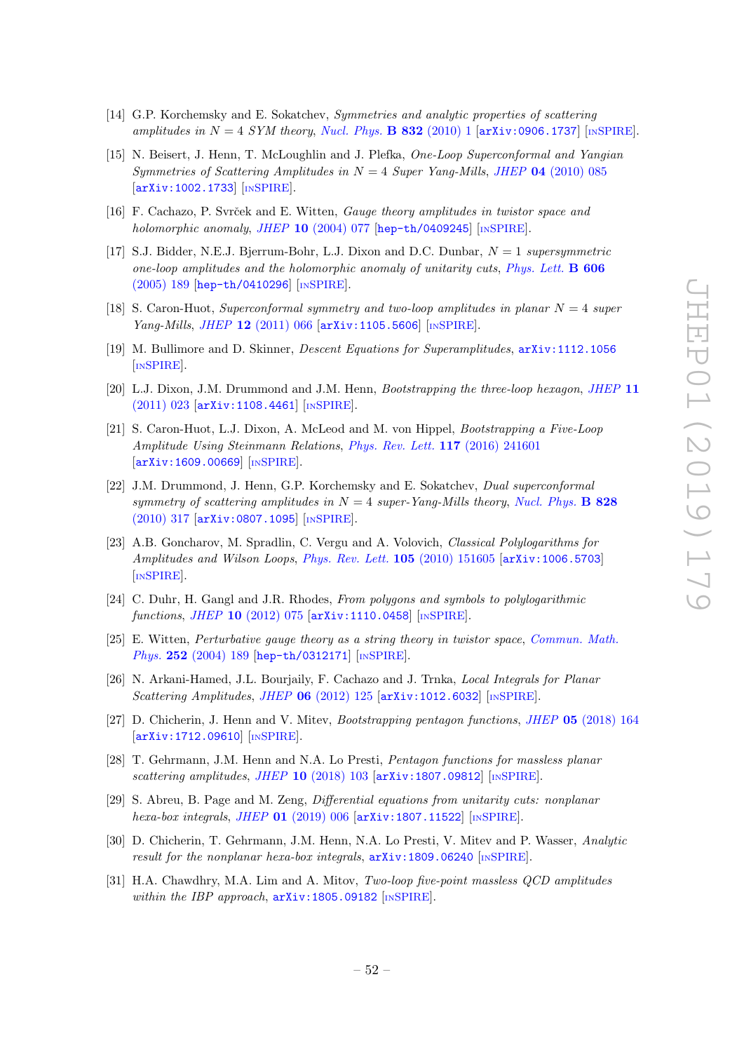[14] G.P. Korchemsky and E. Sokatchev, *Symmetries and analytic properties of scattering amplitudes in $N = 4$ SYM theory*, *Nucl. Phys.* **B 832** (2010) 1 [arXiv:0906.1737] [INSPIRE].

[15] N. Beisert, J. Henn, T. McLoughlin and J. Plefka, *One-Loop Superconformal and Yangian Symmetries of Scattering Amplitudes in $N = 4$ Super Yang-Mills*, *JHEP* **04** (2010) 085 [arXiv:1002.1733] [INSPIRE].

[16] F. Cachazo, P. Svrček and E. Witten, *Gauge theory amplitudes in twistor space and holomorphic anomaly*, *JHEP* **10** (2004) 077 [hep-th/0409245] [INSPIRE].

[17] S.J. Bidder, N.E.J. Bjerrum-Bohr, L.J. Dixon and D.C. Dunbar, *$N = 1$ supersymmetric one-loop amplitudes and the holomorphic anomaly of unitarity cuts*, *Phys. Lett.* **B 606** (2005) 189 [hep-th/0410296] [INSPIRE].

[18] S. Caron-Huot, *Superconformal symmetry and two-loop amplitudes in planar $N = 4$ super Yang-Mills*, *JHEP* **12** (2011) 066 [arXiv:1105.5606] [INSPIRE].

[19] M. Bullimore and D. Skinner, *Descent Equations for Superamplitudes*, arXiv:1112.1056 [INSPIRE].

[20] L.J. Dixon, J.M. Drummond and J.M. Henn, *Bootstrapping the three-loop hexagon*, *JHEP* **11** (2011) 023 [arXiv:1108.4461] [INSPIRE].

[21] S. Caron-Huot, L.J. Dixon, A. McLeod and M. von Hippel, *Bootstrapping a Five-Loop Amplitude Using Steinmann Relations*, *Phys. Rev. Lett.* **117** (2016) 241601 [arXiv:1609.00669] [INSPIRE].

[22] J.M. Drummond, J. Henn, G.P. Korchemsky and E. Sokatchev, *Dual superconformal symmetry of scattering amplitudes in $N = 4$ super-Yang-Mills theory*, *Nucl. Phys.* **B 828** (2010) 317 [arXiv:0807.1095] [INSPIRE].

[23] A.B. Goncharov, M. Spradlin, C. Vergu and A. Volovich, *Classical Polylogarithms for Amplitudes and Wilson Loops*, *Phys. Rev. Lett.* **105** (2010) 151605 [arXiv:1006.5703] [INSPIRE].

[24] C. Duhr, H. Gangl and J.R. Rhodes, *From polygons and symbols to polylogarithmic functions*, *JHEP* **10** (2012) 075 [arXiv:1110.0458] [INSPIRE].

[25] E. Witten, *Perturbative gauge theory as a string theory in twistor space*, *Commun. Math. Phys.* **252** (2004) 189 [hep-th/0312171] [INSPIRE].

[26] N. Arkani-Hamed, J.L. Bourjaily, F. Cachazo and J. Trnka, *Local Integrals for Planar Scattering Amplitudes*, *JHEP* **06** (2012) 125 [arXiv:1012.6032] [INSPIRE].

[27] D. Chicherin, J. Henn and V. Mitev, *Bootstrapping pentagon functions*, *JHEP* **05** (2018) 164 [arXiv:1712.09610] [INSPIRE].

[28] T. Gehrmann, J.M. Henn and N.A. Lo Presti, *Pentagon functions for massless planar scattering amplitudes*, *JHEP* **10** (2018) 103 [arXiv:1807.09812] [INSPIRE].

[29] S. Abreu, B. Page and M. Zeng, *Differential equations from unitarity cuts: nonplanar hexa-box integrals*, *JHEP* **01** (2019) 006 [arXiv:1807.11522] [INSPIRE].

[30] D. Chicherin, T. Gehrmann, J.M. Henn, N.A. Lo Presti, V. Mitev and P. Wasser, *Analytic result for the nonplanar hexa-box integrals*, arXiv:1809.06240 [INSPIRE].

[31] H.A. Chawdhry, M.A. Lim and A. Mitov, *Two-loop five-point massless QCD amplitudes within the IBP approach*, arXiv:1805.09182 [INSPIRE].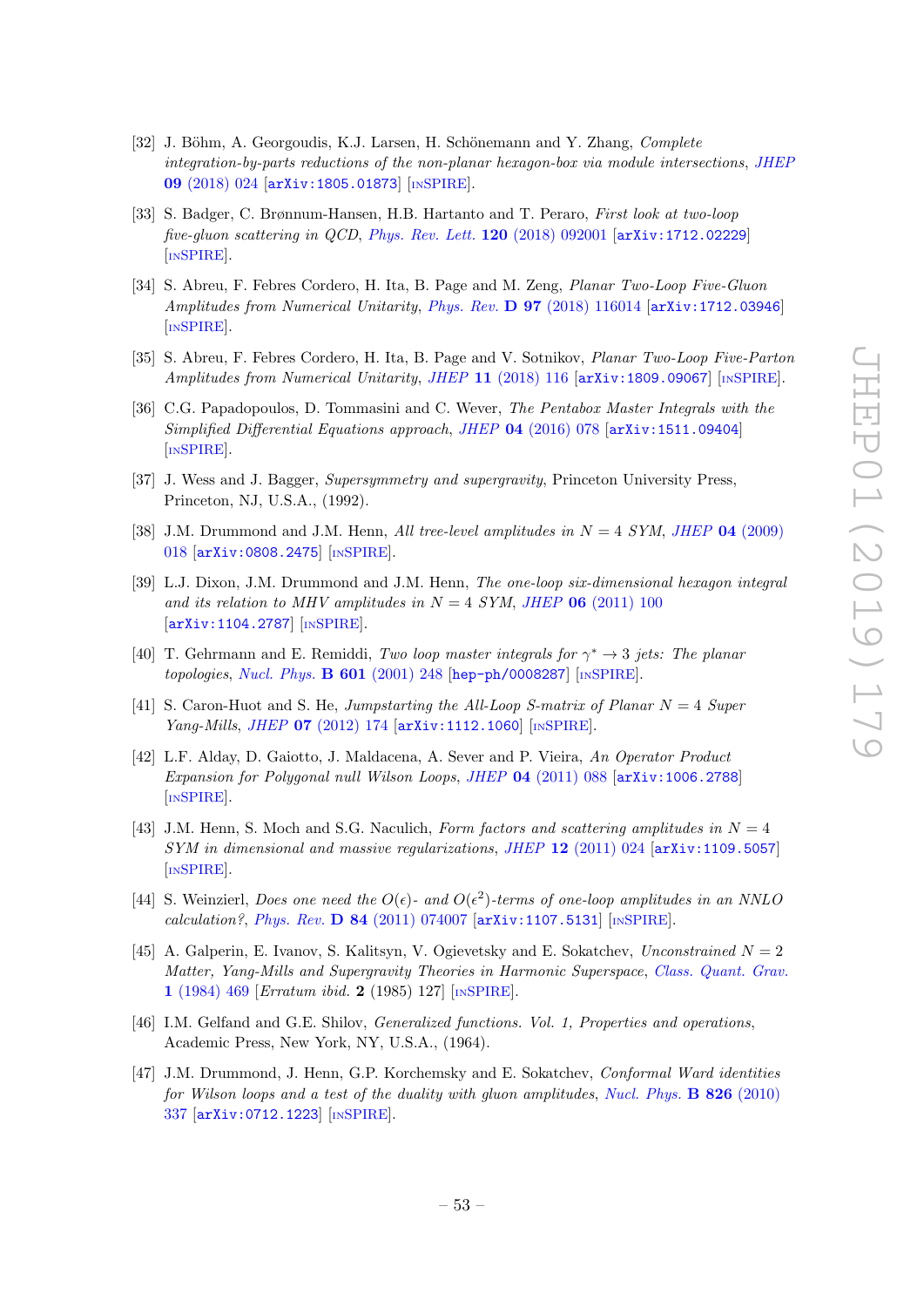[32] J. Böhm, A. Georgoudis, K.J. Larsen, H. Schönemann and Y. Zhang, *Complete integration-by-parts reductions of the non-planar hexagon-box via module intersections*, JHEP **09** (2018) 024 [arXiv:1805.01873] [INSPIRE].

[33] S. Badger, C. Brønnum-Hansen, H.B. Hartanto and T. Peraro, *First look at two-loop five-gluon scattering in QCD*, Phys. Rev. Lett. **120** (2018) 092001 [arXiv:1712.02229] [INSPIRE].

[34] S. Abreu, F. Febres Cordero, H. Ita, B. Page and M. Zeng, *Planar Two-Loop Five-Gluon Amplitudes from Numerical Unitarity*, Phys. Rev. **D 97** (2018) 116014 [arXiv:1712.03946] [INSPIRE].

[35] S. Abreu, F. Febres Cordero, H. Ita, B. Page and V. Sotnikov, *Planar Two-Loop Five-Parton Amplitudes from Numerical Unitarity*, JHEP **11** (2018) 116 [arXiv:1809.09067] [INSPIRE].

[36] C.G. Papadopoulos, D. Tommasini and C. Wever, *The Pentabox Master Integrals with the Simplified Differential Equations approach*, JHEP **04** (2016) 078 [arXiv:1511.09404] [INSPIRE].

[37] J. Wess and J. Bagger, *Supersymmetry and supergravity*, Princeton University Press, Princeton, NJ, U.S.A., (1992).

[38] J.M. Drummond and J.M. Henn, *All tree-level amplitudes in $N = 4$ SYM*, JHEP **04** (2009) 018 [arXiv:0808.2475] [INSPIRE].

[39] L.J. Dixon, J.M. Drummond and J.M. Henn, *The one-loop six-dimensional hexagon integral and its relation to MHV amplitudes in $N = 4$ SYM*, JHEP **06** (2011) 100 [arXiv:1104.2787] [INSPIRE].

[40] T. Gehrmann and E. Remiddi, *Two loop master integrals for $\gamma^* \to 3$ jets: The planar topologies*, Nucl. Phys. **B 601** (2001) 248 [hep-ph/0008287] [INSPIRE].

[41] S. Caron-Huot and S. He, *Jumpstarting the All-Loop S-matrix of Planar $N = 4$ Super Yang-Mills*, JHEP **07** (2012) 174 [arXiv:1112.1060] [INSPIRE].

[42] L.F. Alday, D. Gaiotto, J. Maldacena, A. Sever and P. Vieira, *An Operator Product Expansion for Polygonal null Wilson Loops*, JHEP **04** (2011) 088 [arXiv:1006.2788] [INSPIRE].

[43] J.M. Henn, S. Moch and S.G. Naculich, *Form factors and scattering amplitudes in $N = 4$ SYM in dimensional and massive regularizations*, JHEP **12** (2011) 024 [arXiv:1109.5057] [INSPIRE].

[44] S. Weinzierl, *Does one need the $O(\epsilon)$- and $O(\epsilon^2)$-terms of one-loop amplitudes in an NNLO calculation?*, Phys. Rev. **D 84** (2011) 074007 [arXiv:1107.5131] [INSPIRE].

[45] A. Galperin, E. Ivanov, S. Kalitsyn, V. Ogievetsky and E. Sokatchev, *Unconstrained $N = 2$ Matter, Yang-Mills and Supergravity Theories in Harmonic Superspace*, Class. Quant. Grav. **1** (1984) 469 [*Erratum ibid.* **2** (1985) 127] [INSPIRE].

[46] I.M. Gelfand and G.E. Shilov, *Generalized functions. Vol. 1, Properties and operations*, Academic Press, New York, NY, U.S.A., (1964).

[47] J.M. Drummond, J. Henn, G.P. Korchemsky and E. Sokatchev, *Conformal Ward identities for Wilson loops and a test of the duality with gluon amplitudes*, Nucl. Phys. **B 826** (2010) 337 [arXiv:0712.1223] [INSPIRE].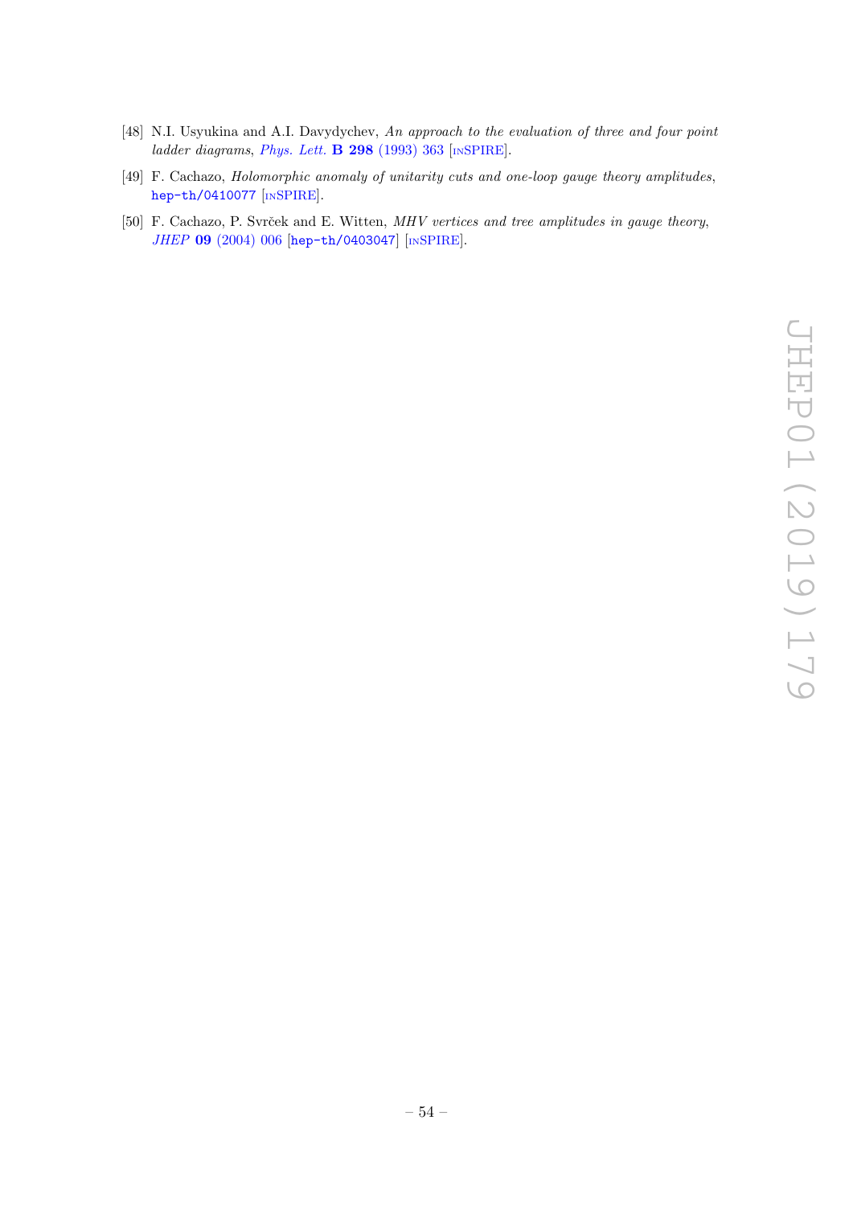[48] N.I. Usyukina and A.I. Davydychev, *An approach to the evaluation of three and four point ladder diagrams*, *Phys. Lett.* **B 298** (1993) 363 [inSPIRE].

[49] F. Cachazo, *Holomorphic anomaly of unitarity cuts and one-loop gauge theory amplitudes*, hep-th/0410077 [inSPIRE].

[50] F. Cachazo, P. Svrček and E. Witten, *MHV vertices and tree amplitudes in gauge theory*, *JHEP* **09** (2004) 006 [hep-th/0403047] [inSPIRE].